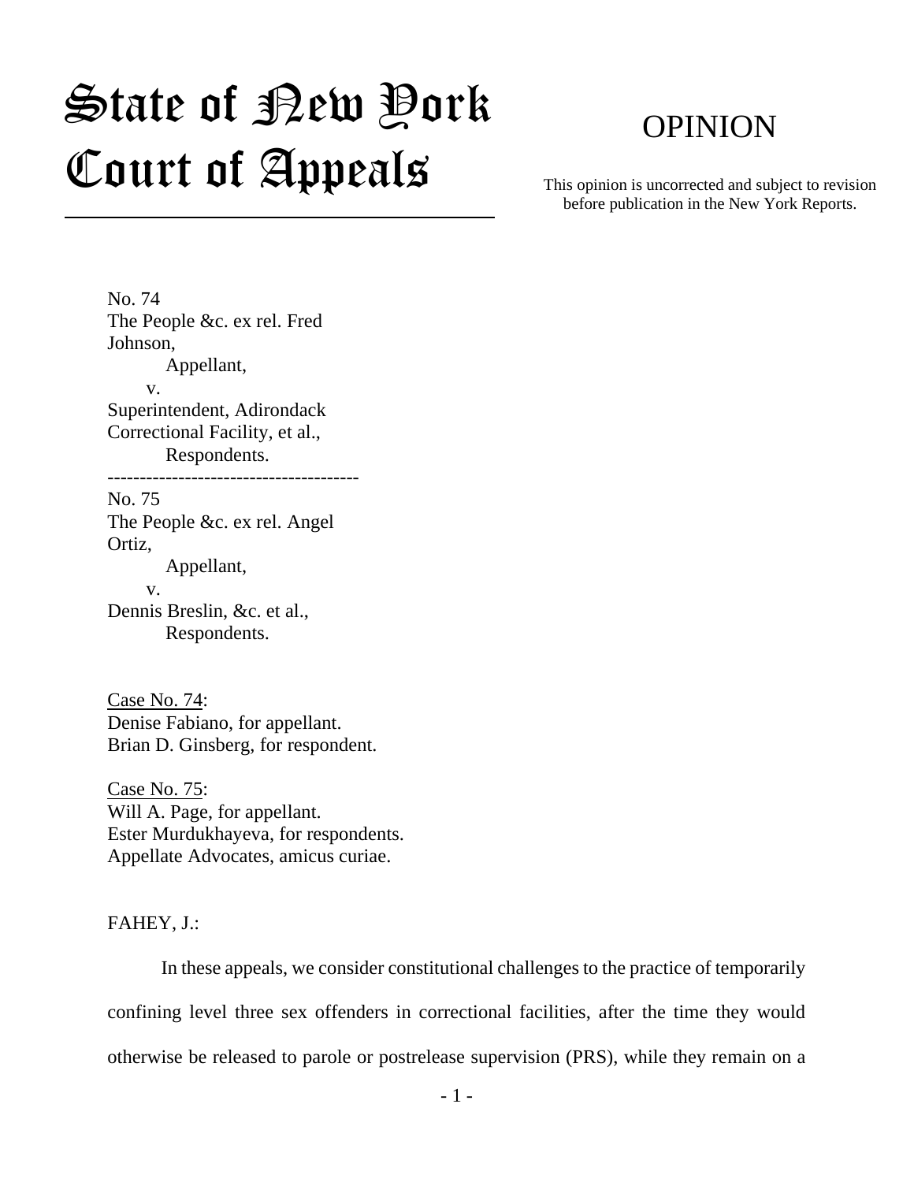# State of New York Court of Appeals

## OPINION

This opinion is uncorrected and subject to revision before publication in the New York Reports.

No. 74
The People &c. ex rel. Fred Johnson,
Appellant,
v.
Superintendent, Adirondack Correctional Facility, et al.,
Respondents.

---

No. 75
The People &c. ex rel. Angel Ortiz,
Appellant,
v.
Dennis Breslin, &c. et al.,
Respondents.

Case No. 74:
Denise Fabiano, for appellant.
Brian D. Ginsberg, for respondent.

Case No. 75:
Will A. Page, for appellant.
Ester Murdukhayeva, for respondents.
Appellate Advocates, amicus curiae.

FAHEY, J.:

In these appeals, we consider constitutional challenges to the practice of temporarily confining level three sex offenders in correctional facilities, after the time they would otherwise be released to parole or postrelease supervision (PRS), while they remain on a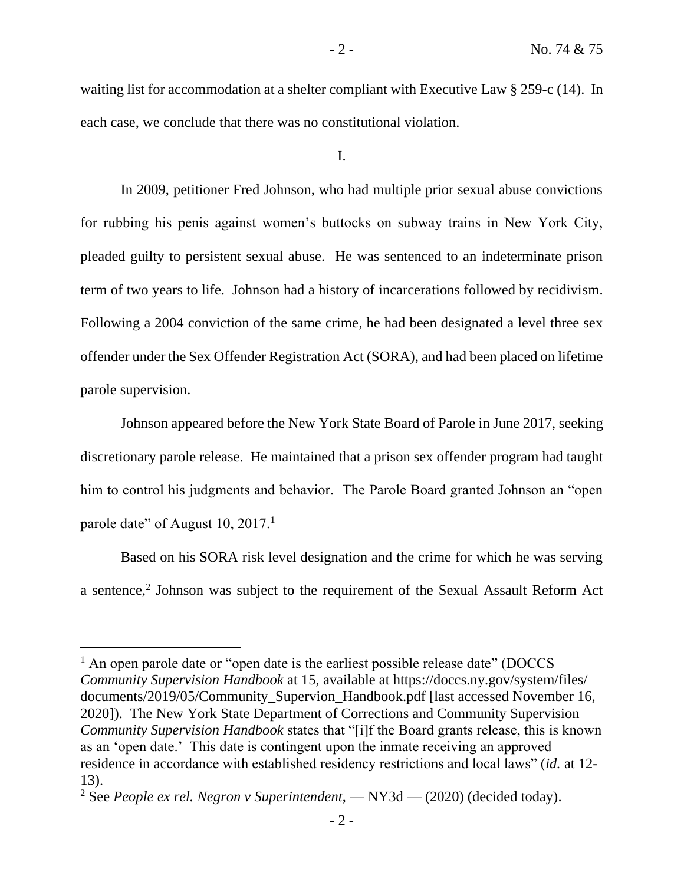waiting list for accommodation at a shelter compliant with Executive Law § 259-c (14). In each case, we conclude that there was no constitutional violation.

I.

In 2009, petitioner Fred Johnson, who had multiple prior sexual abuse convictions for rubbing his penis against women's buttocks on subway trains in New York City, pleaded guilty to persistent sexual abuse. He was sentenced to an indeterminate prison term of two years to life. Johnson had a history of incarcerations followed by recidivism. Following a 2004 conviction of the same crime, he had been designated a level three sex offender under the Sex Offender Registration Act (SORA), and had been placed on lifetime parole supervision.

Johnson appeared before the New York State Board of Parole in June 2017, seeking discretionary parole release. He maintained that a prison sex offender program had taught him to control his judgments and behavior. The Parole Board granted Johnson an "open parole date" of August 10, 2017.[1]

Based on his SORA risk level designation and the crime for which he was serving a sentence,[2] Johnson was subject to the requirement of the Sexual Assault Reform Act

---

[1] An open parole date or "open date is the earliest possible release date" (DOCCS *Community Supervision Handbook* at 15, available at https://doccs.ny.gov/system/files/documents/2019/05/Community_Supervion_Handbook.pdf [last accessed November 16, 2020]). The New York State Department of Corrections and Community Supervision *Community Supervision Handbook* states that "[i]f the Board grants release, this is known as an 'open date.' This date is contingent upon the inmate receiving an approved residence in accordance with established residency restrictions and local laws" (*id.* at 12-13).

[2] See *People ex rel. Negron v Superintendent*, — NY3d — (2020) (decided today).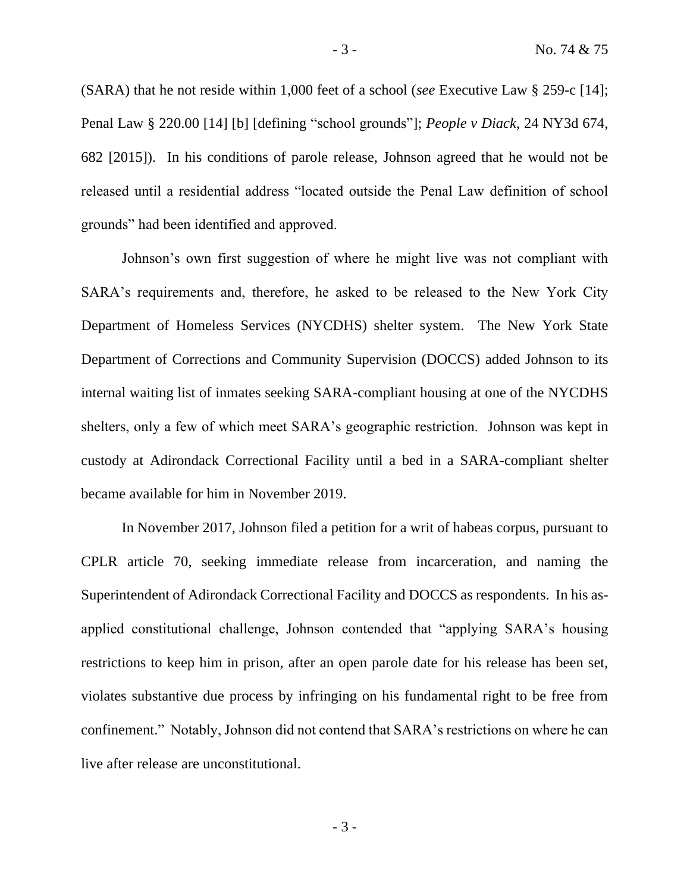(SARA) that he not reside within 1,000 feet of a school (*see* Executive Law § 259-c [14]; Penal Law § 220.00 [14] [b] [defining "school grounds"]; *People v Diack*, 24 NY3d 674, 682 [2015]). In his conditions of parole release, Johnson agreed that he would not be released until a residential address "located outside the Penal Law definition of school grounds" had been identified and approved.

Johnson's own first suggestion of where he might live was not compliant with SARA's requirements and, therefore, he asked to be released to the New York City Department of Homeless Services (NYCDHS) shelter system. The New York State Department of Corrections and Community Supervision (DOCCS) added Johnson to its internal waiting list of inmates seeking SARA-compliant housing at one of the NYCDHS shelters, only a few of which meet SARA's geographic restriction. Johnson was kept in custody at Adirondack Correctional Facility until a bed in a SARA-compliant shelter became available for him in November 2019.

In November 2017, Johnson filed a petition for a writ of habeas corpus, pursuant to CPLR article 70, seeking immediate release from incarceration, and naming the Superintendent of Adirondack Correctional Facility and DOCCS as respondents. In his as-applied constitutional challenge, Johnson contended that "applying SARA's housing restrictions to keep him in prison, after an open parole date for his release has been set, violates substantive due process by infringing on his fundamental right to be free from confinement." Notably, Johnson did not contend that SARA's restrictions on where he can live after release are unconstitutional.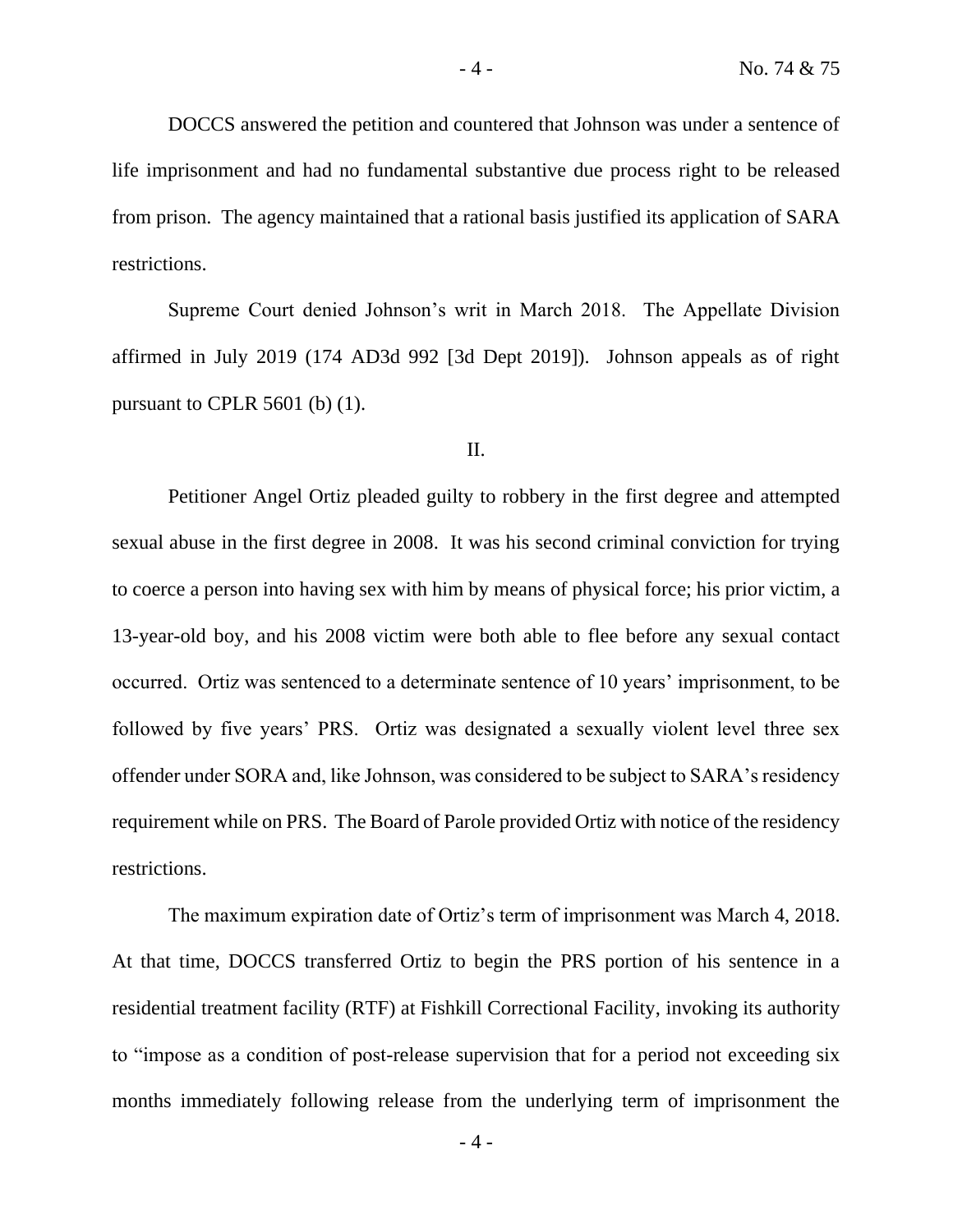DOCCS answered the petition and countered that Johnson was under a sentence of life imprisonment and had no fundamental substantive due process right to be released from prison. The agency maintained that a rational basis justified its application of SARA restrictions.

Supreme Court denied Johnson's writ in March 2018. The Appellate Division affirmed in July 2019 (174 AD3d 992 [3d Dept 2019]). Johnson appeals as of right pursuant to CPLR 5601 (b) (1).

II.

Petitioner Angel Ortiz pleaded guilty to robbery in the first degree and attempted sexual abuse in the first degree in 2008. It was his second criminal conviction for trying to coerce a person into having sex with him by means of physical force; his prior victim, a 13-year-old boy, and his 2008 victim were both able to flee before any sexual contact occurred. Ortiz was sentenced to a determinate sentence of 10 years' imprisonment, to be followed by five years' PRS. Ortiz was designated a sexually violent level three sex offender under SORA and, like Johnson, was considered to be subject to SARA's residency requirement while on PRS. The Board of Parole provided Ortiz with notice of the residency restrictions.

The maximum expiration date of Ortiz's term of imprisonment was March 4, 2018. At that time, DOCCS transferred Ortiz to begin the PRS portion of his sentence in a residential treatment facility (RTF) at Fishkill Correctional Facility, invoking its authority to "impose as a condition of post-release supervision that for a period not exceeding six months immediately following release from the underlying term of imprisonment the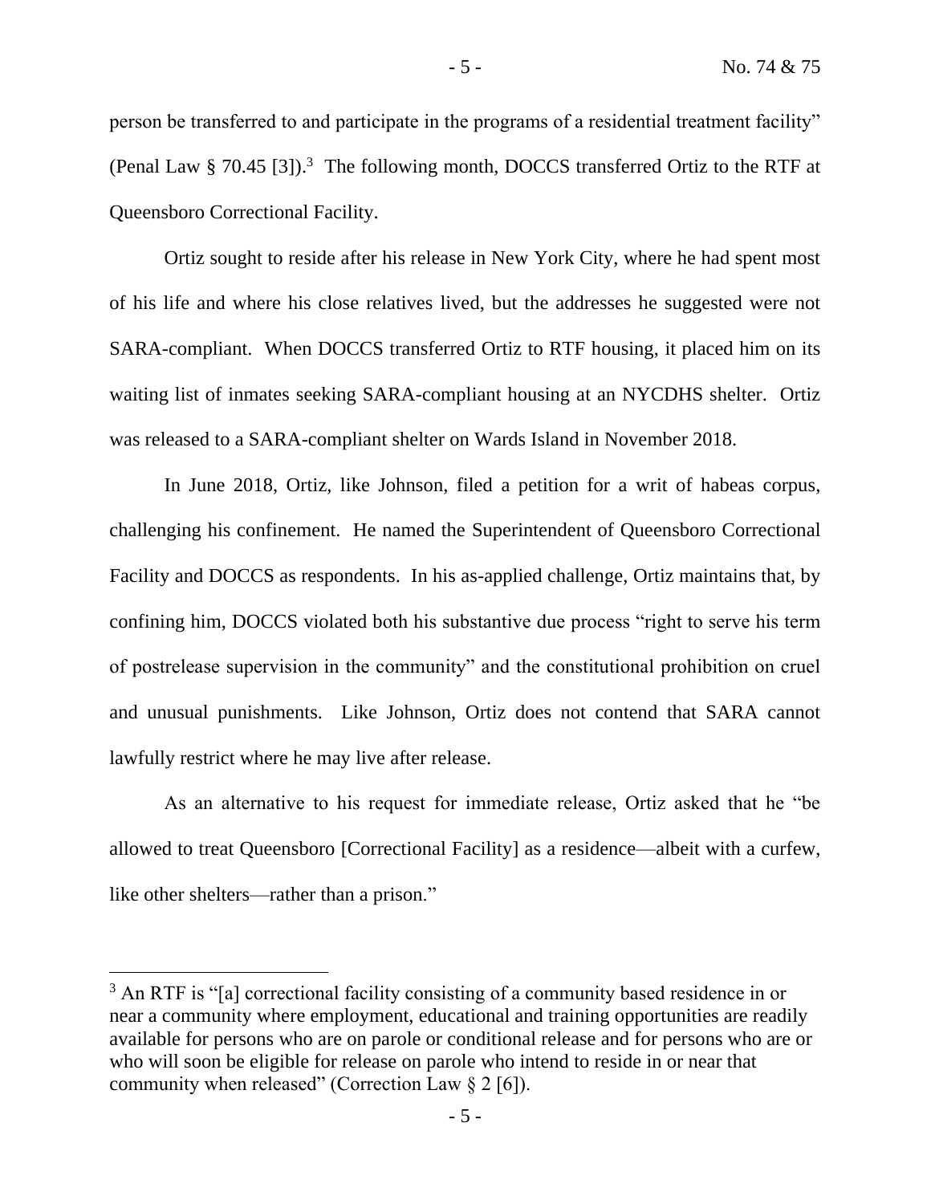person be transferred to and participate in the programs of a residential treatment facility" (Penal Law § 70.45 [3]).[3] The following month, DOCCS transferred Ortiz to the RTF at Queensboro Correctional Facility.

Ortiz sought to reside after his release in New York City, where he had spent most of his life and where his close relatives lived, but the addresses he suggested were not SARA-compliant. When DOCCS transferred Ortiz to RTF housing, it placed him on its waiting list of inmates seeking SARA-compliant housing at an NYCDHS shelter. Ortiz was released to a SARA-compliant shelter on Wards Island in November 2018.

In June 2018, Ortiz, like Johnson, filed a petition for a writ of habeas corpus, challenging his confinement. He named the Superintendent of Queensboro Correctional Facility and DOCCS as respondents. In his as-applied challenge, Ortiz maintains that, by confining him, DOCCS violated both his substantive due process "right to serve his term of postrelease supervision in the community" and the constitutional prohibition on cruel and unusual punishments. Like Johnson, Ortiz does not contend that SARA cannot lawfully restrict where he may live after release.

As an alternative to his request for immediate release, Ortiz asked that he "be allowed to treat Queensboro [Correctional Facility] as a residence—albeit with a curfew, like other shelters—rather than a prison."

---

[3] An RTF is "[a] correctional facility consisting of a community based residence in or near a community where employment, educational and training opportunities are readily available for persons who are on parole or conditional release and for persons who are or who will soon be eligible for release on parole who intend to reside in or near that community when released" (Correction Law § 2 [6]).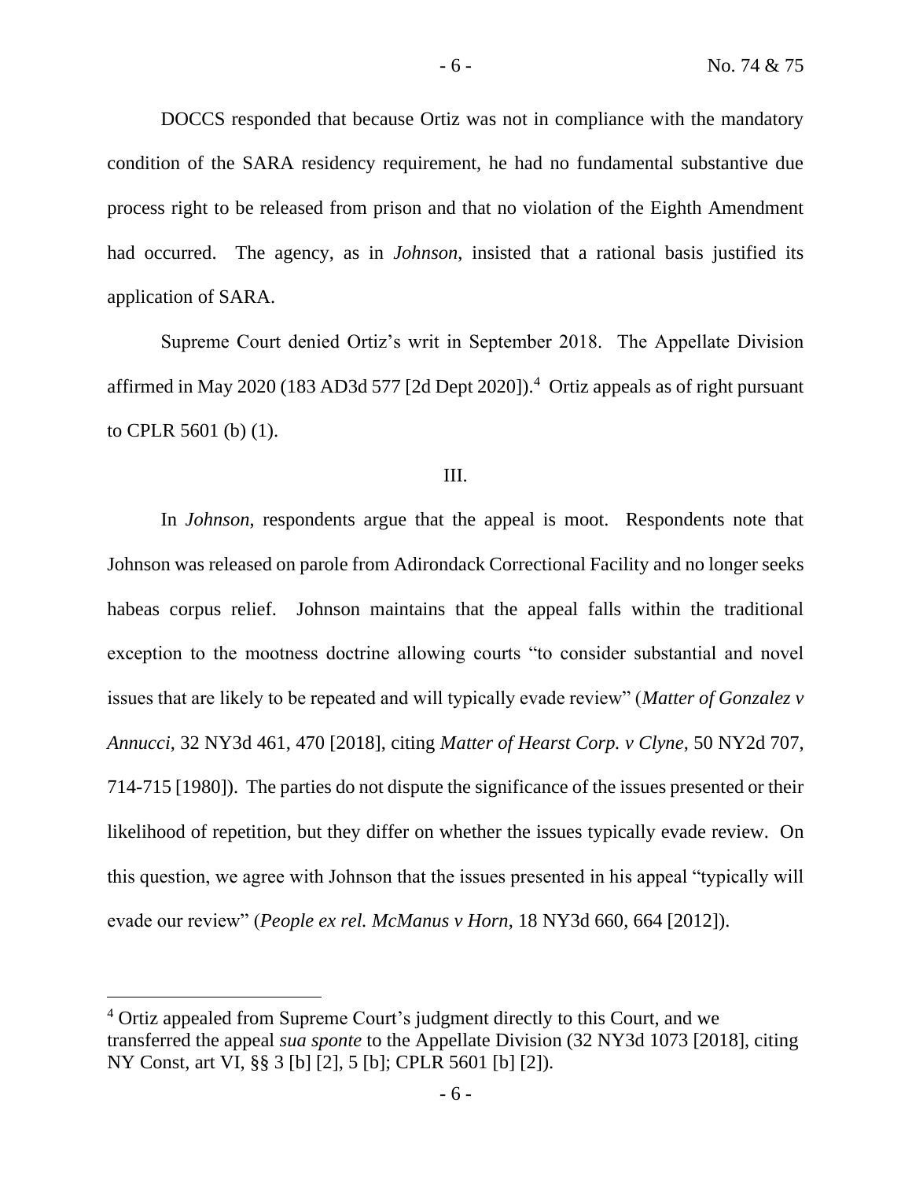DOCCS responded that because Ortiz was not in compliance with the mandatory condition of the SARA residency requirement, he had no fundamental substantive due process right to be released from prison and that no violation of the Eighth Amendment had occurred. The agency, as in *Johnson*, insisted that a rational basis justified its application of SARA.

Supreme Court denied Ortiz's writ in September 2018. The Appellate Division affirmed in May 2020 (183 AD3d 577 [2d Dept 2020]).[4] Ortiz appeals as of right pursuant to CPLR 5601 (b) (1).

III.

In *Johnson*, respondents argue that the appeal is moot. Respondents note that Johnson was released on parole from Adirondack Correctional Facility and no longer seeks habeas corpus relief. Johnson maintains that the appeal falls within the traditional exception to the mootness doctrine allowing courts "to consider substantial and novel issues that are likely to be repeated and will typically evade review" (*Matter of Gonzalez v Annucci*, 32 NY3d 461, 470 [2018], citing *Matter of Hearst Corp. v Clyne*, 50 NY2d 707, 714-715 [1980]). The parties do not dispute the significance of the issues presented or their likelihood of repetition, but they differ on whether the issues typically evade review. On this question, we agree with Johnson that the issues presented in his appeal "typically will evade our review" (*People ex rel. McManus v Horn*, 18 NY3d 660, 664 [2012]).

---

[4] Ortiz appealed from Supreme Court's judgment directly to this Court, and we transferred the appeal *sua sponte* to the Appellate Division (32 NY3d 1073 [2018], citing NY Const, art VI, §§ 3 [b] [2], 5 [b]; CPLR 5601 [b] [2]).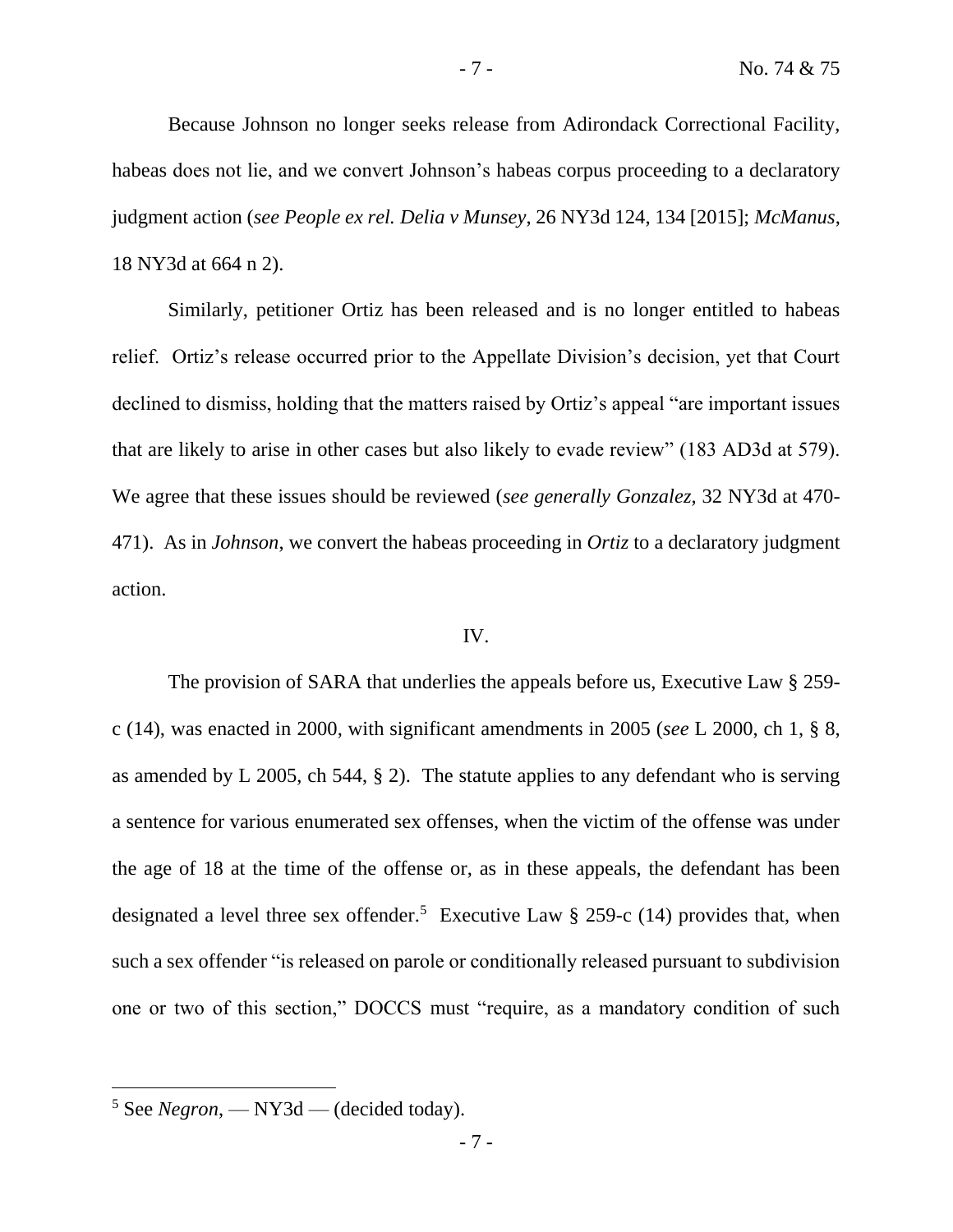Because Johnson no longer seeks release from Adirondack Correctional Facility, habeas does not lie, and we convert Johnson's habeas corpus proceeding to a declaratory judgment action (*see People ex rel. Delia v Munsey*, 26 NY3d 124, 134 [2015]; *McManus*, 18 NY3d at 664 n 2).

Similarly, petitioner Ortiz has been released and is no longer entitled to habeas relief. Ortiz's release occurred prior to the Appellate Division's decision, yet that Court declined to dismiss, holding that the matters raised by Ortiz's appeal "are important issues that are likely to arise in other cases but also likely to evade review" (183 AD3d at 579). We agree that these issues should be reviewed (*see generally Gonzalez*, 32 NY3d at 470-471). As in *Johnson*, we convert the habeas proceeding in *Ortiz* to a declaratory judgment action.

## IV.

The provision of SARA that underlies the appeals before us, Executive Law § 259-c (14), was enacted in 2000, with significant amendments in 2005 (*see* L 2000, ch 1, § 8, as amended by L 2005, ch 544, § 2). The statute applies to any defendant who is serving a sentence for various enumerated sex offenses, when the victim of the offense was under the age of 18 at the time of the offense or, as in these appeals, the defendant has been designated a level three sex offender.[5] Executive Law § 259-c (14) provides that, when such a sex offender "is released on parole or conditionally released pursuant to subdivision one or two of this section," DOCCS must "require, as a mandatory condition of such

---

[5] See *Negron*, — NY3d — (decided today).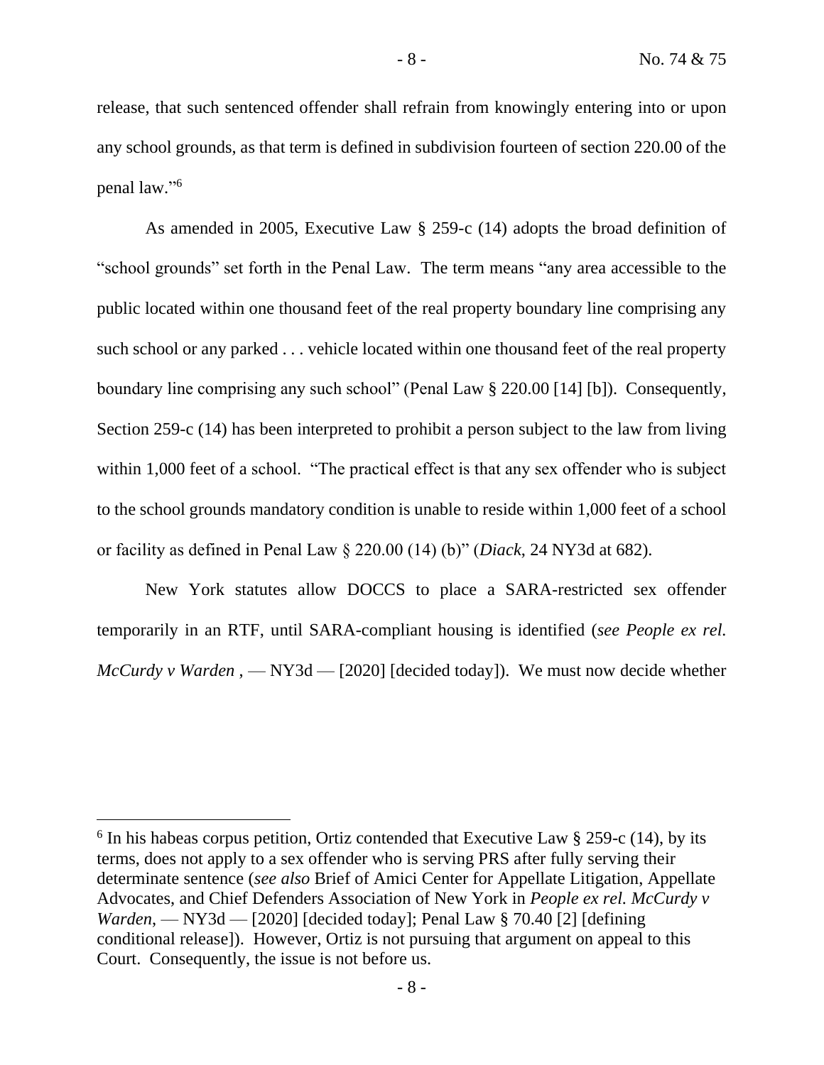release, that such sentenced offender shall refrain from knowingly entering into or upon any school grounds, as that term is defined in subdivision fourteen of section 220.00 of the penal law."[6]

As amended in 2005, Executive Law § 259-c (14) adopts the broad definition of "school grounds" set forth in the Penal Law. The term means "any area accessible to the public located within one thousand feet of the real property boundary line comprising any such school or any parked . . . vehicle located within one thousand feet of the real property boundary line comprising any such school" (Penal Law § 220.00 [14] [b]). Consequently, Section 259-c (14) has been interpreted to prohibit a person subject to the law from living within 1,000 feet of a school. "The practical effect is that any sex offender who is subject to the school grounds mandatory condition is unable to reside within 1,000 feet of a school or facility as defined in Penal Law § 220.00 (14) (b)" (*Diack*, 24 NY3d at 682).

New York statutes allow DOCCS to place a SARA-restricted sex offender temporarily in an RTF, until SARA-compliant housing is identified (*see People ex rel. McCurdy v Warden* , — NY3d — [2020] [decided today]). We must now decide whether

---

[6] In his habeas corpus petition, Ortiz contended that Executive Law § 259-c (14), by its terms, does not apply to a sex offender who is serving PRS after fully serving their determinate sentence (*see also* Brief of Amici Center for Appellate Litigation, Appellate Advocates, and Chief Defenders Association of New York in *People ex rel. McCurdy v Warden*, — NY3d — [2020] [decided today]; Penal Law § 70.40 [2] [defining conditional release]). However, Ortiz is not pursuing that argument on appeal to this Court. Consequently, the issue is not before us.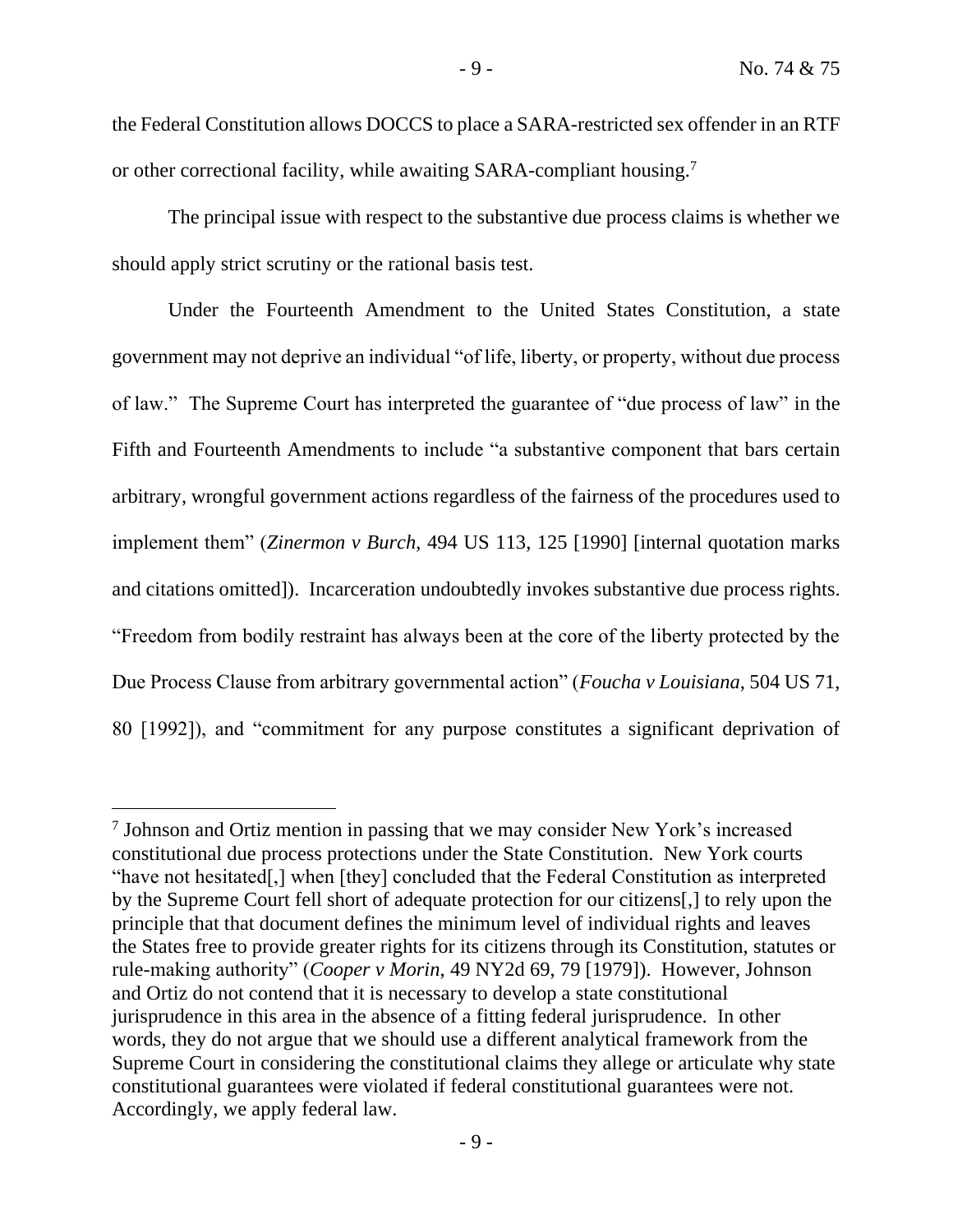the Federal Constitution allows DOCCS to place a SARA-restricted sex offender in an RTF or other correctional facility, while awaiting SARA-compliant housing.[7]

The principal issue with respect to the substantive due process claims is whether we should apply strict scrutiny or the rational basis test.

Under the Fourteenth Amendment to the United States Constitution, a state government may not deprive an individual "of life, liberty, or property, without due process of law." The Supreme Court has interpreted the guarantee of "due process of law" in the Fifth and Fourteenth Amendments to include "a substantive component that bars certain arbitrary, wrongful government actions regardless of the fairness of the procedures used to implement them" (*Zinermon v Burch*, 494 US 113, 125 [1990] [internal quotation marks and citations omitted]). Incarceration undoubtedly invokes substantive due process rights. "Freedom from bodily restraint has always been at the core of the liberty protected by the Due Process Clause from arbitrary governmental action" (*Foucha v Louisiana*, 504 US 71, 80 [1992]), and "commitment for any purpose constitutes a significant deprivation of

---

[7] Johnson and Ortiz mention in passing that we may consider New York's increased constitutional due process protections under the State Constitution. New York courts "have not hesitated[,] when [they] concluded that the Federal Constitution as interpreted by the Supreme Court fell short of adequate protection for our citizens[,] to rely upon the principle that that document defines the minimum level of individual rights and leaves the States free to provide greater rights for its citizens through its Constitution, statutes or rule-making authority" (*Cooper v Morin*, 49 NY2d 69, 79 [1979]). However, Johnson and Ortiz do not contend that it is necessary to develop a state constitutional jurisprudence in this area in the absence of a fitting federal jurisprudence. In other words, they do not argue that we should use a different analytical framework from the Supreme Court in considering the constitutional claims they allege or articulate why state constitutional guarantees were violated if federal constitutional guarantees were not. Accordingly, we apply federal law.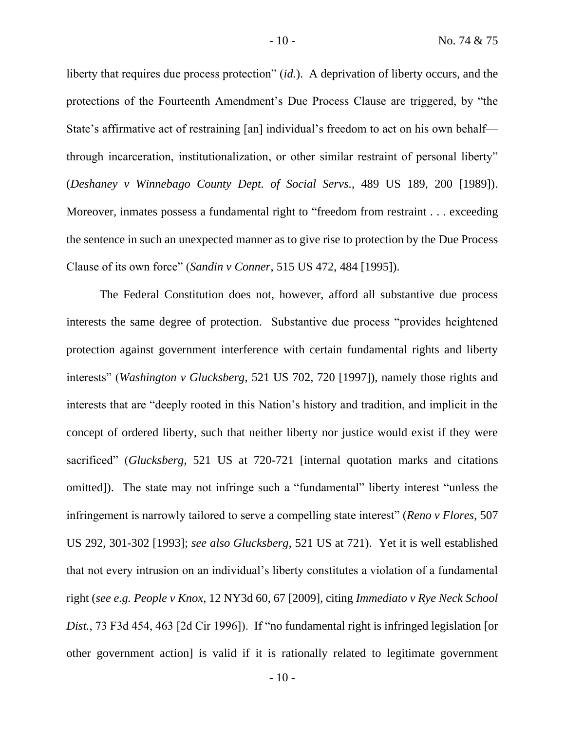liberty that requires due process protection" (*id.*). A deprivation of liberty occurs, and the protections of the Fourteenth Amendment's Due Process Clause are triggered, by "the State's affirmative act of restraining [an] individual's freedom to act on his own behalf—through incarceration, institutionalization, or other similar restraint of personal liberty" (*Deshaney v Winnebago County Dept. of Social Servs.*, 489 US 189, 200 [1989]). Moreover, inmates possess a fundamental right to "freedom from restraint . . . exceeding the sentence in such an unexpected manner as to give rise to protection by the Due Process Clause of its own force" (*Sandin v Conner*, 515 US 472, 484 [1995]).

The Federal Constitution does not, however, afford all substantive due process interests the same degree of protection. Substantive due process "provides heightened protection against government interference with certain fundamental rights and liberty interests" (*Washington v Glucksberg*, 521 US 702, 720 [1997]), namely those rights and interests that are "deeply rooted in this Nation's history and tradition, and implicit in the concept of ordered liberty, such that neither liberty nor justice would exist if they were sacrificed" (*Glucksberg*, 521 US at 720-721 [internal quotation marks and citations omitted]). The state may not infringe such a "fundamental" liberty interest "unless the infringement is narrowly tailored to serve a compelling state interest" (*Reno v Flores*, 507 US 292, 301-302 [1993]; *see also Glucksberg*, 521 US at 721). Yet it is well established that not every intrusion on an individual's liberty constitutes a violation of a fundamental right (*see e.g. People v Knox*, 12 NY3d 60, 67 [2009], citing *Immediato v Rye Neck School Dist.*, 73 F3d 454, 463 [2d Cir 1996]). If "no fundamental right is infringed legislation [or other government action] is valid if it is rationally related to legitimate government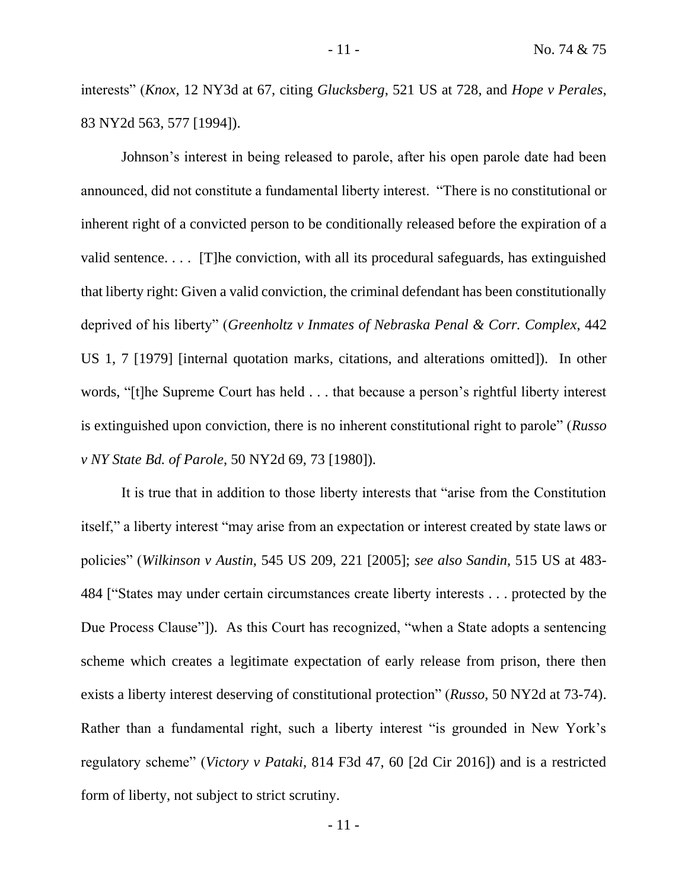interests" (*Knox*, 12 NY3d at 67, citing *Glucksberg*, 521 US at 728, and *Hope v Perales*, 83 NY2d 563, 577 [1994]).

Johnson's interest in being released to parole, after his open parole date had been announced, did not constitute a fundamental liberty interest. "There is no constitutional or inherent right of a convicted person to be conditionally released before the expiration of a valid sentence. . . . [T]he conviction, with all its procedural safeguards, has extinguished that liberty right: Given a valid conviction, the criminal defendant has been constitutionally deprived of his liberty" (*Greenholtz v Inmates of Nebraska Penal & Corr. Complex*, 442 US 1, 7 [1979] [internal quotation marks, citations, and alterations omitted]). In other words, "[t]he Supreme Court has held . . . that because a person's rightful liberty interest is extinguished upon conviction, there is no inherent constitutional right to parole" (*Russo v NY State Bd. of Parole*, 50 NY2d 69, 73 [1980]).

It is true that in addition to those liberty interests that "arise from the Constitution itself," a liberty interest "may arise from an expectation or interest created by state laws or policies" (*Wilkinson v Austin*, 545 US 209, 221 [2005]; *see also Sandin*, 515 US at 483-484 ["States may under certain circumstances create liberty interests . . . protected by the Due Process Clause"]). As this Court has recognized, "when a State adopts a sentencing scheme which creates a legitimate expectation of early release from prison, there then exists a liberty interest deserving of constitutional protection" (*Russo*, 50 NY2d at 73-74). Rather than a fundamental right, such a liberty interest "is grounded in New York's regulatory scheme" (*Victory v Pataki*, 814 F3d 47, 60 [2d Cir 2016]) and is a restricted form of liberty, not subject to strict scrutiny.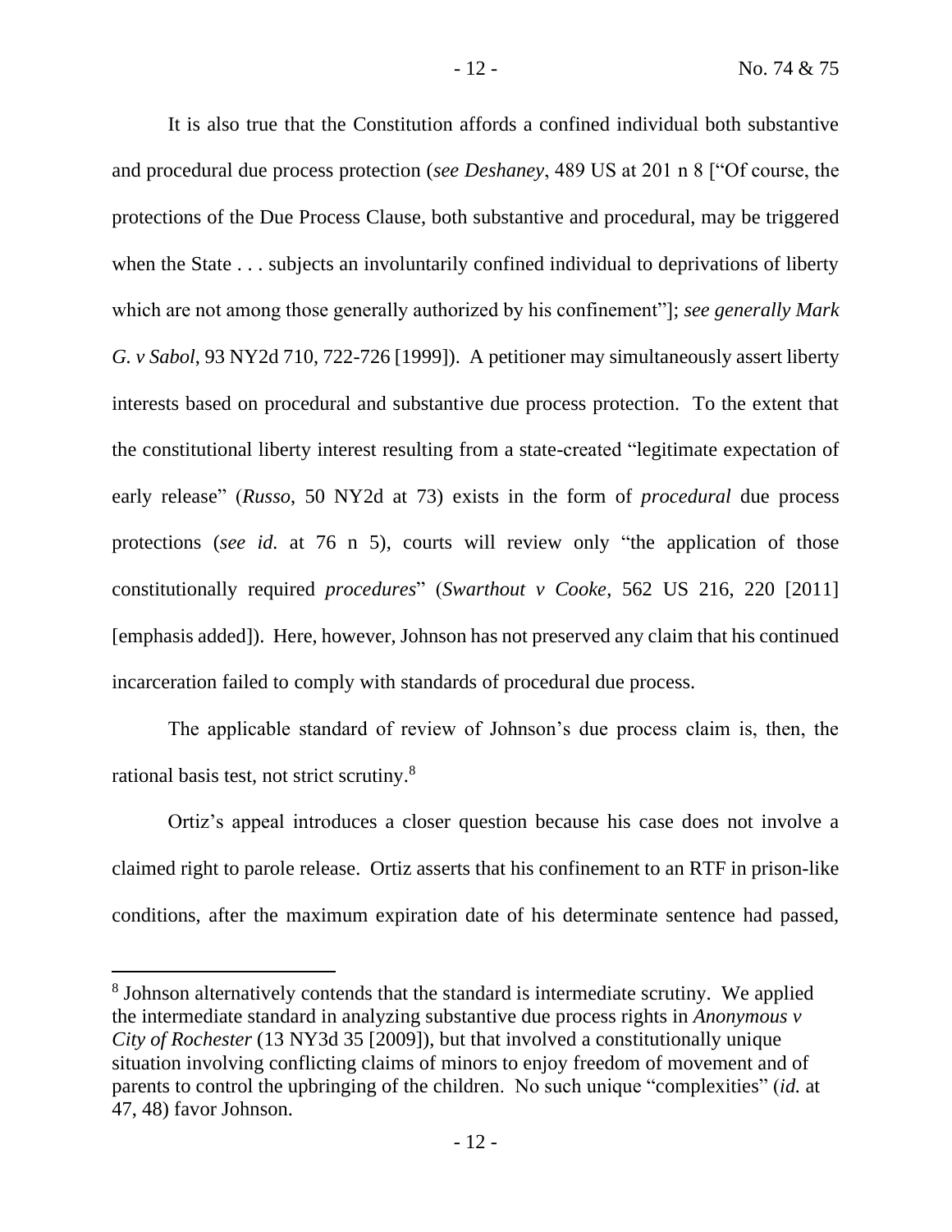It is also true that the Constitution affords a confined individual both substantive and procedural due process protection (*see Deshaney*, 489 US at 201 n 8 ["Of course, the protections of the Due Process Clause, both substantive and procedural, may be triggered when the State . . . subjects an involuntarily confined individual to deprivations of liberty which are not among those generally authorized by his confinement"]; *see generally Mark G. v Sabol*, 93 NY2d 710, 722-726 [1999]). A petitioner may simultaneously assert liberty interests based on procedural and substantive due process protection. To the extent that the constitutional liberty interest resulting from a state-created "legitimate expectation of early release" (*Russo*, 50 NY2d at 73) exists in the form of *procedural* due process protections (*see id.* at 76 n 5), courts will review only "the application of those constitutionally required *procedures*" (*Swarthout v Cooke*, 562 US 216, 220 [2011] [emphasis added]). Here, however, Johnson has not preserved any claim that his continued incarceration failed to comply with standards of procedural due process.

The applicable standard of review of Johnson's due process claim is, then, the rational basis test, not strict scrutiny.[8]

Ortiz's appeal introduces a closer question because his case does not involve a claimed right to parole release. Ortiz asserts that his confinement to an RTF in prison-like conditions, after the maximum expiration date of his determinate sentence had passed,

[8] Johnson alternatively contends that the standard is intermediate scrutiny. We applied the intermediate standard in analyzing substantive due process rights in *Anonymous v City of Rochester* (13 NY3d 35 [2009]), but that involved a constitutionally unique situation involving conflicting claims of minors to enjoy freedom of movement and of parents to control the upbringing of the children. No such unique "complexities" (*id.* at 47, 48) favor Johnson.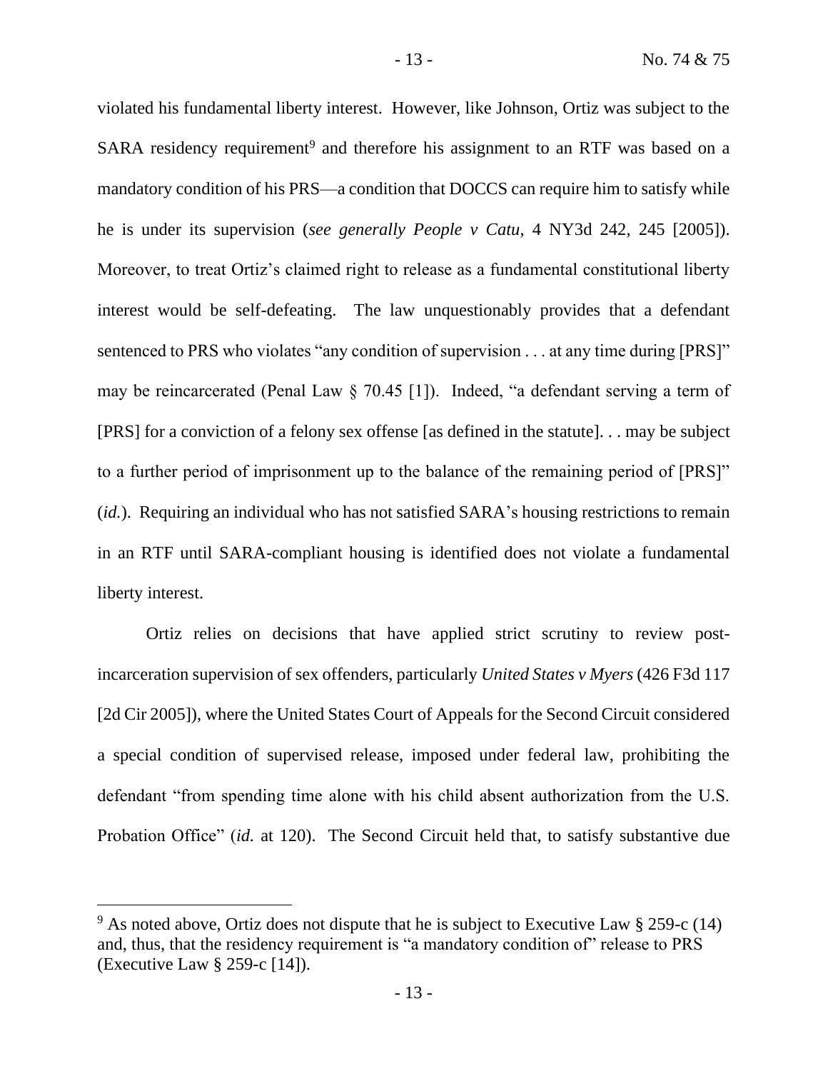violated his fundamental liberty interest. However, like Johnson, Ortiz was subject to the SARA residency requirement[9] and therefore his assignment to an RTF was based on a mandatory condition of his PRS—a condition that DOCCS can require him to satisfy while he is under its supervision (*see generally People v Catu*, 4 NY3d 242, 245 [2005]). Moreover, to treat Ortiz's claimed right to release as a fundamental constitutional liberty interest would be self-defeating. The law unquestionably provides that a defendant sentenced to PRS who violates "any condition of supervision . . . at any time during [PRS]" may be reincarcerated (Penal Law § 70.45 [1]). Indeed, "a defendant serving a term of [PRS] for a conviction of a felony sex offense [as defined in the statute]. . . may be subject to a further period of imprisonment up to the balance of the remaining period of [PRS]" (*id.*). Requiring an individual who has not satisfied SARA's housing restrictions to remain in an RTF until SARA-compliant housing is identified does not violate a fundamental liberty interest.

Ortiz relies on decisions that have applied strict scrutiny to review post-incarceration supervision of sex offenders, particularly *United States v Myers* (426 F3d 117 [2d Cir 2005]), where the United States Court of Appeals for the Second Circuit considered a special condition of supervised release, imposed under federal law, prohibiting the defendant "from spending time alone with his child absent authorization from the U.S. Probation Office" (*id.* at 120). The Second Circuit held that, to satisfy substantive due

---

[9] As noted above, Ortiz does not dispute that he is subject to Executive Law § 259-c (14) and, thus, that the residency requirement is "a mandatory condition of" release to PRS (Executive Law § 259-c [14]).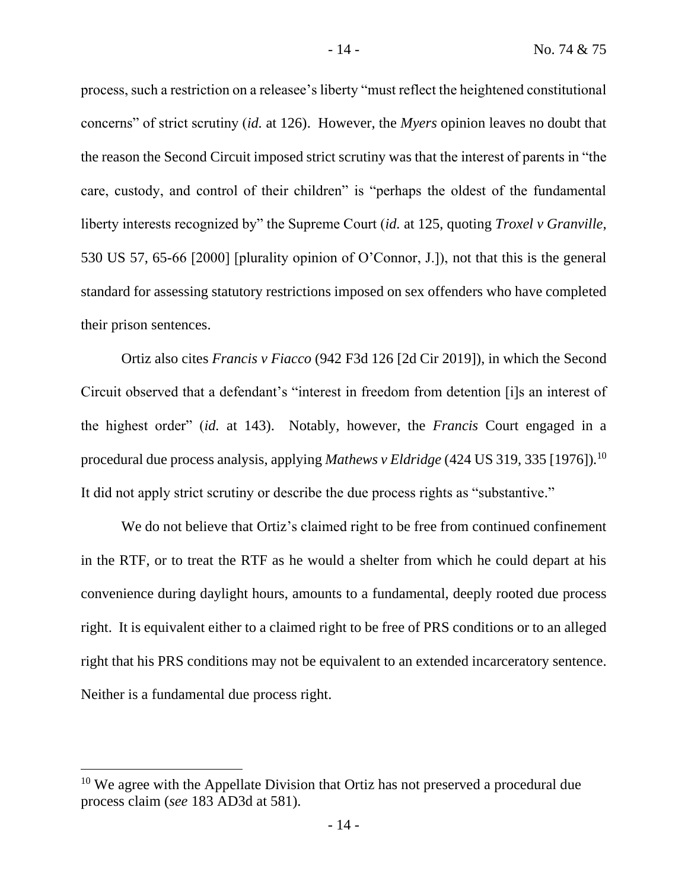process, such a restriction on a releasee's liberty "must reflect the heightened constitutional concerns" of strict scrutiny (*id.* at 126). However, the *Myers* opinion leaves no doubt that the reason the Second Circuit imposed strict scrutiny was that the interest of parents in "the care, custody, and control of their children" is "perhaps the oldest of the fundamental liberty interests recognized by" the Supreme Court (*id.* at 125, quoting *Troxel v Granville*, 530 US 57, 65-66 [2000] [plurality opinion of O'Connor, J.]), not that this is the general standard for assessing statutory restrictions imposed on sex offenders who have completed their prison sentences.

Ortiz also cites *Francis v Fiacco* (942 F3d 126 [2d Cir 2019]), in which the Second Circuit observed that a defendant's "interest in freedom from detention [i]s an interest of the highest order" (*id.* at 143). Notably, however, the *Francis* Court engaged in a procedural due process analysis, applying *Mathews v Eldridge* (424 US 319, 335 [1976]).[10] It did not apply strict scrutiny or describe the due process rights as "substantive."

We do not believe that Ortiz's claimed right to be free from continued confinement in the RTF, or to treat the RTF as he would a shelter from which he could depart at his convenience during daylight hours, amounts to a fundamental, deeply rooted due process right. It is equivalent either to a claimed right to be free of PRS conditions or to an alleged right that his PRS conditions may not be equivalent to an extended incarceratory sentence. Neither is a fundamental due process right.

---

[10] We agree with the Appellate Division that Ortiz has not preserved a procedural due process claim (*see* 183 AD3d at 581).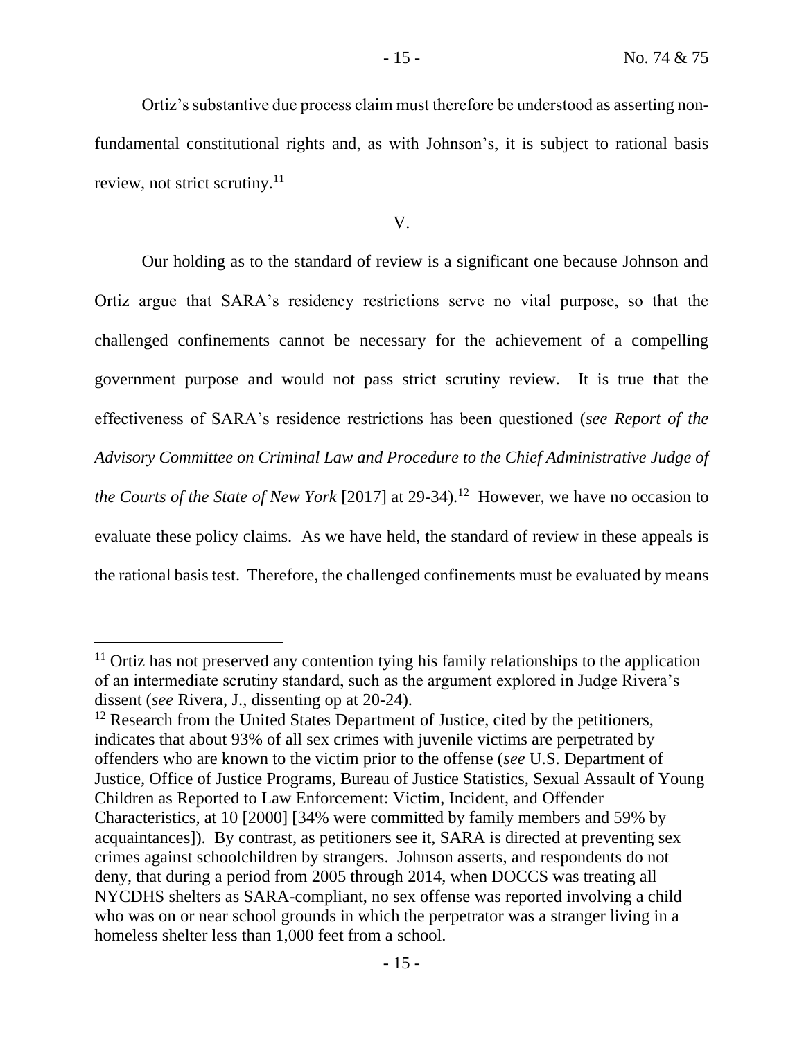Ortiz's substantive due process claim must therefore be understood as asserting non-fundamental constitutional rights and, as with Johnson's, it is subject to rational basis review, not strict scrutiny.[11]

V.

Our holding as to the standard of review is a significant one because Johnson and Ortiz argue that SARA's residency restrictions serve no vital purpose, so that the challenged confinements cannot be necessary for the achievement of a compelling government purpose and would not pass strict scrutiny review. It is true that the effectiveness of SARA's residence restrictions has been questioned (*see Report of the Advisory Committee on Criminal Law and Procedure to the Chief Administrative Judge of the Courts of the State of New York* [2017] at 29-34).[12] However, we have no occasion to evaluate these policy claims. As we have held, the standard of review in these appeals is the rational basis test. Therefore, the challenged confinements must be evaluated by means

---

[11] Ortiz has not preserved any contention tying his family relationships to the application of an intermediate scrutiny standard, such as the argument explored in Judge Rivera's dissent (*see* Rivera, J., dissenting op at 20-24).

[12] Research from the United States Department of Justice, cited by the petitioners, indicates that about 93% of all sex crimes with juvenile victims are perpetrated by offenders who are known to the victim prior to the offense (*see* U.S. Department of Justice, Office of Justice Programs, Bureau of Justice Statistics, Sexual Assault of Young Children as Reported to Law Enforcement: Victim, Incident, and Offender Characteristics, at 10 [2000] [34% were committed by family members and 59% by acquaintances]). By contrast, as petitioners see it, SARA is directed at preventing sex crimes against schoolchildren by strangers. Johnson asserts, and respondents do not deny, that during a period from 2005 through 2014, when DOCCS was treating all NYCDHS shelters as SARA-compliant, no sex offense was reported involving a child who was on or near school grounds in which the perpetrator was a stranger living in a homeless shelter less than 1,000 feet from a school.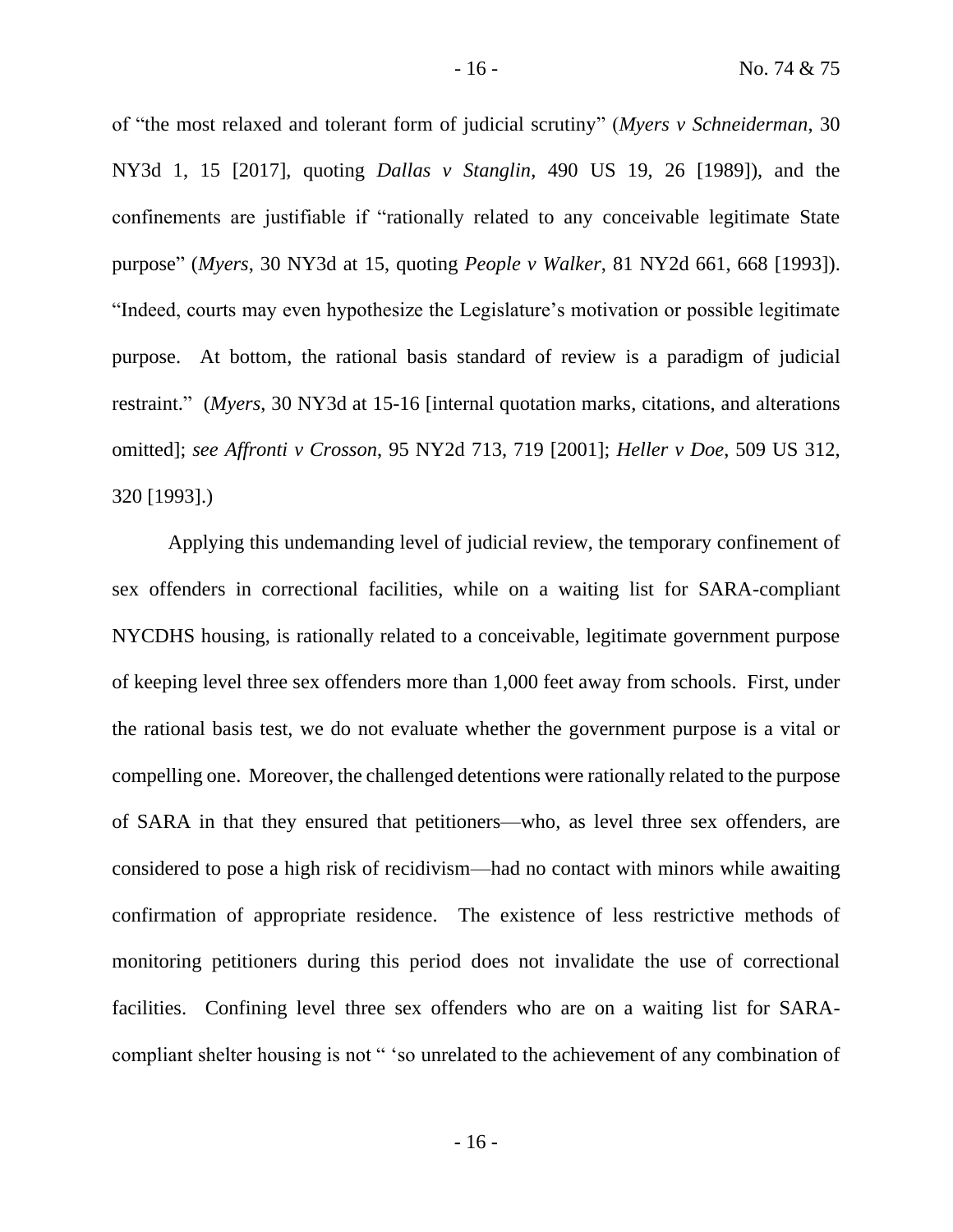of "the most relaxed and tolerant form of judicial scrutiny" (*Myers v Schneiderman*, 30 NY3d 1, 15 [2017], quoting *Dallas v Stanglin*, 490 US 19, 26 [1989]), and the confinements are justifiable if "rationally related to any conceivable legitimate State purpose" (*Myers*, 30 NY3d at 15, quoting *People v Walker*, 81 NY2d 661, 668 [1993]). "Indeed, courts may even hypothesize the Legislature's motivation or possible legitimate purpose. At bottom, the rational basis standard of review is a paradigm of judicial restraint." (*Myers*, 30 NY3d at 15-16 [internal quotation marks, citations, and alterations omitted]; *see Affronti v Crosson*, 95 NY2d 713, 719 [2001]; *Heller v Doe*, 509 US 312, 320 [1993].)

Applying this undemanding level of judicial review, the temporary confinement of sex offenders in correctional facilities, while on a waiting list for SARA-compliant NYCDHS housing, is rationally related to a conceivable, legitimate government purpose of keeping level three sex offenders more than 1,000 feet away from schools. First, under the rational basis test, we do not evaluate whether the government purpose is a vital or compelling one. Moreover, the challenged detentions were rationally related to the purpose of SARA in that they ensured that petitioners—who, as level three sex offenders, are considered to pose a high risk of recidivism—had no contact with minors while awaiting confirmation of appropriate residence. The existence of less restrictive methods of monitoring petitioners during this period does not invalidate the use of correctional facilities. Confining level three sex offenders who are on a waiting list for SARA-compliant shelter housing is not " 'so unrelated to the achievement of any combination of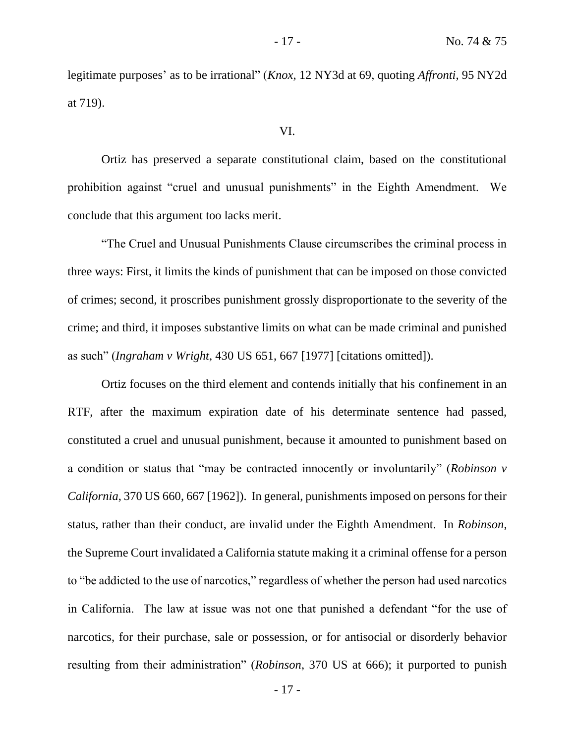legitimate purposes' as to be irrational" (*Knox*, 12 NY3d at 69, quoting *Affronti*, 95 NY2d at 719).

VI.

Ortiz has preserved a separate constitutional claim, based on the constitutional prohibition against "cruel and unusual punishments" in the Eighth Amendment. We conclude that this argument too lacks merit.

"The Cruel and Unusual Punishments Clause circumscribes the criminal process in three ways: First, it limits the kinds of punishment that can be imposed on those convicted of crimes; second, it proscribes punishment grossly disproportionate to the severity of the crime; and third, it imposes substantive limits on what can be made criminal and punished as such" (*Ingraham v Wright*, 430 US 651, 667 [1977] [citations omitted]).

Ortiz focuses on the third element and contends initially that his confinement in an RTF, after the maximum expiration date of his determinate sentence had passed, constituted a cruel and unusual punishment, because it amounted to punishment based on a condition or status that "may be contracted innocently or involuntarily" (*Robinson v California*, 370 US 660, 667 [1962]). In general, punishments imposed on persons for their status, rather than their conduct, are invalid under the Eighth Amendment. In *Robinson*, the Supreme Court invalidated a California statute making it a criminal offense for a person to "be addicted to the use of narcotics," regardless of whether the person had used narcotics in California. The law at issue was not one that punished a defendant "for the use of narcotics, for their purchase, sale or possession, or for antisocial or disorderly behavior resulting from their administration" (*Robinson*, 370 US at 666); it purported to punish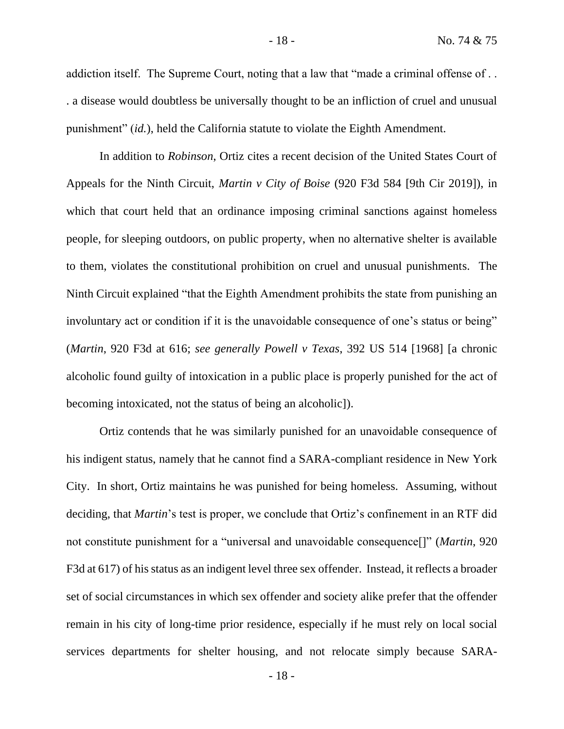addiction itself. The Supreme Court, noting that a law that "made a criminal offense of . . . a disease would doubtless be universally thought to be an infliction of cruel and unusual punishment" (*id.*), held the California statute to violate the Eighth Amendment.

In addition to *Robinson*, Ortiz cites a recent decision of the United States Court of Appeals for the Ninth Circuit, *Martin v City of Boise* (920 F3d 584 [9th Cir 2019]), in which that court held that an ordinance imposing criminal sanctions against homeless people, for sleeping outdoors, on public property, when no alternative shelter is available to them, violates the constitutional prohibition on cruel and unusual punishments. The Ninth Circuit explained "that the Eighth Amendment prohibits the state from punishing an involuntary act or condition if it is the unavoidable consequence of one's status or being" (*Martin*, 920 F3d at 616; *see generally Powell v Texas*, 392 US 514 [1968] [a chronic alcoholic found guilty of intoxication in a public place is properly punished for the act of becoming intoxicated, not the status of being an alcoholic]).

Ortiz contends that he was similarly punished for an unavoidable consequence of his indigent status, namely that he cannot find a SARA-compliant residence in New York City. In short, Ortiz maintains he was punished for being homeless. Assuming, without deciding, that *Martin*'s test is proper, we conclude that Ortiz's confinement in an RTF did not constitute punishment for a "universal and unavoidable consequence[]" (*Martin*, 920 F3d at 617) of his status as an indigent level three sex offender. Instead, it reflects a broader set of social circumstances in which sex offender and society alike prefer that the offender remain in his city of long-time prior residence, especially if he must rely on local social services departments for shelter housing, and not relocate simply because SARA-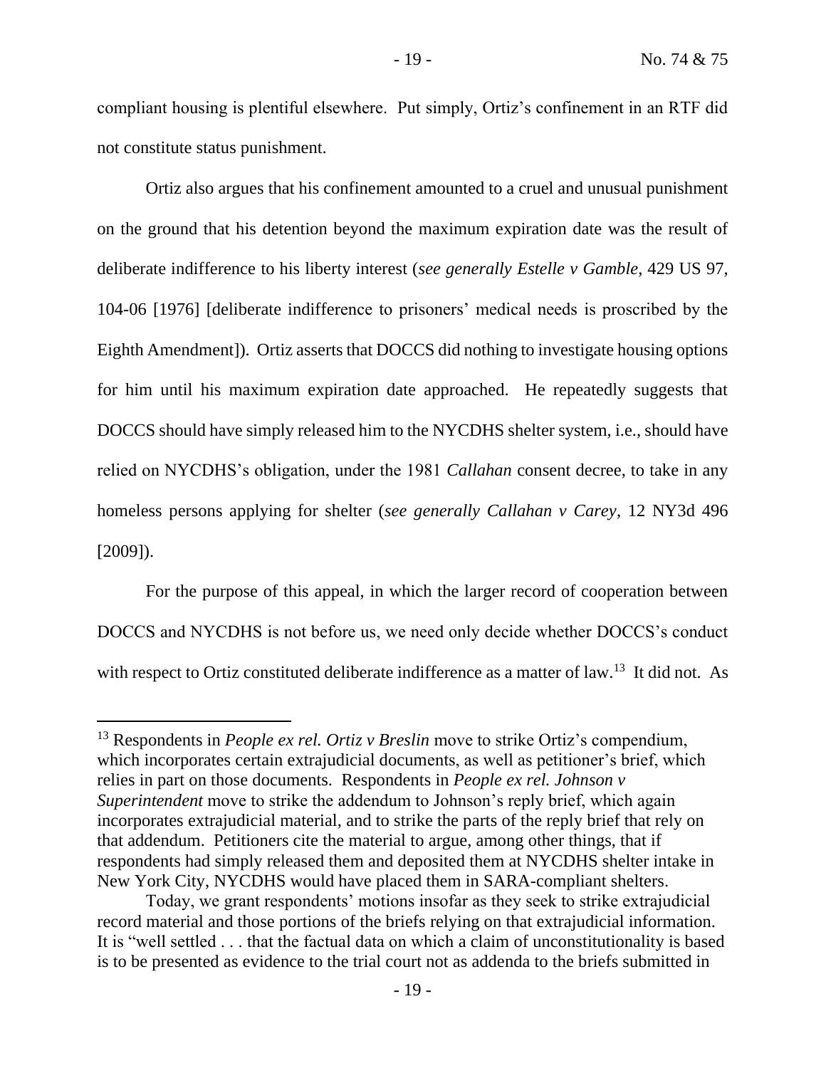compliant housing is plentiful elsewhere. Put simply, Ortiz's confinement in an RTF did not constitute status punishment.

Ortiz also argues that his confinement amounted to a cruel and unusual punishment on the ground that his detention beyond the maximum expiration date was the result of deliberate indifference to his liberty interest (*see generally Estelle v Gamble*, 429 US 97, 104-06 [1976] [deliberate indifference to prisoners' medical needs is proscribed by the Eighth Amendment]). Ortiz asserts that DOCCS did nothing to investigate housing options for him until his maximum expiration date approached. He repeatedly suggests that DOCCS should have simply released him to the NYCDHS shelter system, i.e., should have relied on NYCDHS's obligation, under the 1981 *Callahan* consent decree, to take in any homeless persons applying for shelter (*see generally Callahan v Carey*, 12 NY3d 496 [2009]).

For the purpose of this appeal, in which the larger record of cooperation between DOCCS and NYCDHS is not before us, we need only decide whether DOCCS's conduct with respect to Ortiz constituted deliberate indifference as a matter of law.[13] It did not. As

---

[13] Respondents in *People ex rel. Ortiz v Breslin* move to strike Ortiz's compendium, which incorporates certain extrajudicial documents, as well as petitioner's brief, which relies in part on those documents. Respondents in *People ex rel. Johnson v Superintendent* move to strike the addendum to Johnson's reply brief, which again incorporates extrajudicial material, and to strike the parts of the reply brief that rely on that addendum. Petitioners cite the material to argue, among other things, that if respondents had simply released them and deposited them at NYCDHS shelter intake in New York City, NYCDHS would have placed them in SARA-compliant shelters.

Today, we grant respondents' motions insofar as they seek to strike extrajudicial record material and those portions of the briefs relying on that extrajudicial information. It is "well settled . . . that the factual data on which a claim of unconstitutionality is based is to be presented as evidence to the trial court not as addenda to the briefs submitted in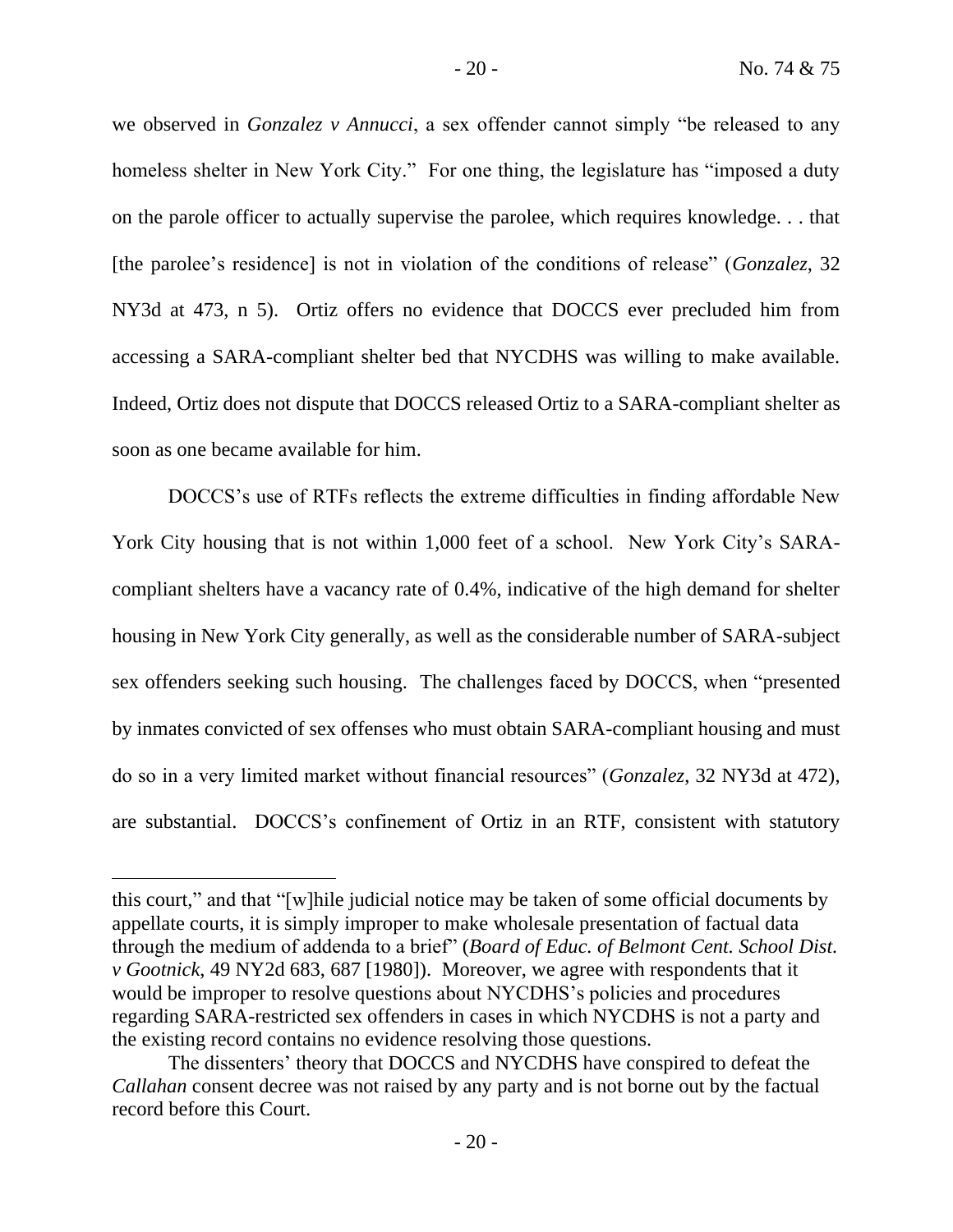we observed in *Gonzalez v Annucci*, a sex offender cannot simply "be released to any homeless shelter in New York City." For one thing, the legislature has "imposed a duty on the parole officer to actually supervise the parolee, which requires knowledge. . . that [the parolee's residence] is not in violation of the conditions of release" (*Gonzalez*, 32 NY3d at 473, n 5). Ortiz offers no evidence that DOCCS ever precluded him from accessing a SARA-compliant shelter bed that NYCDHS was willing to make available. Indeed, Ortiz does not dispute that DOCCS released Ortiz to a SARA-compliant shelter as soon as one became available for him.

DOCCS's use of RTFs reflects the extreme difficulties in finding affordable New York City housing that is not within 1,000 feet of a school. New York City's SARA-compliant shelters have a vacancy rate of 0.4%, indicative of the high demand for shelter housing in New York City generally, as well as the considerable number of SARA-subject sex offenders seeking such housing. The challenges faced by DOCCS, when "presented by inmates convicted of sex offenses who must obtain SARA-compliant housing and must do so in a very limited market without financial resources" (*Gonzalez*, 32 NY3d at 472), are substantial. DOCCS's confinement of Ortiz in an RTF, consistent with statutory

---

this court," and that "[w]hile judicial notice may be taken of some official documents by appellate courts, it is simply improper to make wholesale presentation of factual data through the medium of addenda to a brief" (*Board of Educ. of Belmont Cent. School Dist. v Gootnick*, 49 NY2d 683, 687 [1980]). Moreover, we agree with respondents that it would be improper to resolve questions about NYCDHS's policies and procedures regarding SARA-restricted sex offenders in cases in which NYCDHS is not a party and the existing record contains no evidence resolving those questions.

The dissenters' theory that DOCCS and NYCDHS have conspired to defeat the *Callahan* consent decree was not raised by any party and is not borne out by the factual record before this Court.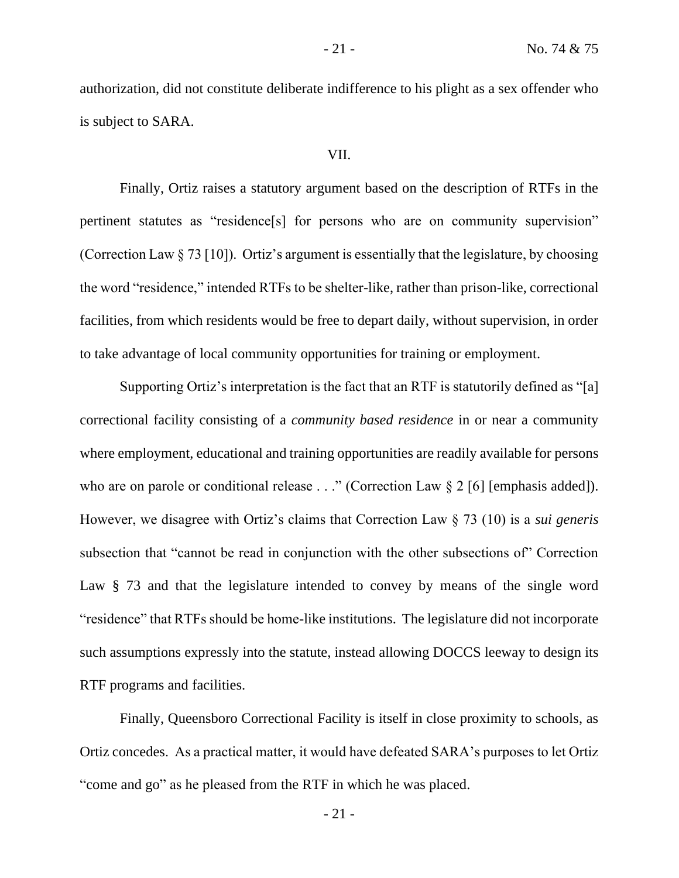authorization, did not constitute deliberate indifference to his plight as a sex offender who is subject to SARA.

VII.

Finally, Ortiz raises a statutory argument based on the description of RTFs in the pertinent statutes as "residence[s] for persons who are on community supervision" (Correction Law § 73 [10]). Ortiz's argument is essentially that the legislature, by choosing the word "residence," intended RTFs to be shelter-like, rather than prison-like, correctional facilities, from which residents would be free to depart daily, without supervision, in order to take advantage of local community opportunities for training or employment.

Supporting Ortiz's interpretation is the fact that an RTF is statutorily defined as "[a] correctional facility consisting of a *community based residence* in or near a community where employment, educational and training opportunities are readily available for persons who are on parole or conditional release . . ." (Correction Law § 2 [6] [emphasis added]). However, we disagree with Ortiz's claims that Correction Law § 73 (10) is a *sui generis* subsection that "cannot be read in conjunction with the other subsections of" Correction Law § 73 and that the legislature intended to convey by means of the single word "residence" that RTFs should be home-like institutions. The legislature did not incorporate such assumptions expressly into the statute, instead allowing DOCCS leeway to design its RTF programs and facilities.

Finally, Queensboro Correctional Facility is itself in close proximity to schools, as Ortiz concedes. As a practical matter, it would have defeated SARA's purposes to let Ortiz "come and go" as he pleased from the RTF in which he was placed.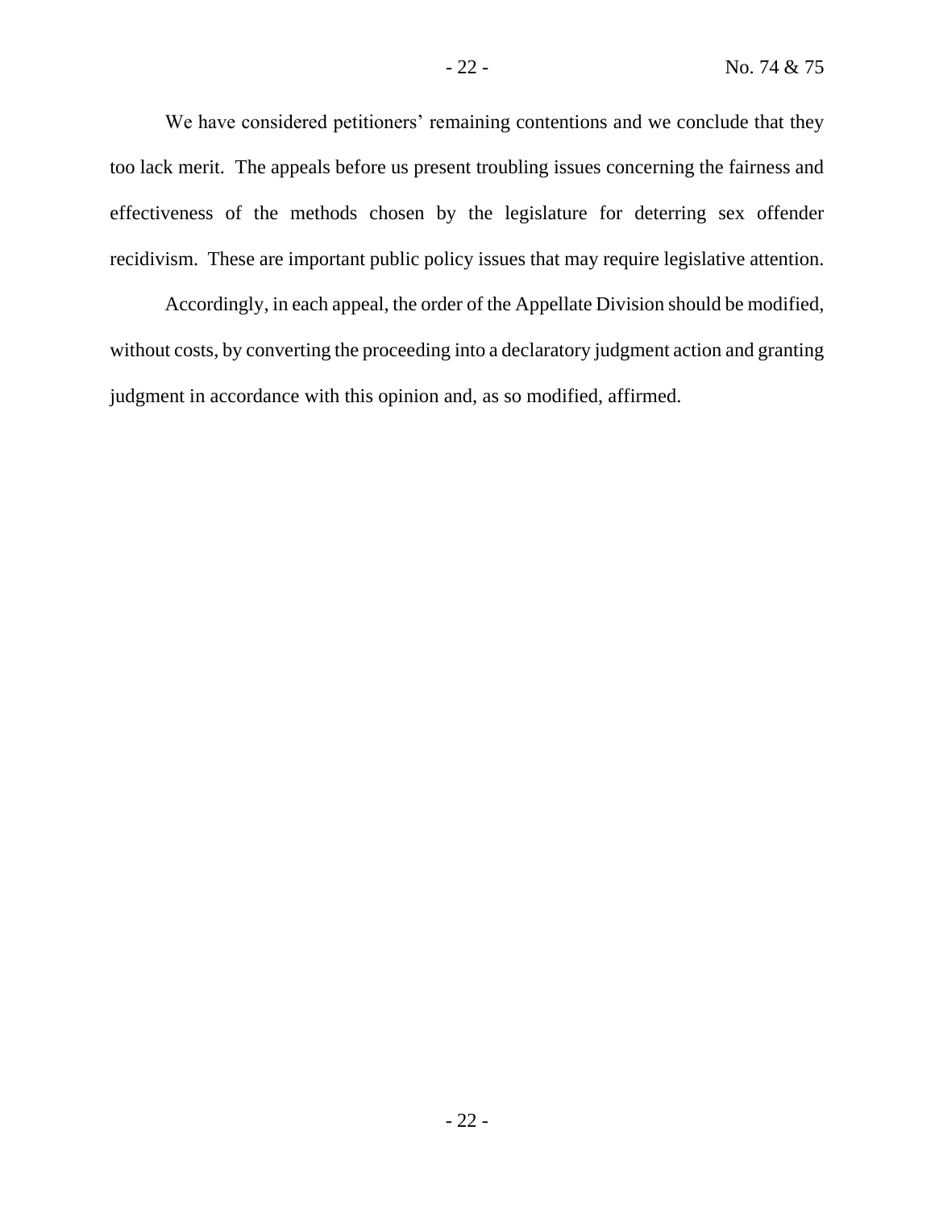We have considered petitioners' remaining contentions and we conclude that they too lack merit. The appeals before us present troubling issues concerning the fairness and effectiveness of the methods chosen by the legislature for deterring sex offender recidivism. These are important public policy issues that may require legislative attention.

Accordingly, in each appeal, the order of the Appellate Division should be modified, without costs, by converting the proceeding into a declaratory judgment action and granting judgment in accordance with this opinion and, as so modified, affirmed.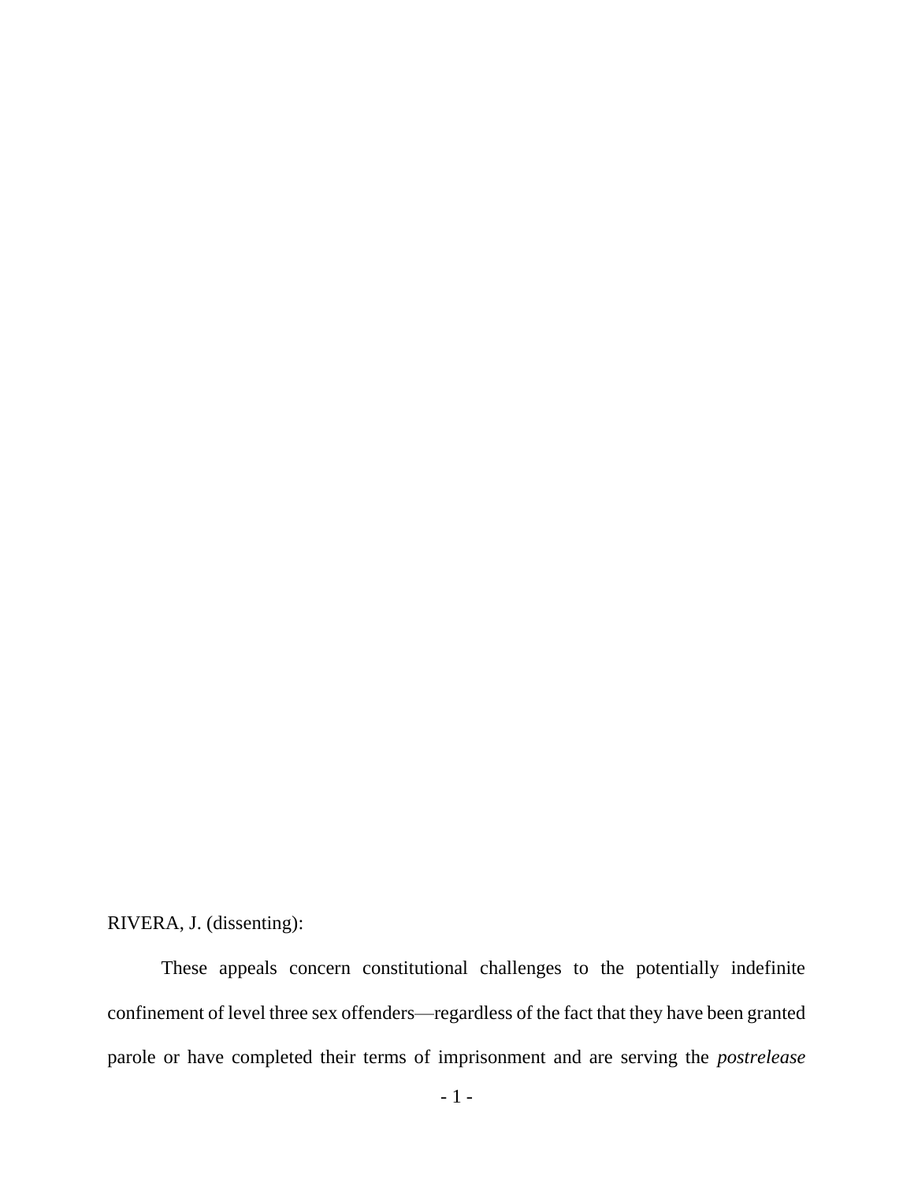RIVERA, J. (dissenting):

These appeals concern constitutional challenges to the potentially indefinite confinement of level three sex offenders—regardless of the fact that they have been granted parole or have completed their terms of imprisonment and are serving the *postrelease*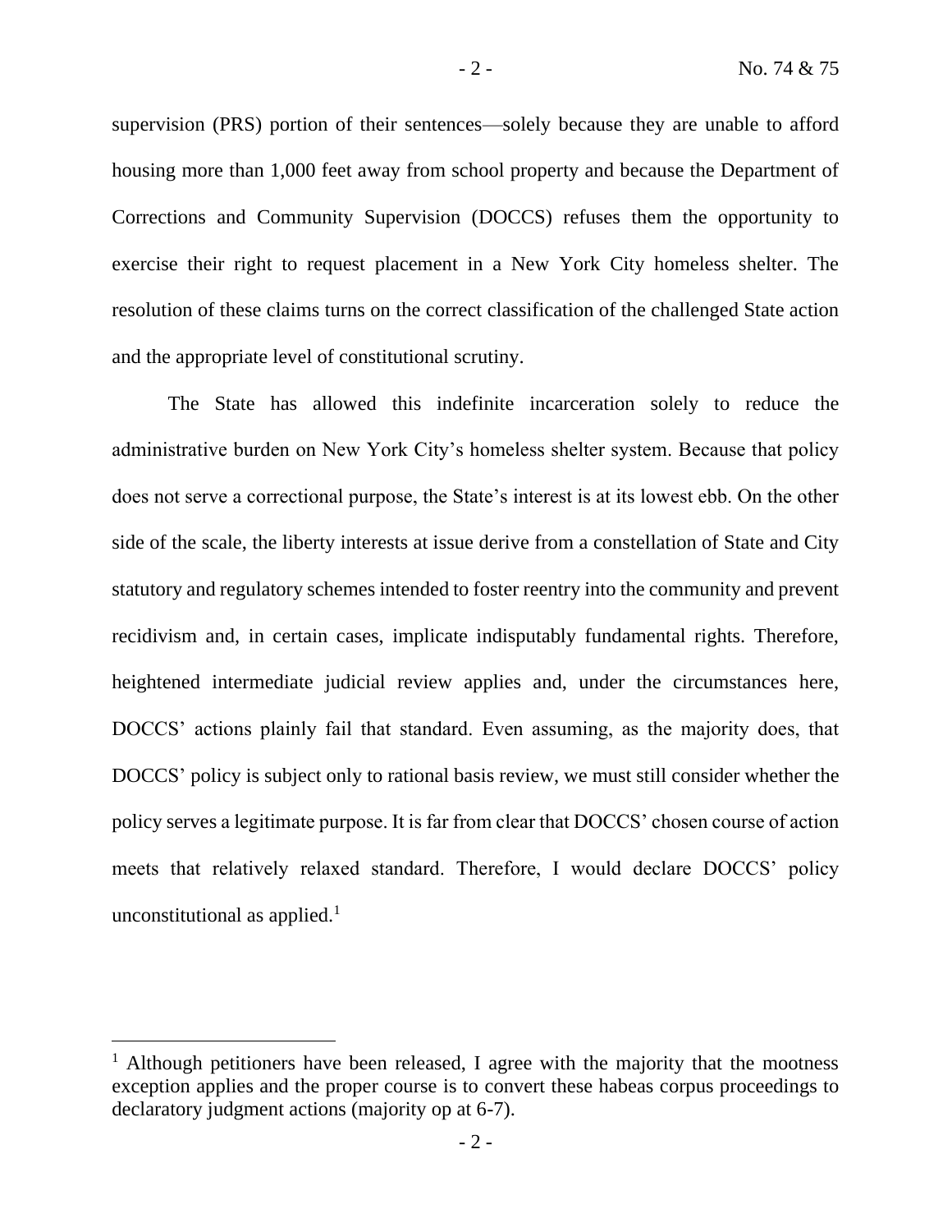supervision (PRS) portion of their sentences—solely because they are unable to afford housing more than 1,000 feet away from school property and because the Department of Corrections and Community Supervision (DOCCS) refuses them the opportunity to exercise their right to request placement in a New York City homeless shelter. The resolution of these claims turns on the correct classification of the challenged State action and the appropriate level of constitutional scrutiny.

The State has allowed this indefinite incarceration solely to reduce the administrative burden on New York City's homeless shelter system. Because that policy does not serve a correctional purpose, the State's interest is at its lowest ebb. On the other side of the scale, the liberty interests at issue derive from a constellation of State and City statutory and regulatory schemes intended to foster reentry into the community and prevent recidivism and, in certain cases, implicate indisputably fundamental rights. Therefore, heightened intermediate judicial review applies and, under the circumstances here, DOCCS' actions plainly fail that standard. Even assuming, as the majority does, that DOCCS' policy is subject only to rational basis review, we must still consider whether the policy serves a legitimate purpose. It is far from clear that DOCCS' chosen course of action meets that relatively relaxed standard. Therefore, I would declare DOCCS' policy unconstitutional as applied.[1]

[1] Although petitioners have been released, I agree with the majority that the mootness exception applies and the proper course is to convert these habeas corpus proceedings to declaratory judgment actions (majority op at 6-7).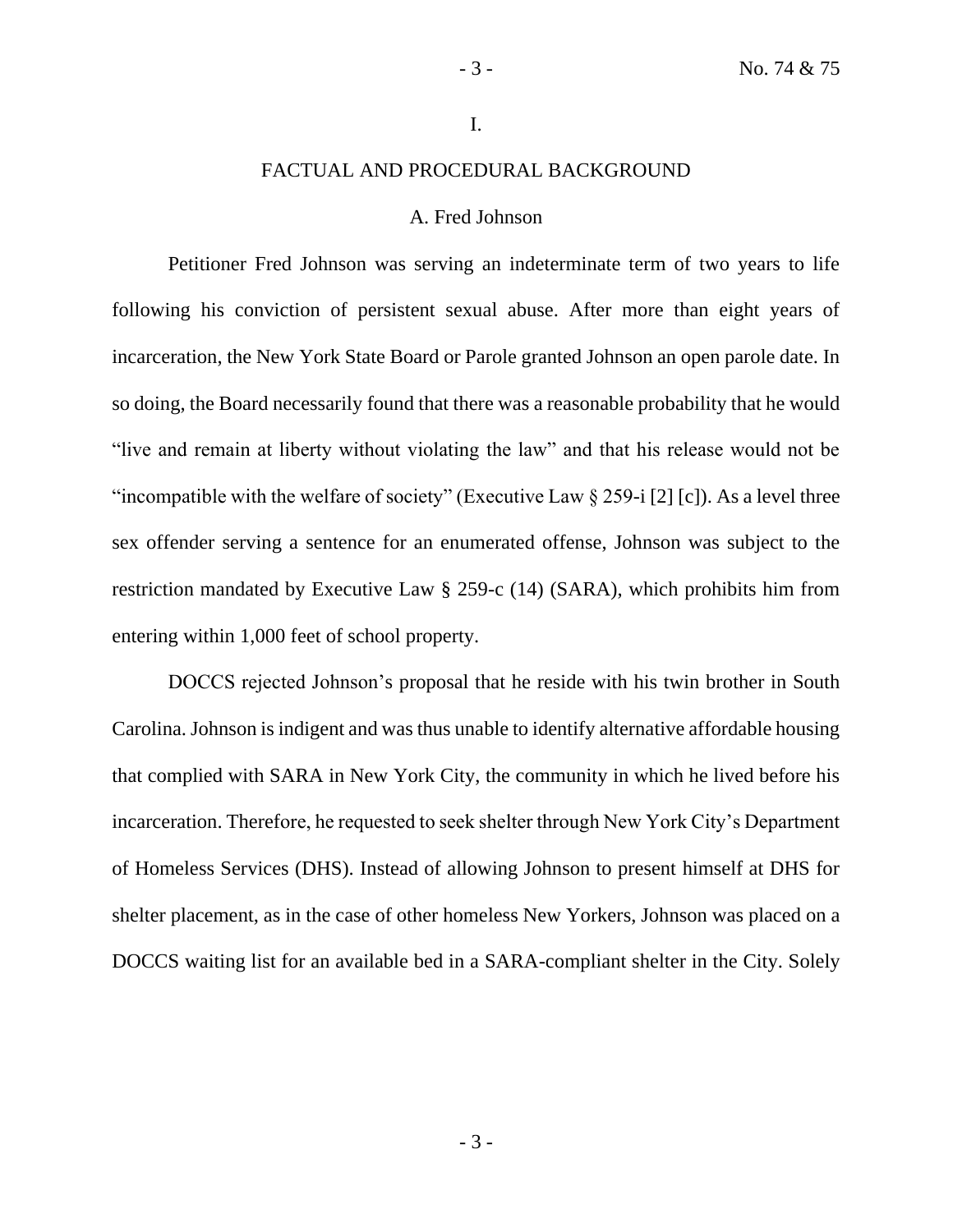I.

## FACTUAL AND PROCEDURAL BACKGROUND

### A. Fred Johnson

Petitioner Fred Johnson was serving an indeterminate term of two years to life following his conviction of persistent sexual abuse. After more than eight years of incarceration, the New York State Board or Parole granted Johnson an open parole date. In so doing, the Board necessarily found that there was a reasonable probability that he would "live and remain at liberty without violating the law" and that his release would not be "incompatible with the welfare of society" (Executive Law § 259-i [2] [c]). As a level three sex offender serving a sentence for an enumerated offense, Johnson was subject to the restriction mandated by Executive Law § 259-c (14) (SARA), which prohibits him from entering within 1,000 feet of school property.

DOCCS rejected Johnson's proposal that he reside with his twin brother in South Carolina. Johnson is indigent and was thus unable to identify alternative affordable housing that complied with SARA in New York City, the community in which he lived before his incarceration. Therefore, he requested to seek shelter through New York City's Department of Homeless Services (DHS). Instead of allowing Johnson to present himself at DHS for shelter placement, as in the case of other homeless New Yorkers, Johnson was placed on a DOCCS waiting list for an available bed in a SARA-compliant shelter in the City. Solely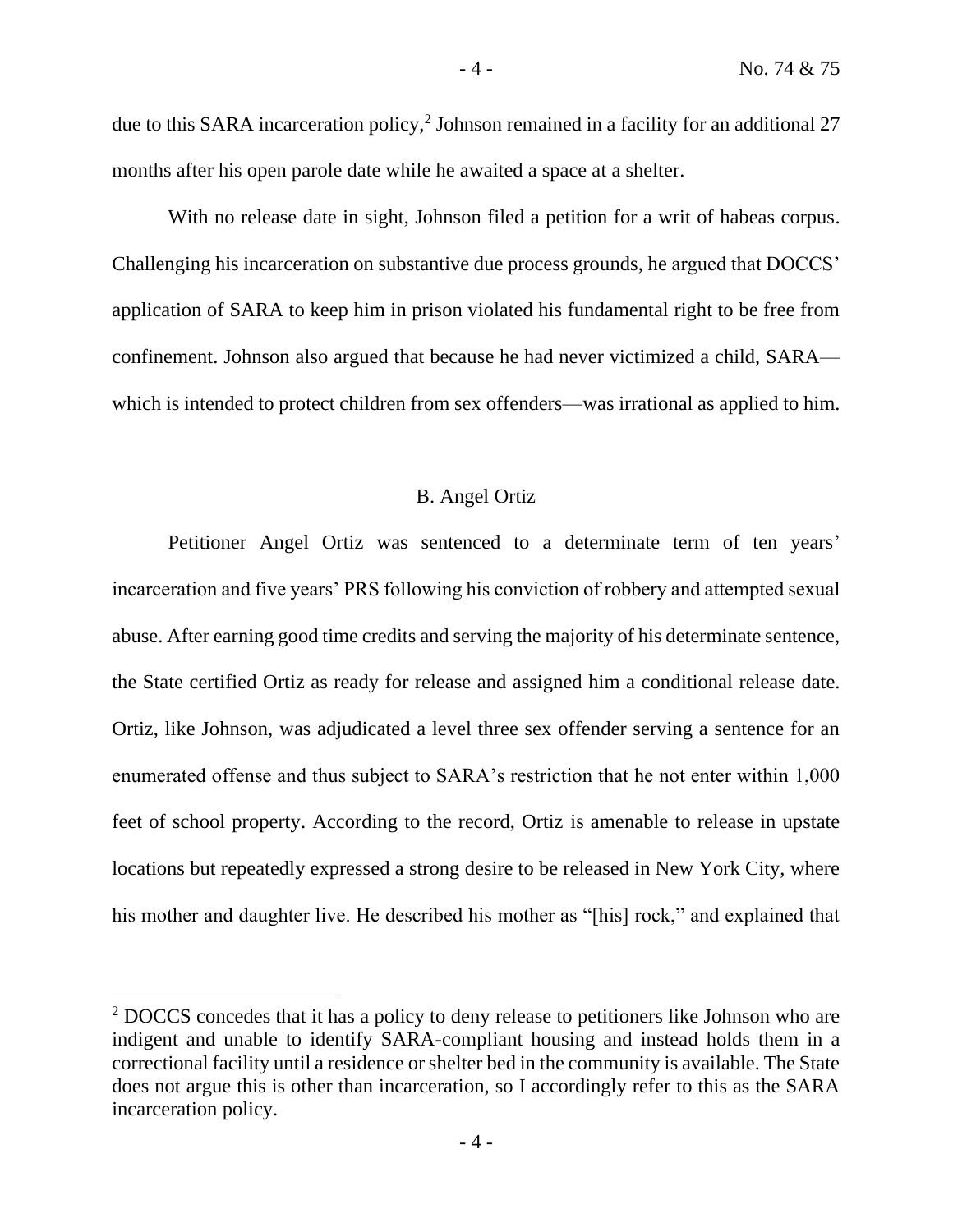due to this SARA incarceration policy,[2] Johnson remained in a facility for an additional 27 months after his open parole date while he awaited a space at a shelter.

With no release date in sight, Johnson filed a petition for a writ of habeas corpus. Challenging his incarceration on substantive due process grounds, he argued that DOCCS' application of SARA to keep him in prison violated his fundamental right to be free from confinement. Johnson also argued that because he had never victimized a child, SARA—which is intended to protect children from sex offenders—was irrational as applied to him.

### B. Angel Ortiz

Petitioner Angel Ortiz was sentenced to a determinate term of ten years' incarceration and five years' PRS following his conviction of robbery and attempted sexual abuse. After earning good time credits and serving the majority of his determinate sentence, the State certified Ortiz as ready for release and assigned him a conditional release date. Ortiz, like Johnson, was adjudicated a level three sex offender serving a sentence for an enumerated offense and thus subject to SARA's restriction that he not enter within 1,000 feet of school property. According to the record, Ortiz is amenable to release in upstate locations but repeatedly expressed a strong desire to be released in New York City, where his mother and daughter live. He described his mother as "[his] rock," and explained that

[2] DOCCS concedes that it has a policy to deny release to petitioners like Johnson who are indigent and unable to identify SARA-compliant housing and instead holds them in a correctional facility until a residence or shelter bed in the community is available. The State does not argue this is other than incarceration, so I accordingly refer to this as the SARA incarceration policy.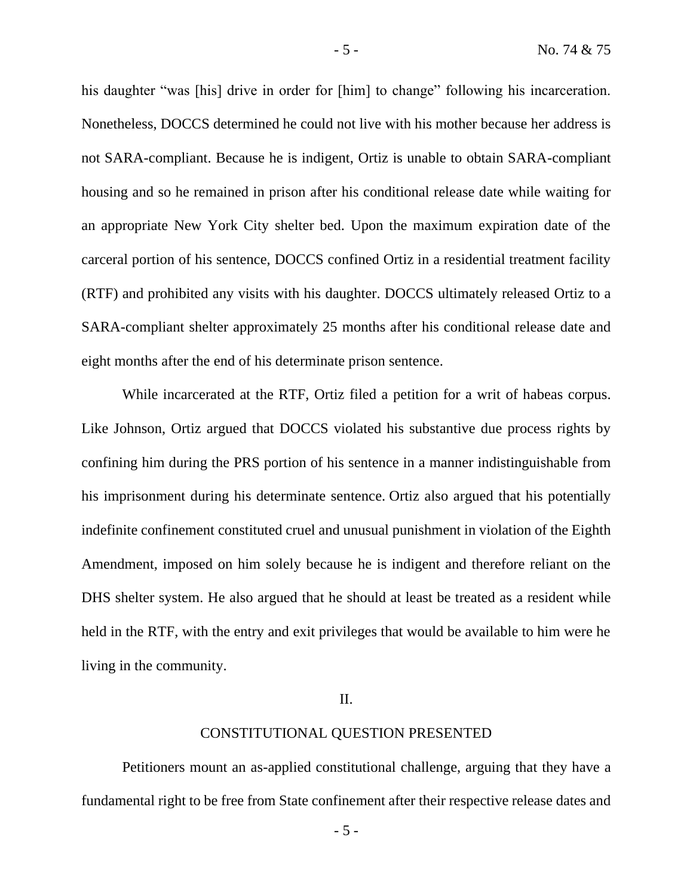his daughter "was [his] drive in order for [him] to change" following his incarceration. Nonetheless, DOCCS determined he could not live with his mother because her address is not SARA-compliant. Because he is indigent, Ortiz is unable to obtain SARA-compliant housing and so he remained in prison after his conditional release date while waiting for an appropriate New York City shelter bed. Upon the maximum expiration date of the carceral portion of his sentence, DOCCS confined Ortiz in a residential treatment facility (RTF) and prohibited any visits with his daughter. DOCCS ultimately released Ortiz to a SARA-compliant shelter approximately 25 months after his conditional release date and eight months after the end of his determinate prison sentence.

While incarcerated at the RTF, Ortiz filed a petition for a writ of habeas corpus. Like Johnson, Ortiz argued that DOCCS violated his substantive due process rights by confining him during the PRS portion of his sentence in a manner indistinguishable from his imprisonment during his determinate sentence. Ortiz also argued that his potentially indefinite confinement constituted cruel and unusual punishment in violation of the Eighth Amendment, imposed on him solely because he is indigent and therefore reliant on the DHS shelter system. He also argued that he should at least be treated as a resident while held in the RTF, with the entry and exit privileges that would be available to him were he living in the community.

## II.

## CONSTITUTIONAL QUESTION PRESENTED

Petitioners mount an as-applied constitutional challenge, arguing that they have a fundamental right to be free from State confinement after their respective release dates and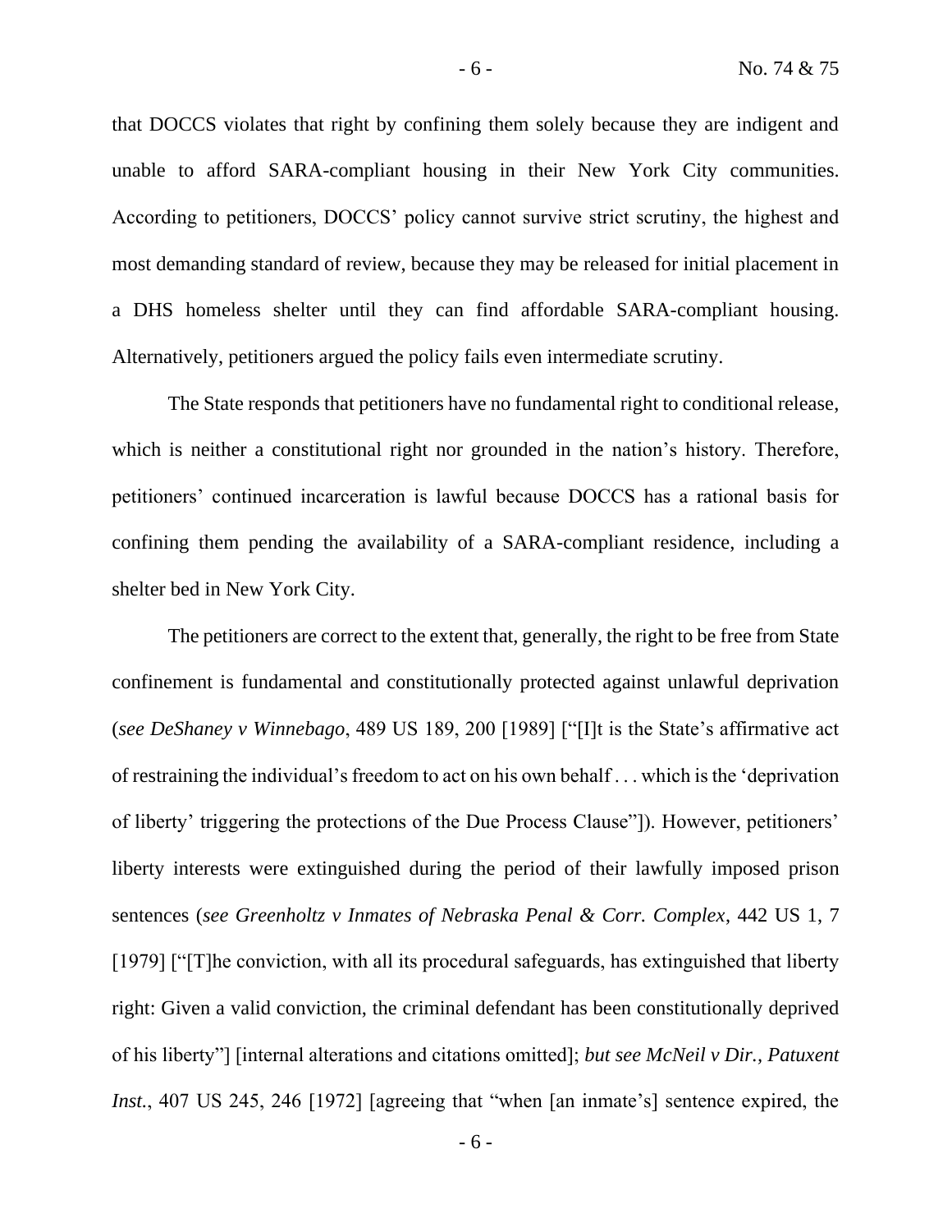that DOCCS violates that right by confining them solely because they are indigent and unable to afford SARA-compliant housing in their New York City communities. According to petitioners, DOCCS' policy cannot survive strict scrutiny, the highest and most demanding standard of review, because they may be released for initial placement in a DHS homeless shelter until they can find affordable SARA-compliant housing. Alternatively, petitioners argued the policy fails even intermediate scrutiny.

The State responds that petitioners have no fundamental right to conditional release, which is neither a constitutional right nor grounded in the nation's history. Therefore, petitioners' continued incarceration is lawful because DOCCS has a rational basis for confining them pending the availability of a SARA-compliant residence, including a shelter bed in New York City.

The petitioners are correct to the extent that, generally, the right to be free from State confinement is fundamental and constitutionally protected against unlawful deprivation (*see DeShaney v Winnebago*, 489 US 189, 200 [1989] ["[I]t is the State's affirmative act of restraining the individual's freedom to act on his own behalf . . . which is the 'deprivation of liberty' triggering the protections of the Due Process Clause"]). However, petitioners' liberty interests were extinguished during the period of their lawfully imposed prison sentences (*see Greenholtz v Inmates of Nebraska Penal & Corr. Complex*, 442 US 1, 7 [1979] ["[T]he conviction, with all its procedural safeguards, has extinguished that liberty right: Given a valid conviction, the criminal defendant has been constitutionally deprived of his liberty"] [internal alterations and citations omitted]; *but see McNeil v Dir., Patuxent Inst.*, 407 US 245, 246 [1972] [agreeing that "when [an inmate's] sentence expired, the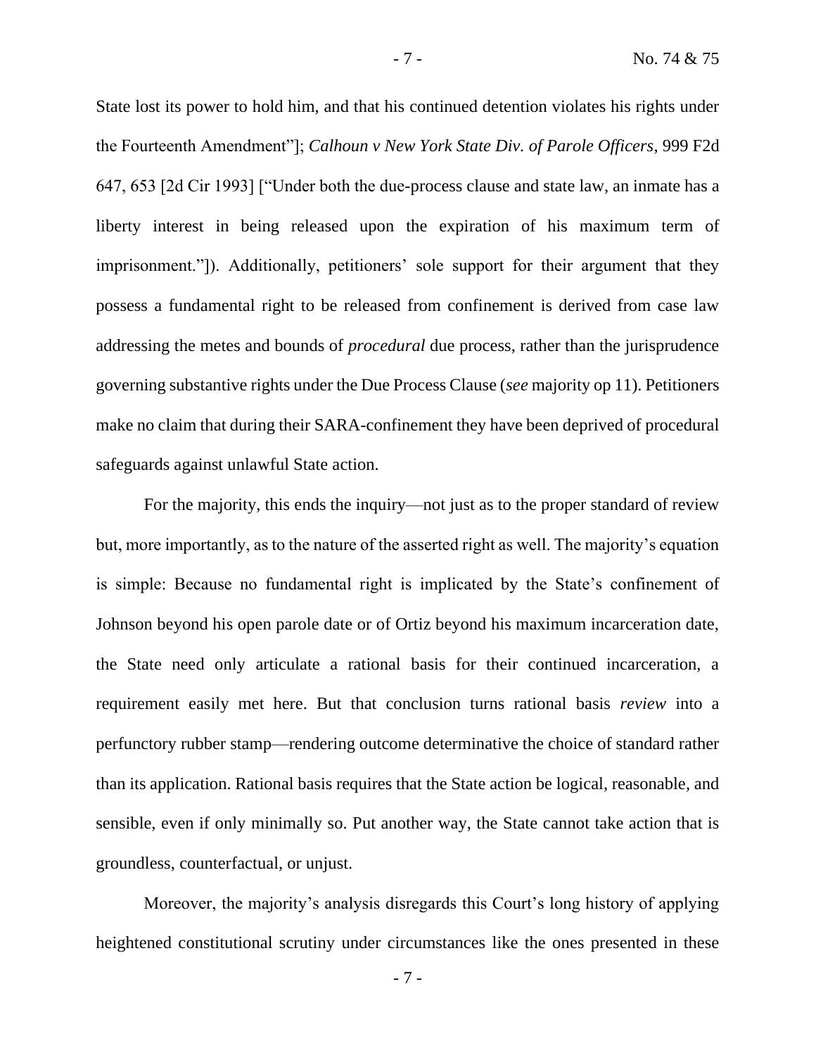State lost its power to hold him, and that his continued detention violates his rights under the Fourteenth Amendment"]; *Calhoun v New York State Div. of Parole Officers*, 999 F2d 647, 653 [2d Cir 1993] ["Under both the due-process clause and state law, an inmate has a liberty interest in being released upon the expiration of his maximum term of imprisonment."]). Additionally, petitioners' sole support for their argument that they possess a fundamental right to be released from confinement is derived from case law addressing the metes and bounds of *procedural* due process, rather than the jurisprudence governing substantive rights under the Due Process Clause (*see* majority op 11). Petitioners make no claim that during their SARA-confinement they have been deprived of procedural safeguards against unlawful State action.

For the majority, this ends the inquiry—not just as to the proper standard of review but, more importantly, as to the nature of the asserted right as well. The majority's equation is simple: Because no fundamental right is implicated by the State's confinement of Johnson beyond his open parole date or of Ortiz beyond his maximum incarceration date, the State need only articulate a rational basis for their continued incarceration, a requirement easily met here. But that conclusion turns rational basis *review* into a perfunctory rubber stamp—rendering outcome determinative the choice of standard rather than its application. Rational basis requires that the State action be logical, reasonable, and sensible, even if only minimally so. Put another way, the State cannot take action that is groundless, counterfactual, or unjust.

Moreover, the majority's analysis disregards this Court's long history of applying heightened constitutional scrutiny under circumstances like the ones presented in these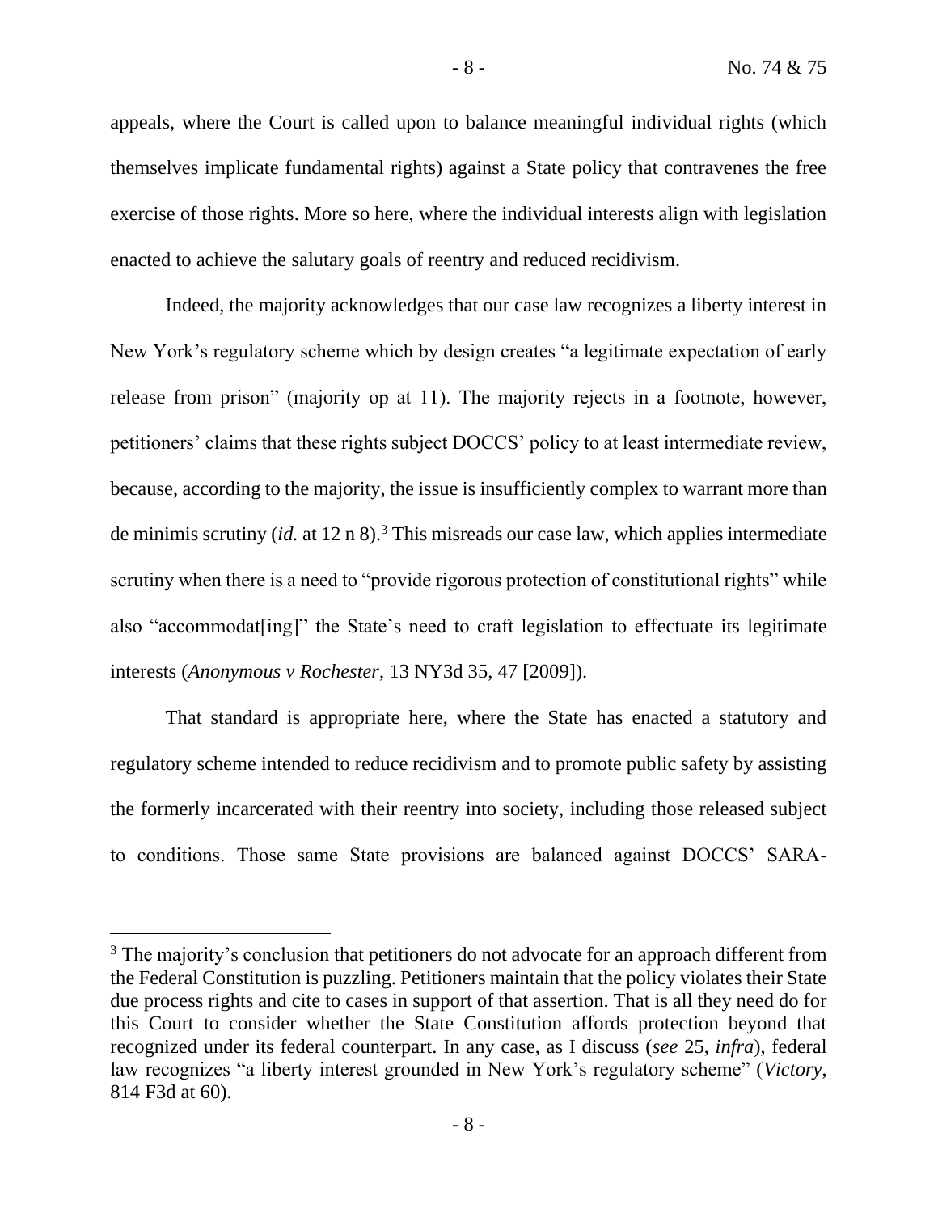appeals, where the Court is called upon to balance meaningful individual rights (which themselves implicate fundamental rights) against a State policy that contravenes the free exercise of those rights. More so here, where the individual interests align with legislation enacted to achieve the salutary goals of reentry and reduced recidivism.

Indeed, the majority acknowledges that our case law recognizes a liberty interest in New York's regulatory scheme which by design creates "a legitimate expectation of early release from prison" (majority op at 11). The majority rejects in a footnote, however, petitioners' claims that these rights subject DOCCS' policy to at least intermediate review, because, according to the majority, the issue is insufficiently complex to warrant more than de minimis scrutiny (*id.* at 12 n 8).[3] This misreads our case law, which applies intermediate scrutiny when there is a need to "provide rigorous protection of constitutional rights" while also "accommodat[ing]" the State's need to craft legislation to effectuate its legitimate interests (*Anonymous v Rochester*, 13 NY3d 35, 47 [2009]).

That standard is appropriate here, where the State has enacted a statutory and regulatory scheme intended to reduce recidivism and to promote public safety by assisting the formerly incarcerated with their reentry into society, including those released subject to conditions. Those same State provisions are balanced against DOCCS' SARA-

---

[3] The majority's conclusion that petitioners do not advocate for an approach different from the Federal Constitution is puzzling. Petitioners maintain that the policy violates their State due process rights and cite to cases in support of that assertion. That is all they need do for this Court to consider whether the State Constitution affords protection beyond that recognized under its federal counterpart. In any case, as I discuss (*see* 25, *infra*), federal law recognizes "a liberty interest grounded in New York's regulatory scheme" (*Victory*, 814 F3d at 60).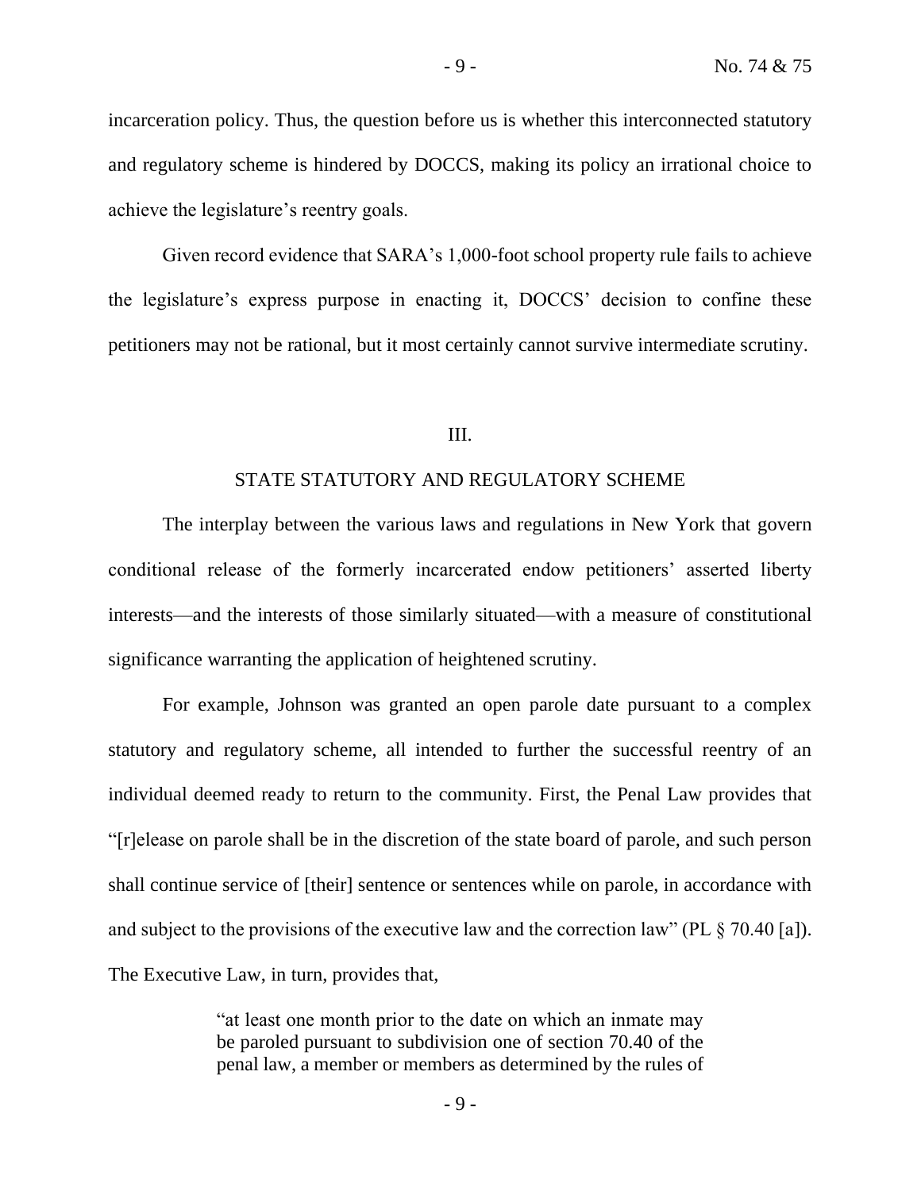incarceration policy. Thus, the question before us is whether this interconnected statutory and regulatory scheme is hindered by DOCCS, making its policy an irrational choice to achieve the legislature's reentry goals.

Given record evidence that SARA's 1,000-foot school property rule fails to achieve the legislature's express purpose in enacting it, DOCCS' decision to confine these petitioners may not be rational, but it most certainly cannot survive intermediate scrutiny.

## III.

## STATE STATUTORY AND REGULATORY SCHEME

The interplay between the various laws and regulations in New York that govern conditional release of the formerly incarcerated endow petitioners' asserted liberty interests—and the interests of those similarly situated—with a measure of constitutional significance warranting the application of heightened scrutiny.

For example, Johnson was granted an open parole date pursuant to a complex statutory and regulatory scheme, all intended to further the successful reentry of an individual deemed ready to return to the community. First, the Penal Law provides that "[r]elease on parole shall be in the discretion of the state board of parole, and such person shall continue service of [their] sentence or sentences while on parole, in accordance with and subject to the provisions of the executive law and the correction law" (PL § 70.40 [a]). The Executive Law, in turn, provides that,

> "at least one month prior to the date on which an inmate may be paroled pursuant to subdivision one of section 70.40 of the penal law, a member or members as determined by the rules of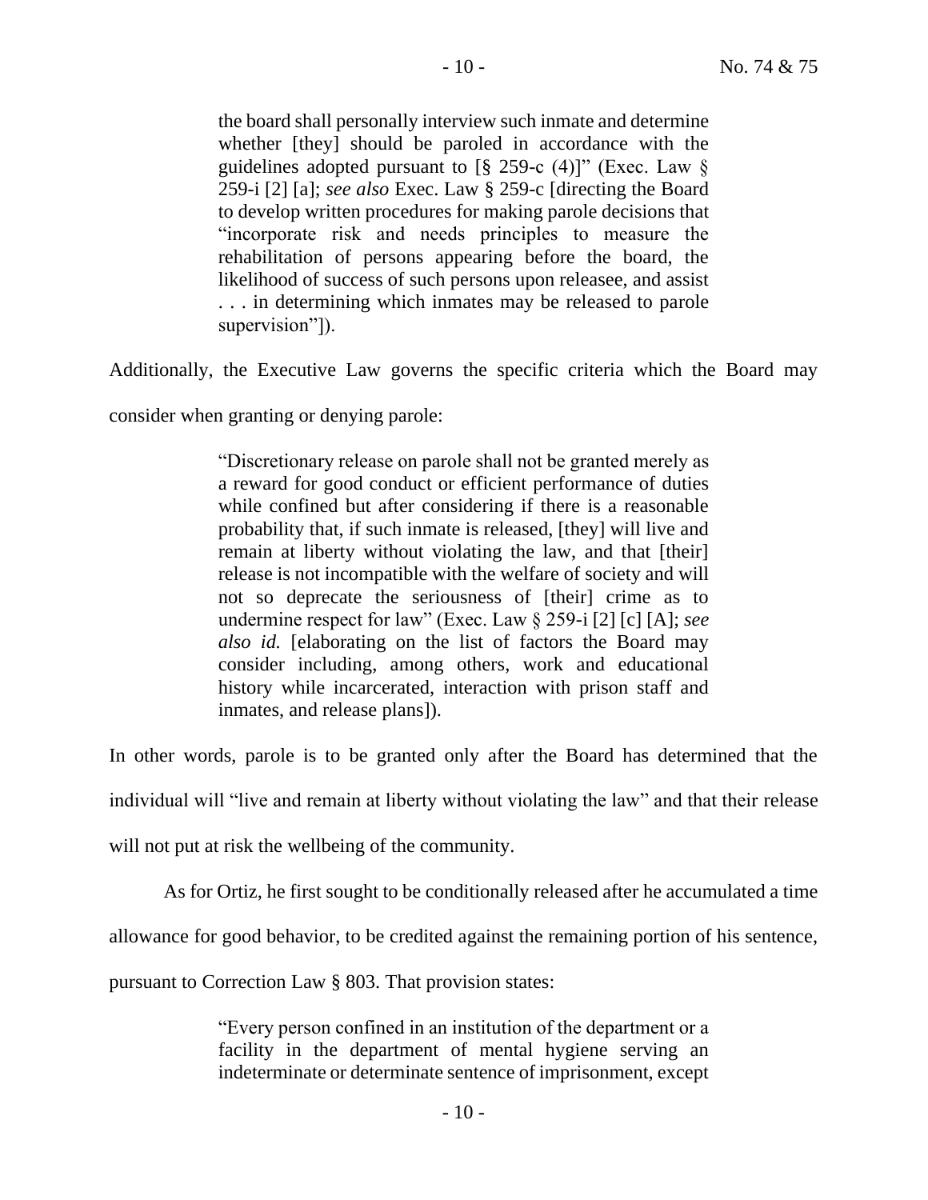> the board shall personally interview such inmate and determine whether [they] should be paroled in accordance with the guidelines adopted pursuant to [§ 259-c (4)]" (Exec. Law § 259-i [2] [a]; *see also* Exec. Law § 259-c [directing the Board to develop written procedures for making parole decisions that "incorporate risk and needs principles to measure the rehabilitation of persons appearing before the board, the likelihood of success of such persons upon releasee, and assist . . . in determining which inmates may be released to parole supervision"]).

Additionally, the Executive Law governs the specific criteria which the Board may consider when granting or denying parole:

> "Discretionary release on parole shall not be granted merely as a reward for good conduct or efficient performance of duties while confined but after considering if there is a reasonable probability that, if such inmate is released, [they] will live and remain at liberty without violating the law, and that [their] release is not incompatible with the welfare of society and will not so deprecate the seriousness of [their] crime as to undermine respect for law" (Exec. Law § 259-i [2] [c] [A]; *see also id.* [elaborating on the list of factors the Board may consider including, among others, work and educational history while incarcerated, interaction with prison staff and inmates, and release plans]).

In other words, parole is to be granted only after the Board has determined that the individual will "live and remain at liberty without violating the law" and that their release will not put at risk the wellbeing of the community.

As for Ortiz, he first sought to be conditionally released after he accumulated a time allowance for good behavior, to be credited against the remaining portion of his sentence, pursuant to Correction Law § 803. That provision states:

> "Every person confined in an institution of the department or a facility in the department of mental hygiene serving an indeterminate or determinate sentence of imprisonment, except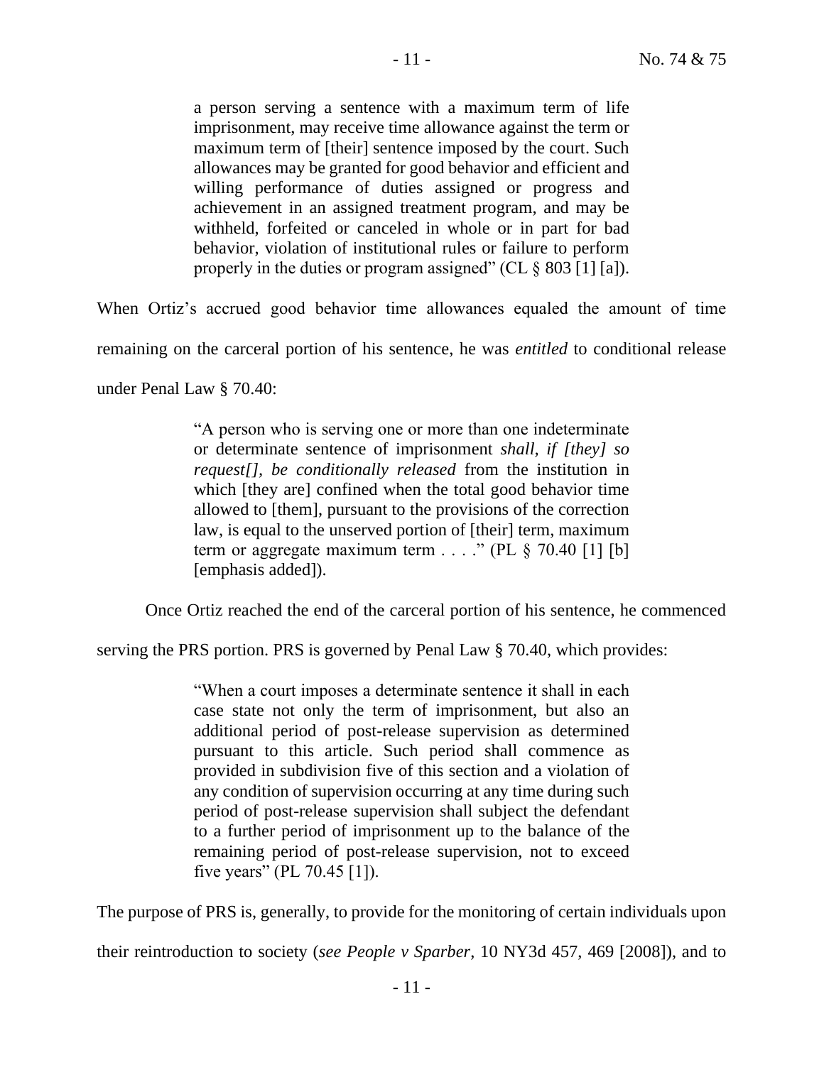> a person serving a sentence with a maximum term of life imprisonment, may receive time allowance against the term or maximum term of [their] sentence imposed by the court. Such allowances may be granted for good behavior and efficient and willing performance of duties assigned or progress and achievement in an assigned treatment program, and may be withheld, forfeited or canceled in whole or in part for bad behavior, violation of institutional rules or failure to perform properly in the duties or program assigned" (CL § 803 [1] [a]).

When Ortiz's accrued good behavior time allowances equaled the amount of time remaining on the carceral portion of his sentence, he was *entitled* to conditional release under Penal Law § 70.40:

> "A person who is serving one or more than one indeterminate or determinate sentence of imprisonment *shall, if [they] so request[], be conditionally released* from the institution in which [they are] confined when the total good behavior time allowed to [them], pursuant to the provisions of the correction law, is equal to the unserved portion of [their] term, maximum term or aggregate maximum term . . . ." (PL § 70.40 [1] [b] [emphasis added]).

Once Ortiz reached the end of the carceral portion of his sentence, he commenced serving the PRS portion. PRS is governed by Penal Law § 70.40, which provides:

> "When a court imposes a determinate sentence it shall in each case state not only the term of imprisonment, but also an additional period of post-release supervision as determined pursuant to this article. Such period shall commence as provided in subdivision five of this section and a violation of any condition of supervision occurring at any time during such period of post-release supervision shall subject the defendant to a further period of imprisonment up to the balance of the remaining period of post-release supervision, not to exceed five years" (PL 70.45 [1]).

The purpose of PRS is, generally, to provide for the monitoring of certain individuals upon their reintroduction to society (*see People v Sparber*, 10 NY3d 457, 469 [2008]), and to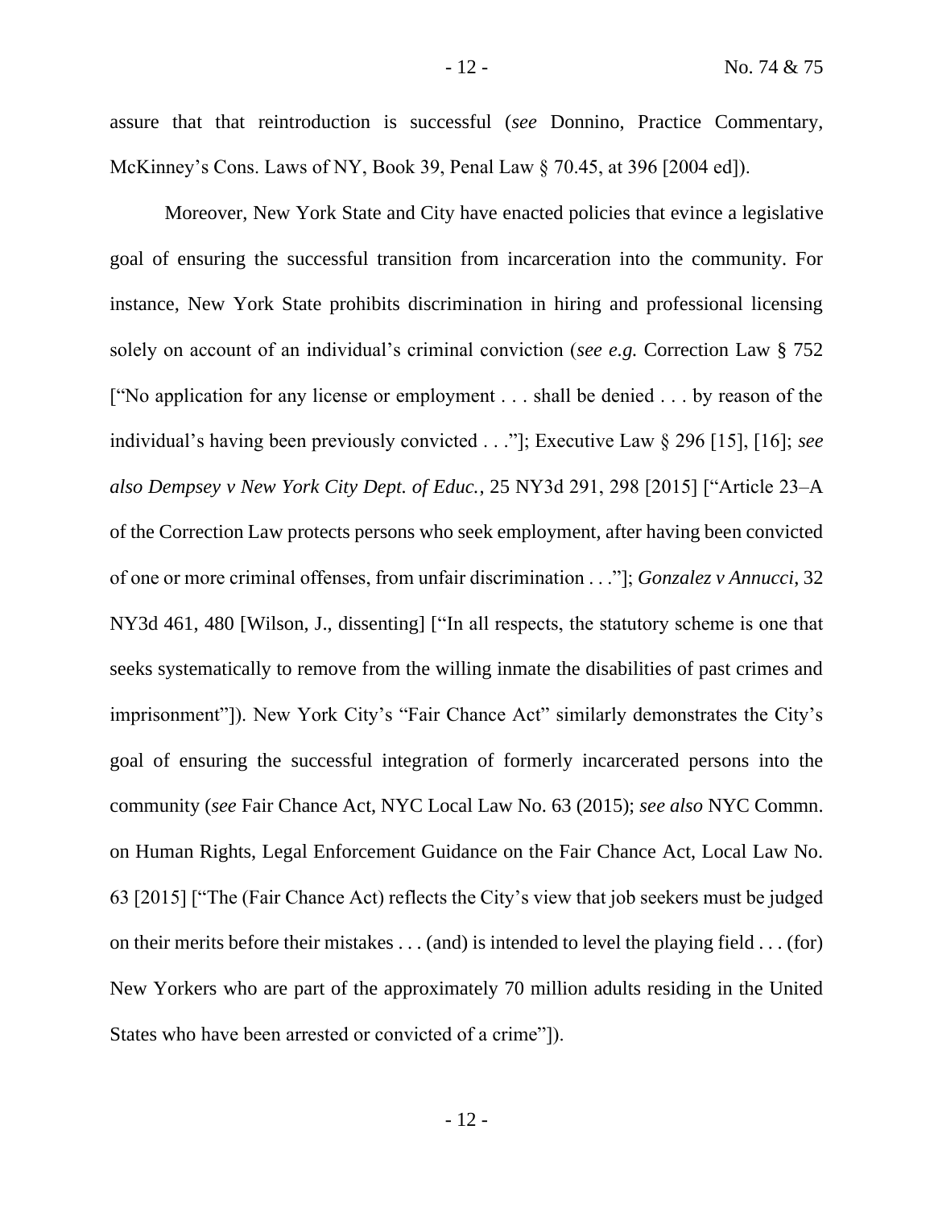assure that that reintroduction is successful (*see* Donnino, Practice Commentary, McKinney's Cons. Laws of NY, Book 39, Penal Law § 70.45, at 396 [2004 ed]).

Moreover, New York State and City have enacted policies that evince a legislative goal of ensuring the successful transition from incarceration into the community. For instance, New York State prohibits discrimination in hiring and professional licensing solely on account of an individual's criminal conviction (*see e.g.* Correction Law § 752 ["No application for any license or employment . . . shall be denied . . . by reason of the individual's having been previously convicted . . ."]; Executive Law § 296 [15], [16]; *see also Dempsey v New York City Dept. of Educ.*, 25 NY3d 291, 298 [2015] ["Article 23–A of the Correction Law protects persons who seek employment, after having been convicted of one or more criminal offenses, from unfair discrimination . . ."]; *Gonzalez v Annucci*, 32 NY3d 461, 480 [Wilson, J., dissenting] ["In all respects, the statutory scheme is one that seeks systematically to remove from the willing inmate the disabilities of past crimes and imprisonment"]). New York City's "Fair Chance Act" similarly demonstrates the City's goal of ensuring the successful integration of formerly incarcerated persons into the community (*see* Fair Chance Act, NYC Local Law No. 63 (2015); *see also* NYC Commn. on Human Rights, Legal Enforcement Guidance on the Fair Chance Act, Local Law No. 63 [2015] ["The (Fair Chance Act) reflects the City's view that job seekers must be judged on their merits before their mistakes . . . (and) is intended to level the playing field . . . (for) New Yorkers who are part of the approximately 70 million adults residing in the United States who have been arrested or convicted of a crime"]).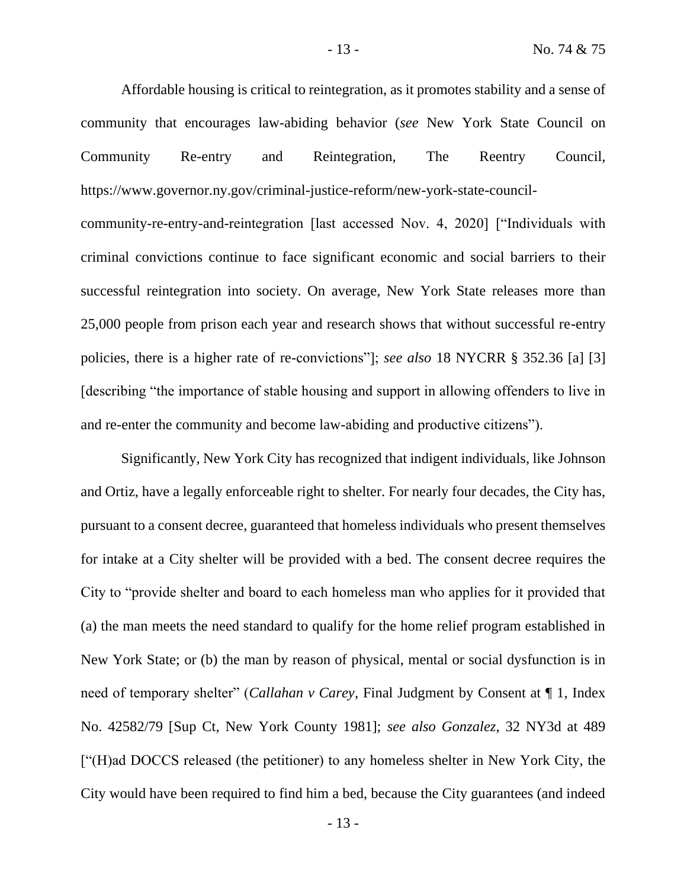Affordable housing is critical to reintegration, as it promotes stability and a sense of community that encourages law-abiding behavior (*see* New York State Council on Community Re-entry and Reintegration, The Reentry Council, https://www.governor.ny.gov/criminal-justice-reform/new-york-state-council-community-re-entry-and-reintegration [last accessed Nov. 4, 2020] ["Individuals with criminal convictions continue to face significant economic and social barriers to their successful reintegration into society. On average, New York State releases more than 25,000 people from prison each year and research shows that without successful re-entry policies, there is a higher rate of re-convictions"]; *see also* 18 NYCRR § 352.36 [a] [3] [describing "the importance of stable housing and support in allowing offenders to live in and re-enter the community and become law-abiding and productive citizens").

Significantly, New York City has recognized that indigent individuals, like Johnson and Ortiz, have a legally enforceable right to shelter. For nearly four decades, the City has, pursuant to a consent decree, guaranteed that homeless individuals who present themselves for intake at a City shelter will be provided with a bed. The consent decree requires the City to "provide shelter and board to each homeless man who applies for it provided that (a) the man meets the need standard to qualify for the home relief program established in New York State; or (b) the man by reason of physical, mental or social dysfunction is in need of temporary shelter" (*Callahan v Carey*, Final Judgment by Consent at ¶ 1, Index No. 42582/79 [Sup Ct, New York County 1981]; *see also Gonzalez*, 32 NY3d at 489 ["(H)ad DOCCS released (the petitioner) to any homeless shelter in New York City, the City would have been required to find him a bed, because the City guarantees (and indeed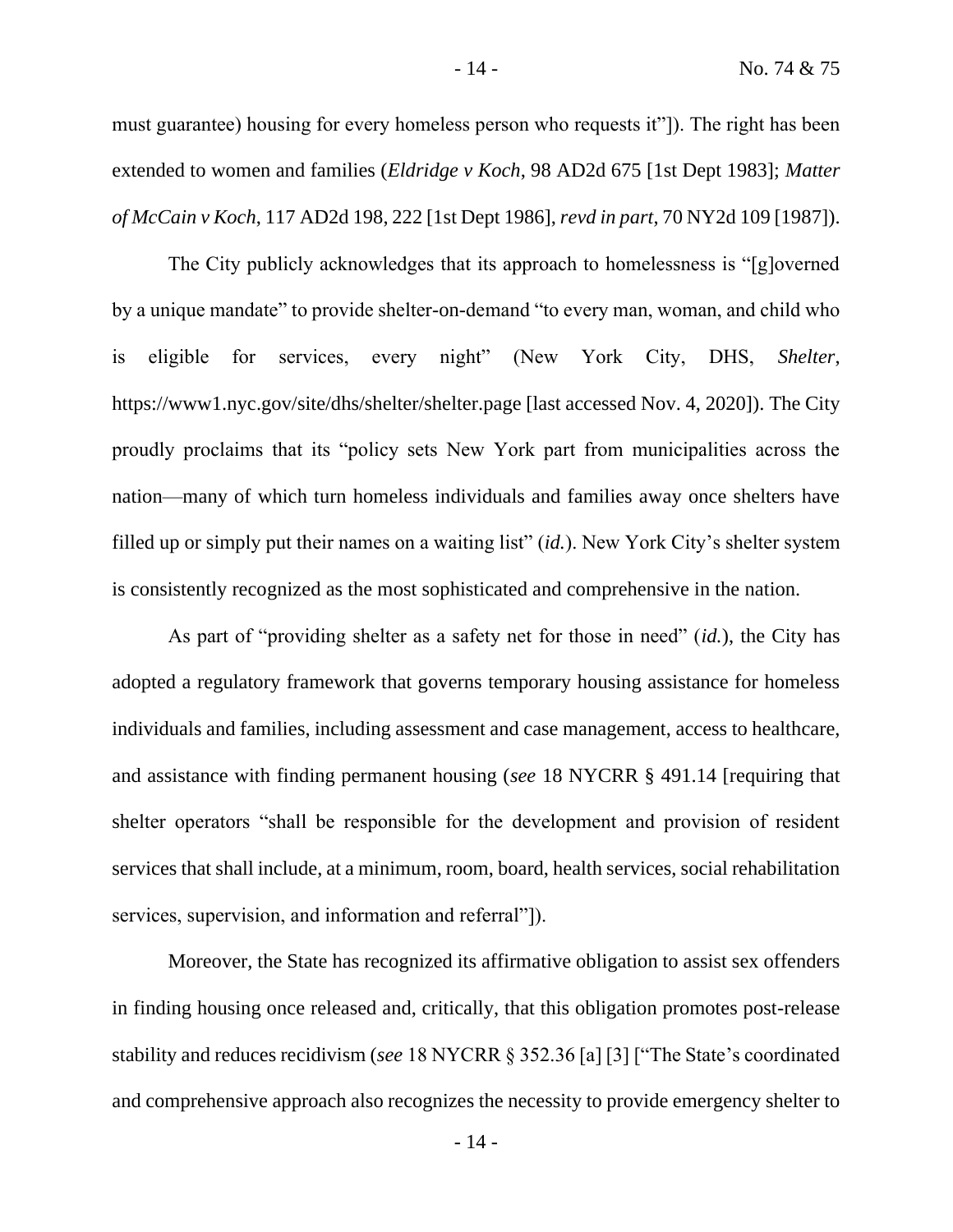must guarantee) housing for every homeless person who requests it"]). The right has been extended to women and families (*Eldridge v Koch*, 98 AD2d 675 [1st Dept 1983]; *Matter of McCain v Koch*, 117 AD2d 198, 222 [1st Dept 1986], *revd in part*, 70 NY2d 109 [1987]).

The City publicly acknowledges that its approach to homelessness is "[g]overned by a unique mandate" to provide shelter-on-demand "to every man, woman, and child who is eligible for services, every night" (New York City, DHS, *Shelter*, https://www1.nyc.gov/site/dhs/shelter/shelter.page [last accessed Nov. 4, 2020]). The City proudly proclaims that its "policy sets New York part from municipalities across the nation—many of which turn homeless individuals and families away once shelters have filled up or simply put their names on a waiting list" (*id.*). New York City's shelter system is consistently recognized as the most sophisticated and comprehensive in the nation.

As part of "providing shelter as a safety net for those in need" (*id.*), the City has adopted a regulatory framework that governs temporary housing assistance for homeless individuals and families, including assessment and case management, access to healthcare, and assistance with finding permanent housing (*see* 18 NYCRR § 491.14 [requiring that shelter operators "shall be responsible for the development and provision of resident services that shall include, at a minimum, room, board, health services, social rehabilitation services, supervision, and information and referral"]).

Moreover, the State has recognized its affirmative obligation to assist sex offenders in finding housing once released and, critically, that this obligation promotes post-release stability and reduces recidivism (*see* 18 NYCRR § 352.36 [a] [3] ["The State's coordinated and comprehensive approach also recognizes the necessity to provide emergency shelter to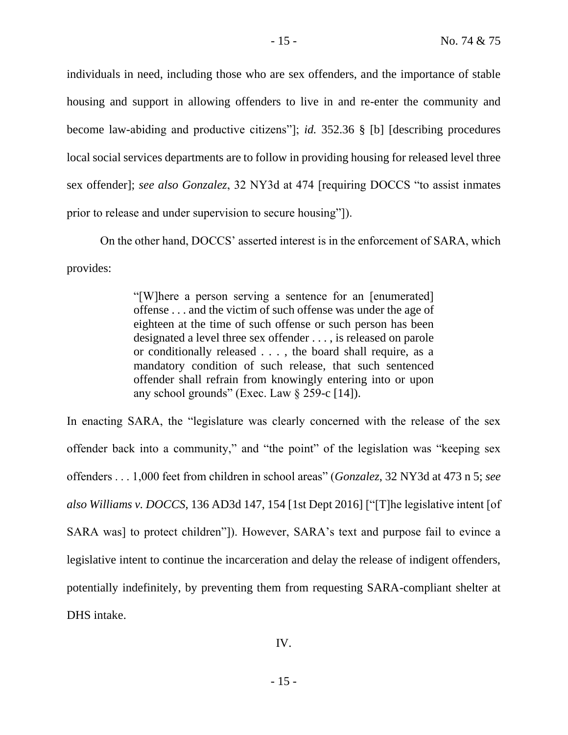individuals in need, including those who are sex offenders, and the importance of stable housing and support in allowing offenders to live in and re-enter the community and become law-abiding and productive citizens"]; *id.* 352.36 § [b] [describing procedures local social services departments are to follow in providing housing for released level three sex offender]; *see also Gonzalez*, 32 NY3d at 474 [requiring DOCCS "to assist inmates prior to release and under supervision to secure housing"]).

On the other hand, DOCCS' asserted interest is in the enforcement of SARA, which provides:

> "[W]here a person serving a sentence for an [enumerated] offense . . . and the victim of such offense was under the age of eighteen at the time of such offense or such person has been designated a level three sex offender . . . , is released on parole or conditionally released . . . , the board shall require, as a mandatory condition of such release, that such sentenced offender shall refrain from knowingly entering into or upon any school grounds" (Exec. Law § 259-c [14]).

In enacting SARA, the "legislature was clearly concerned with the release of the sex offender back into a community," and "the point" of the legislation was "keeping sex offenders . . . 1,000 feet from children in school areas" (*Gonzalez*, 32 NY3d at 473 n 5; *see also Williams v. DOCCS*, 136 AD3d 147, 154 [1st Dept 2016] ["[T]he legislative intent [of SARA was] to protect children"]). However, SARA's text and purpose fail to evince a legislative intent to continue the incarceration and delay the release of indigent offenders, potentially indefinitely, by preventing them from requesting SARA-compliant shelter at DHS intake.

IV.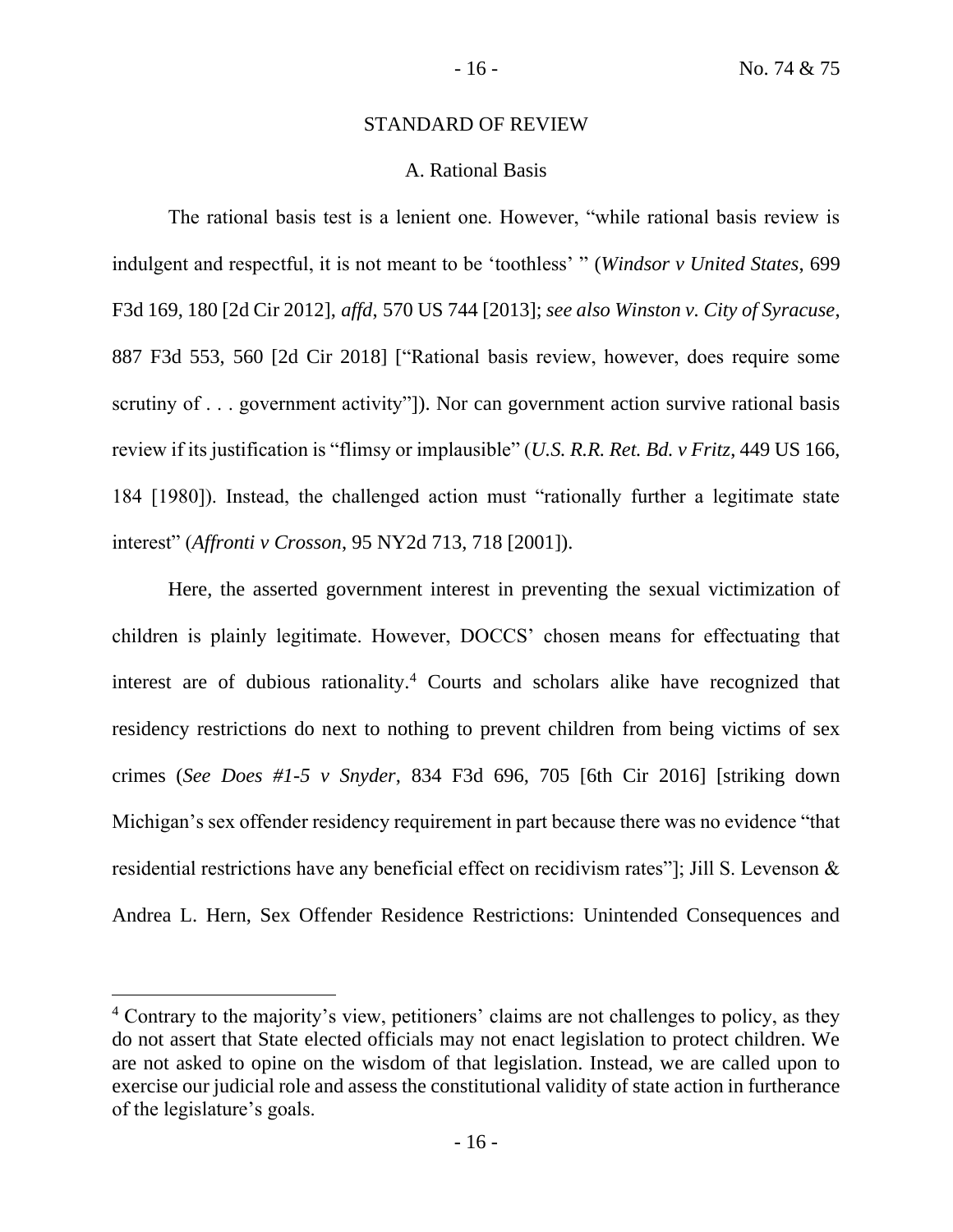## STANDARD OF REVIEW

### A. Rational Basis

The rational basis test is a lenient one. However, "while rational basis review is indulgent and respectful, it is not meant to be 'toothless' " (*Windsor v United States*, 699 F3d 169, 180 [2d Cir 2012], *affd*, 570 US 744 [2013]; *see also Winston v. City of Syracuse*, 887 F3d 553, 560 [2d Cir 2018] ["Rational basis review, however, does require some scrutiny of . . . government activity"]). Nor can government action survive rational basis review if its justification is "flimsy or implausible" (*U.S. R.R. Ret. Bd. v Fritz*, 449 US 166, 184 [1980]). Instead, the challenged action must "rationally further a legitimate state interest" (*Affronti v Crosson*, 95 NY2d 713, 718 [2001]).

Here, the asserted government interest in preventing the sexual victimization of children is plainly legitimate. However, DOCCS' chosen means for effectuating that interest are of dubious rationality.[4] Courts and scholars alike have recognized that residency restrictions do next to nothing to prevent children from being victims of sex crimes (*See Does #1-5 v Snyder*, 834 F3d 696, 705 [6th Cir 2016] [striking down Michigan's sex offender residency requirement in part because there was no evidence "that residential restrictions have any beneficial effect on recidivism rates"]; Jill S. Levenson & Andrea L. Hern, Sex Offender Residence Restrictions: Unintended Consequences and

[4] Contrary to the majority's view, petitioners' claims are not challenges to policy, as they do not assert that State elected officials may not enact legislation to protect children. We are not asked to opine on the wisdom of that legislation. Instead, we are called upon to exercise our judicial role and assess the constitutional validity of state action in furtherance of the legislature's goals.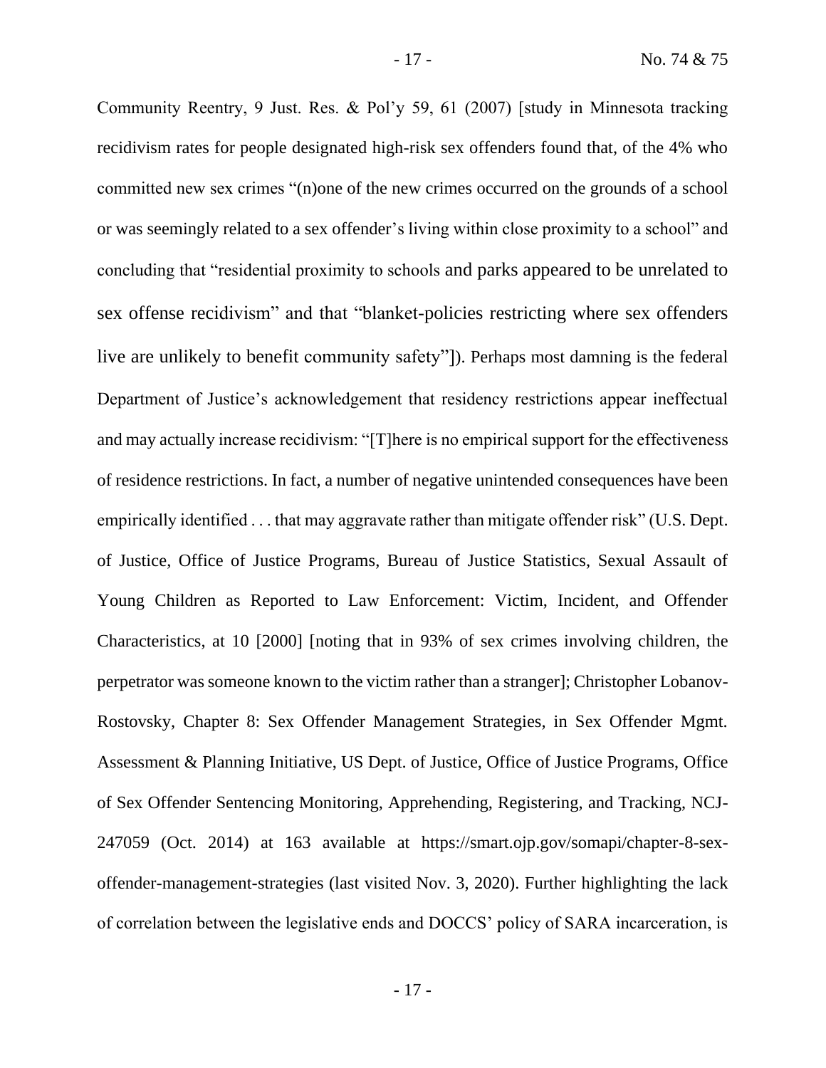Community Reentry, 9 Just. Res. & Pol'y 59, 61 (2007) [study in Minnesota tracking recidivism rates for people designated high-risk sex offenders found that, of the 4% who committed new sex crimes "(n)one of the new crimes occurred on the grounds of a school or was seemingly related to a sex offender's living within close proximity to a school" and concluding that "residential proximity to schools and parks appeared to be unrelated to sex offense recidivism" and that "blanket-policies restricting where sex offenders live are unlikely to benefit community safety"]). Perhaps most damning is the federal Department of Justice's acknowledgement that residency restrictions appear ineffectual and may actually increase recidivism: "[T]here is no empirical support for the effectiveness of residence restrictions. In fact, a number of negative unintended consequences have been empirically identified . . . that may aggravate rather than mitigate offender risk" (U.S. Dept. of Justice, Office of Justice Programs, Bureau of Justice Statistics, Sexual Assault of Young Children as Reported to Law Enforcement: Victim, Incident, and Offender Characteristics, at 10 [2000] [noting that in 93% of sex crimes involving children, the perpetrator was someone known to the victim rather than a stranger]; Christopher Lobanov-Rostovsky, Chapter 8: Sex Offender Management Strategies, in Sex Offender Mgmt. Assessment & Planning Initiative, US Dept. of Justice, Office of Justice Programs, Office of Sex Offender Sentencing Monitoring, Apprehending, Registering, and Tracking, NCJ-247059 (Oct. 2014) at 163 available at https://smart.ojp.gov/somapi/chapter-8-sex-offender-management-strategies (last visited Nov. 3, 2020). Further highlighting the lack of correlation between the legislative ends and DOCCS' policy of SARA incarceration, is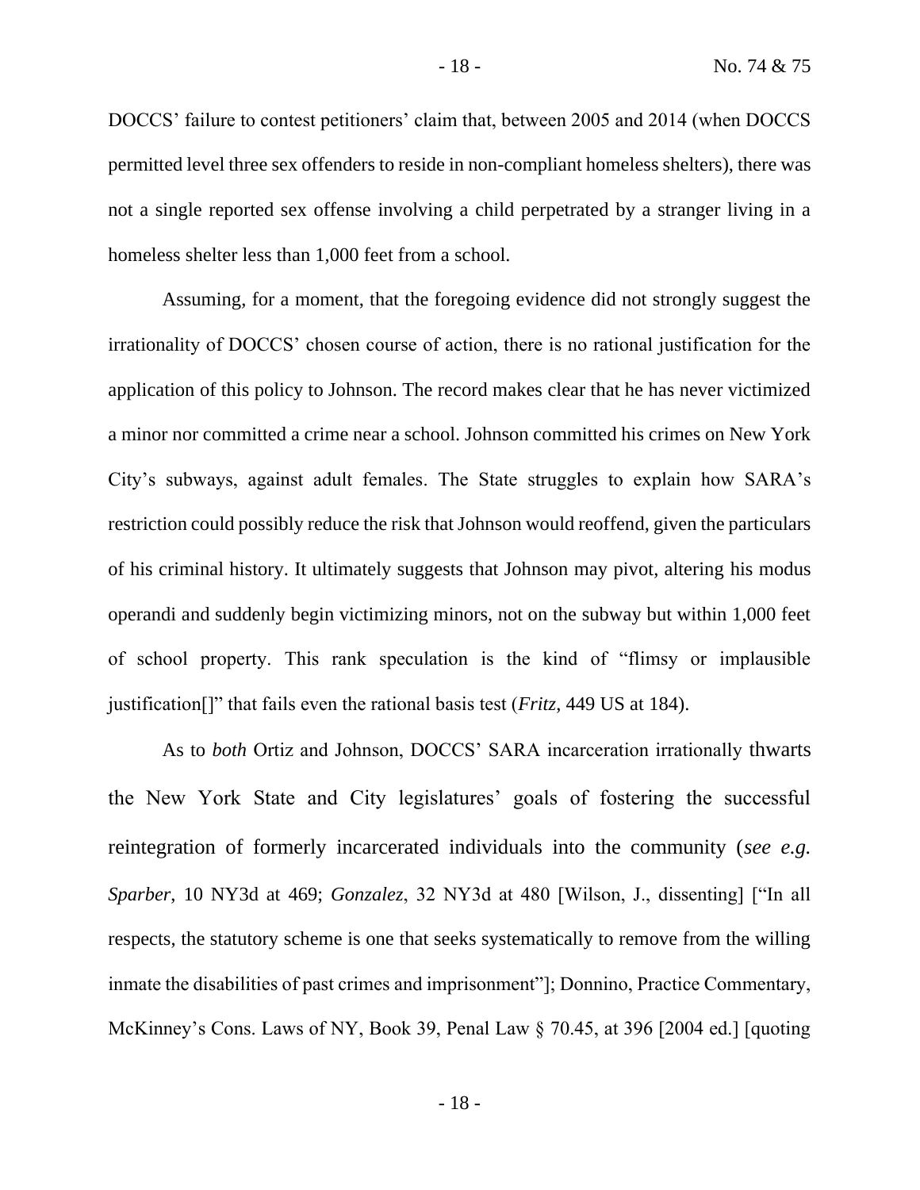DOCCS' failure to contest petitioners' claim that, between 2005 and 2014 (when DOCCS permitted level three sex offenders to reside in non-compliant homeless shelters), there was not a single reported sex offense involving a child perpetrated by a stranger living in a homeless shelter less than 1,000 feet from a school.

Assuming, for a moment, that the foregoing evidence did not strongly suggest the irrationality of DOCCS' chosen course of action, there is no rational justification for the application of this policy to Johnson. The record makes clear that he has never victimized a minor nor committed a crime near a school. Johnson committed his crimes on New York City's subways, against adult females. The State struggles to explain how SARA's restriction could possibly reduce the risk that Johnson would reoffend, given the particulars of his criminal history. It ultimately suggests that Johnson may pivot, altering his modus operandi and suddenly begin victimizing minors, not on the subway but within 1,000 feet of school property. This rank speculation is the kind of "flimsy or implausible justification[]" that fails even the rational basis test (*Fritz*, 449 US at 184).

As to *both* Ortiz and Johnson, DOCCS' SARA incarceration irrationally thwarts the New York State and City legislatures' goals of fostering the successful reintegration of formerly incarcerated individuals into the community (*see e.g. Sparber*, 10 NY3d at 469; *Gonzalez*, 32 NY3d at 480 [Wilson, J., dissenting] ["In all respects, the statutory scheme is one that seeks systematically to remove from the willing inmate the disabilities of past crimes and imprisonment"]; Donnino, Practice Commentary, McKinney's Cons. Laws of NY, Book 39, Penal Law § 70.45, at 396 [2004 ed.] [quoting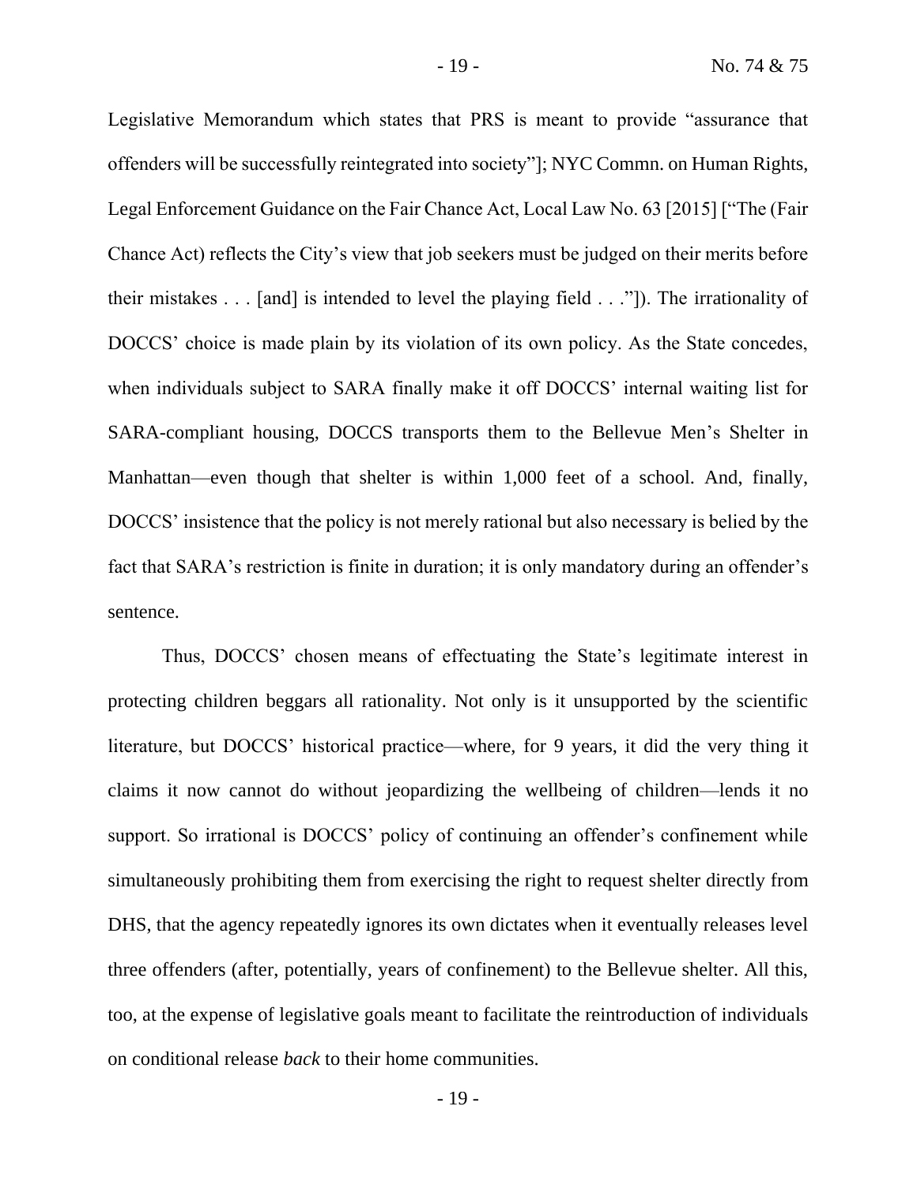Legislative Memorandum which states that PRS is meant to provide "assurance that offenders will be successfully reintegrated into society"]; NYC Commn. on Human Rights, Legal Enforcement Guidance on the Fair Chance Act, Local Law No. 63 [2015] ["The (Fair Chance Act) reflects the City's view that job seekers must be judged on their merits before their mistakes . . . [and] is intended to level the playing field . . ."]). The irrationality of DOCCS' choice is made plain by its violation of its own policy. As the State concedes, when individuals subject to SARA finally make it off DOCCS' internal waiting list for SARA-compliant housing, DOCCS transports them to the Bellevue Men's Shelter in Manhattan—even though that shelter is within 1,000 feet of a school. And, finally, DOCCS' insistence that the policy is not merely rational but also necessary is belied by the fact that SARA's restriction is finite in duration; it is only mandatory during an offender's sentence.

Thus, DOCCS' chosen means of effectuating the State's legitimate interest in protecting children beggars all rationality. Not only is it unsupported by the scientific literature, but DOCCS' historical practice—where, for 9 years, it did the very thing it claims it now cannot do without jeopardizing the wellbeing of children—lends it no support. So irrational is DOCCS' policy of continuing an offender's confinement while simultaneously prohibiting them from exercising the right to request shelter directly from DHS, that the agency repeatedly ignores its own dictates when it eventually releases level three offenders (after, potentially, years of confinement) to the Bellevue shelter. All this, too, at the expense of legislative goals meant to facilitate the reintroduction of individuals on conditional release *back* to their home communities.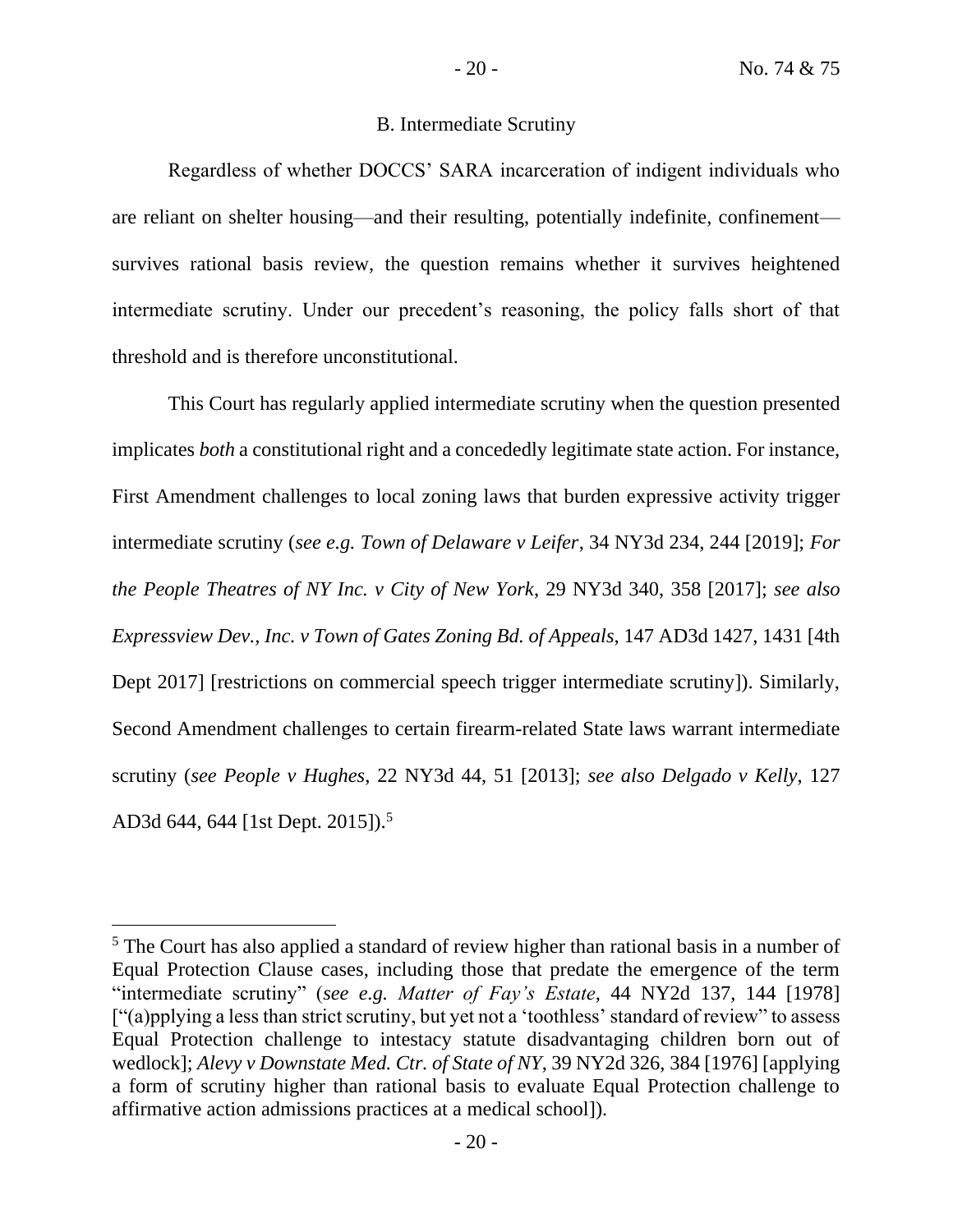### B. Intermediate Scrutiny

Regardless of whether DOCCS' SARA incarceration of indigent individuals who are reliant on shelter housing—and their resulting, potentially indefinite, confinement—survives rational basis review, the question remains whether it survives heightened intermediate scrutiny. Under our precedent's reasoning, the policy falls short of that threshold and is therefore unconstitutional.

This Court has regularly applied intermediate scrutiny when the question presented implicates *both* a constitutional right and a concededly legitimate state action. For instance, First Amendment challenges to local zoning laws that burden expressive activity trigger intermediate scrutiny (*see e.g. Town of Delaware v Leifer*, 34 NY3d 234, 244 [2019]; *For the People Theatres of NY Inc. v City of New York*, 29 NY3d 340, 358 [2017]; *see also Expressview Dev., Inc. v Town of Gates Zoning Bd. of Appeals*, 147 AD3d 1427, 1431 [4th Dept 2017] [restrictions on commercial speech trigger intermediate scrutiny]). Similarly, Second Amendment challenges to certain firearm-related State laws warrant intermediate scrutiny (*see People v Hughes*, 22 NY3d 44, 51 [2013]; *see also Delgado v Kelly*, 127 AD3d 644, 644 [1st Dept. 2015]).[5]

---

[5] The Court has also applied a standard of review higher than rational basis in a number of Equal Protection Clause cases, including those that predate the emergence of the term "intermediate scrutiny" (*see e.g. Matter of Fay's Estate*, 44 NY2d 137, 144 [1978] ["(a)pplying a less than strict scrutiny, but yet not a 'toothless' standard of review" to assess Equal Protection challenge to intestacy statute disadvantaging children born out of wedlock]; *Alevy v Downstate Med. Ctr. of State of NY*, 39 NY2d 326, 384 [1976] [applying a form of scrutiny higher than rational basis to evaluate Equal Protection challenge to affirmative action admissions practices at a medical school]).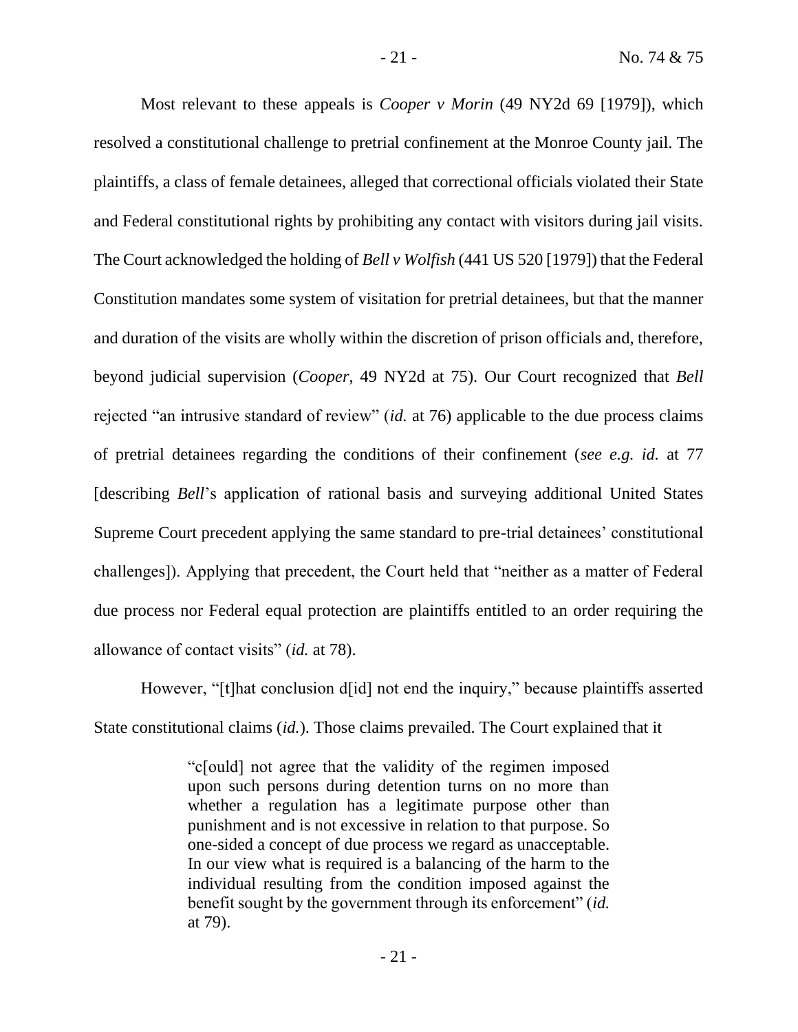Most relevant to these appeals is *Cooper v Morin* (49 NY2d 69 [1979]), which resolved a constitutional challenge to pretrial confinement at the Monroe County jail. The plaintiffs, a class of female detainees, alleged that correctional officials violated their State and Federal constitutional rights by prohibiting any contact with visitors during jail visits. The Court acknowledged the holding of *Bell v Wolfish* (441 US 520 [1979]) that the Federal Constitution mandates some system of visitation for pretrial detainees, but that the manner and duration of the visits are wholly within the discretion of prison officials and, therefore, beyond judicial supervision (*Cooper*, 49 NY2d at 75). Our Court recognized that *Bell* rejected "an intrusive standard of review" (*id.* at 76) applicable to the due process claims of pretrial detainees regarding the conditions of their confinement (*see e.g. id.* at 77 [describing *Bell*'s application of rational basis and surveying additional United States Supreme Court precedent applying the same standard to pre-trial detainees' constitutional challenges]). Applying that precedent, the Court held that "neither as a matter of Federal due process nor Federal equal protection are plaintiffs entitled to an order requiring the allowance of contact visits" (*id.* at 78).

However, "[t]hat conclusion d[id] not end the inquiry," because plaintiffs asserted State constitutional claims (*id.*). Those claims prevailed. The Court explained that it

> "c[ould] not agree that the validity of the regimen imposed upon such persons during detention turns on no more than whether a regulation has a legitimate purpose other than punishment and is not excessive in relation to that purpose. So one-sided a concept of due process we regard as unacceptable. In our view what is required is a balancing of the harm to the individual resulting from the condition imposed against the benefit sought by the government through its enforcement" (*id.* at 79).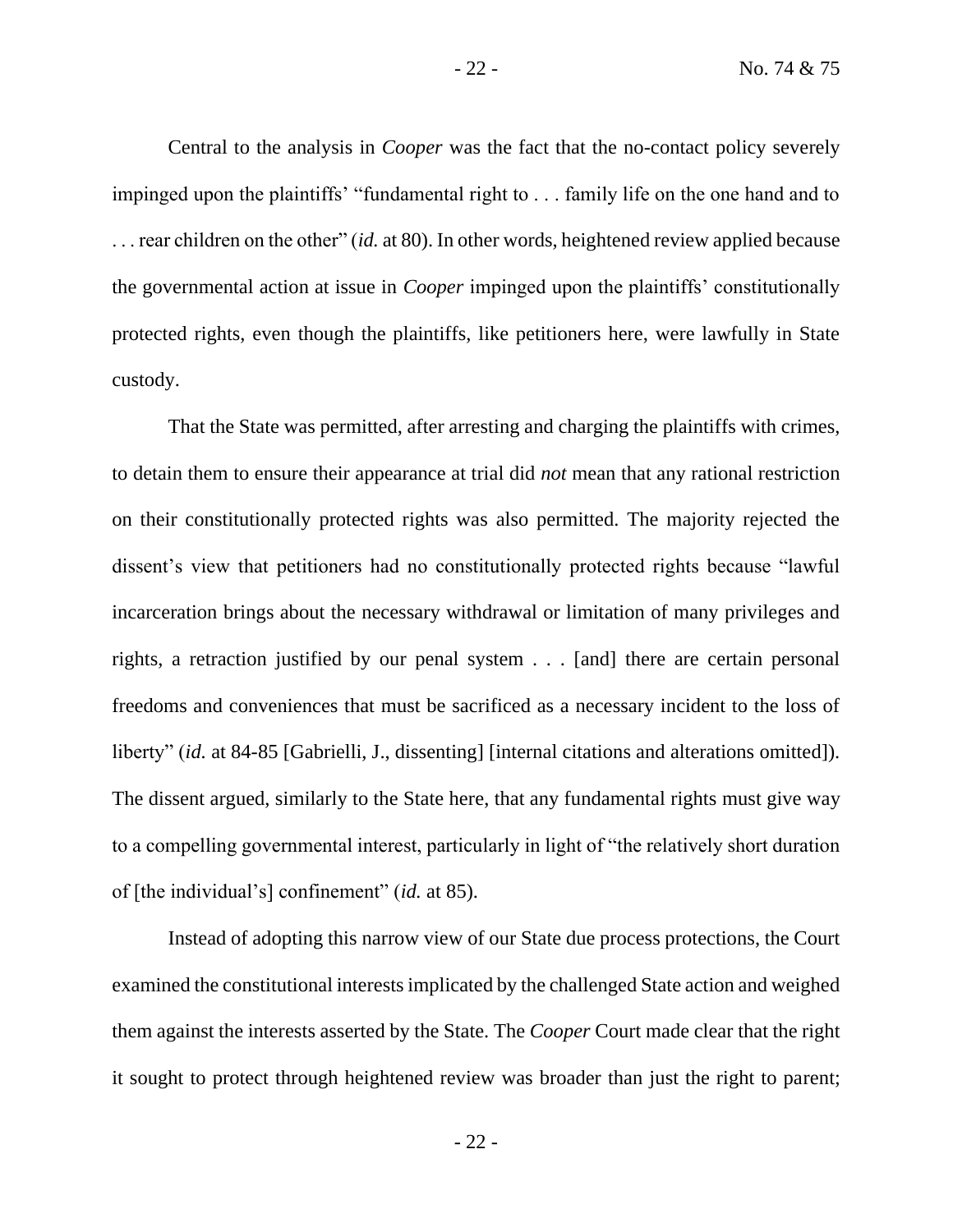Central to the analysis in *Cooper* was the fact that the no-contact policy severely impinged upon the plaintiffs' "fundamental right to . . . family life on the one hand and to . . . rear children on the other" (*id.* at 80). In other words, heightened review applied because the governmental action at issue in *Cooper* impinged upon the plaintiffs' constitutionally protected rights, even though the plaintiffs, like petitioners here, were lawfully in State custody.

That the State was permitted, after arresting and charging the plaintiffs with crimes, to detain them to ensure their appearance at trial did *not* mean that any rational restriction on their constitutionally protected rights was also permitted. The majority rejected the dissent's view that petitioners had no constitutionally protected rights because "lawful incarceration brings about the necessary withdrawal or limitation of many privileges and rights, a retraction justified by our penal system . . . [and] there are certain personal freedoms and conveniences that must be sacrificed as a necessary incident to the loss of liberty" (*id.* at 84-85 [Gabrielli, J., dissenting] [internal citations and alterations omitted]). The dissent argued, similarly to the State here, that any fundamental rights must give way to a compelling governmental interest, particularly in light of "the relatively short duration of [the individual's] confinement" (*id.* at 85).

Instead of adopting this narrow view of our State due process protections, the Court examined the constitutional interests implicated by the challenged State action and weighed them against the interests asserted by the State. The *Cooper* Court made clear that the right it sought to protect through heightened review was broader than just the right to parent;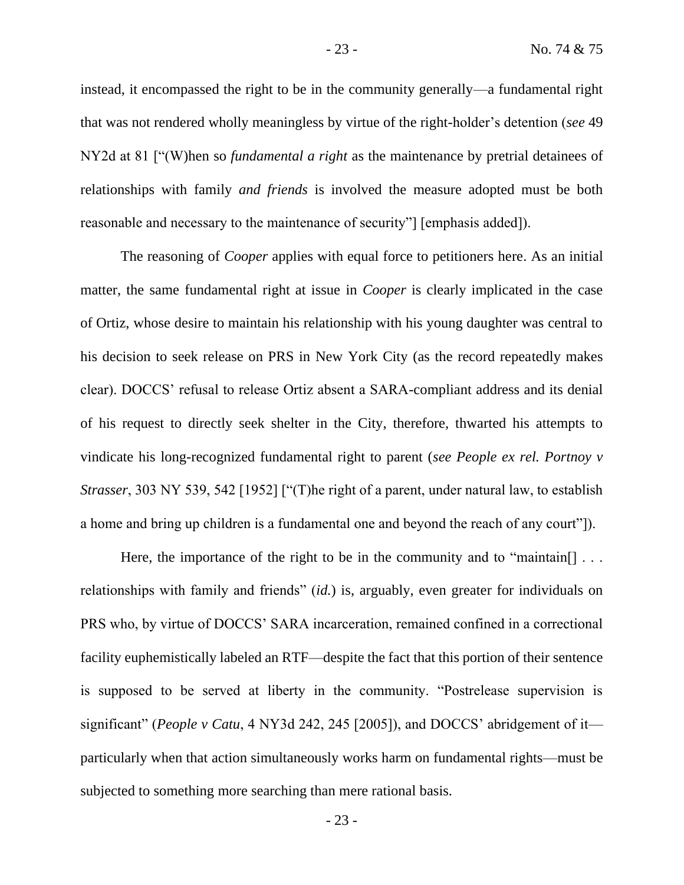instead, it encompassed the right to be in the community generally—a fundamental right that was not rendered wholly meaningless by virtue of the right-holder's detention (*see* 49 NY2d at 81 ["(W)hen so *fundamental a right* as the maintenance by pretrial detainees of relationships with family *and friends* is involved the measure adopted must be both reasonable and necessary to the maintenance of security"] [emphasis added]).

The reasoning of *Cooper* applies with equal force to petitioners here. As an initial matter, the same fundamental right at issue in *Cooper* is clearly implicated in the case of Ortiz, whose desire to maintain his relationship with his young daughter was central to his decision to seek release on PRS in New York City (as the record repeatedly makes clear). DOCCS' refusal to release Ortiz absent a SARA-compliant address and its denial of his request to directly seek shelter in the City, therefore, thwarted his attempts to vindicate his long-recognized fundamental right to parent (*see People ex rel. Portnoy v Strasser*, 303 NY 539, 542 [1952] ["(T)he right of a parent, under natural law, to establish a home and bring up children is a fundamental one and beyond the reach of any court"]).

Here, the importance of the right to be in the community and to "maintain[] . . . relationships with family and friends" (*id.*) is, arguably, even greater for individuals on PRS who, by virtue of DOCCS' SARA incarceration, remained confined in a correctional facility euphemistically labeled an RTF—despite the fact that this portion of their sentence is supposed to be served at liberty in the community. "Postrelease supervision is significant" (*People v Catu*, 4 NY3d 242, 245 [2005]), and DOCCS' abridgement of it—particularly when that action simultaneously works harm on fundamental rights—must be subjected to something more searching than mere rational basis.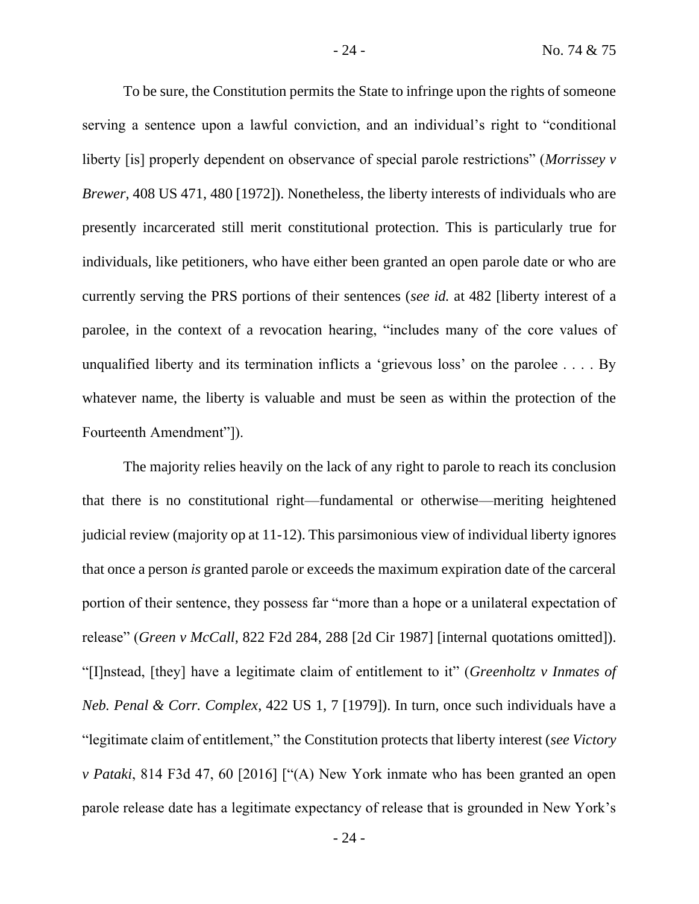To be sure, the Constitution permits the State to infringe upon the rights of someone serving a sentence upon a lawful conviction, and an individual's right to "conditional liberty [is] properly dependent on observance of special parole restrictions" (*Morrissey v Brewer*, 408 US 471, 480 [1972]). Nonetheless, the liberty interests of individuals who are presently incarcerated still merit constitutional protection. This is particularly true for individuals, like petitioners, who have either been granted an open parole date or who are currently serving the PRS portions of their sentences (*see id.* at 482 [liberty interest of a parolee, in the context of a revocation hearing, "includes many of the core values of unqualified liberty and its termination inflicts a 'grievous loss' on the parolee . . . . By whatever name, the liberty is valuable and must be seen as within the protection of the Fourteenth Amendment"]).

The majority relies heavily on the lack of any right to parole to reach its conclusion that there is no constitutional right—fundamental or otherwise—meriting heightened judicial review (majority op at 11-12). This parsimonious view of individual liberty ignores that once a person *is* granted parole or exceeds the maximum expiration date of the carceral portion of their sentence, they possess far "more than a hope or a unilateral expectation of release" (*Green v McCall*, 822 F2d 284, 288 [2d Cir 1987] [internal quotations omitted]). "[I]nstead, [they] have a legitimate claim of entitlement to it" (*Greenholtz v Inmates of Neb. Penal & Corr. Complex*, 422 US 1, 7 [1979]). In turn, once such individuals have a "legitimate claim of entitlement," the Constitution protects that liberty interest (*see Victory v Pataki*, 814 F3d 47, 60 [2016] ["(A) New York inmate who has been granted an open parole release date has a legitimate expectancy of release that is grounded in New York's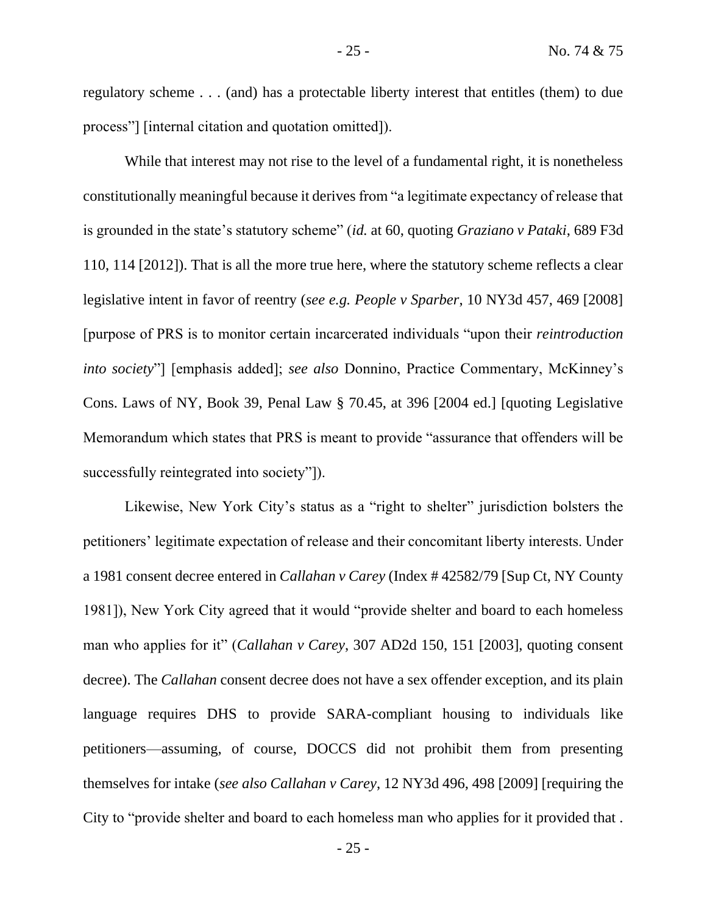regulatory scheme . . . (and) has a protectable liberty interest that entitles (them) to due process"] [internal citation and quotation omitted]).

While that interest may not rise to the level of a fundamental right, it is nonetheless constitutionally meaningful because it derives from "a legitimate expectancy of release that is grounded in the state's statutory scheme" (*id.* at 60, quoting *Graziano v Pataki*, 689 F3d 110, 114 [2012]). That is all the more true here, where the statutory scheme reflects a clear legislative intent in favor of reentry (*see e.g. People v Sparber*, 10 NY3d 457, 469 [2008] [purpose of PRS is to monitor certain incarcerated individuals "upon their *reintroduction into society*"] [emphasis added]; *see also* Donnino, Practice Commentary, McKinney's Cons. Laws of NY, Book 39, Penal Law § 70.45, at 396 [2004 ed.] [quoting Legislative Memorandum which states that PRS is meant to provide "assurance that offenders will be successfully reintegrated into society"]).

Likewise, New York City's status as a "right to shelter" jurisdiction bolsters the petitioners' legitimate expectation of release and their concomitant liberty interests. Under a 1981 consent decree entered in *Callahan v Carey* (Index # 42582/79 [Sup Ct, NY County 1981]), New York City agreed that it would "provide shelter and board to each homeless man who applies for it" (*Callahan v Carey*, 307 AD2d 150, 151 [2003], quoting consent decree). The *Callahan* consent decree does not have a sex offender exception, and its plain language requires DHS to provide SARA-compliant housing to individuals like petitioners—assuming, of course, DOCCS did not prohibit them from presenting themselves for intake (*see also Callahan v Carey*, 12 NY3d 496, 498 [2009] [requiring the City to "provide shelter and board to each homeless man who applies for it provided that .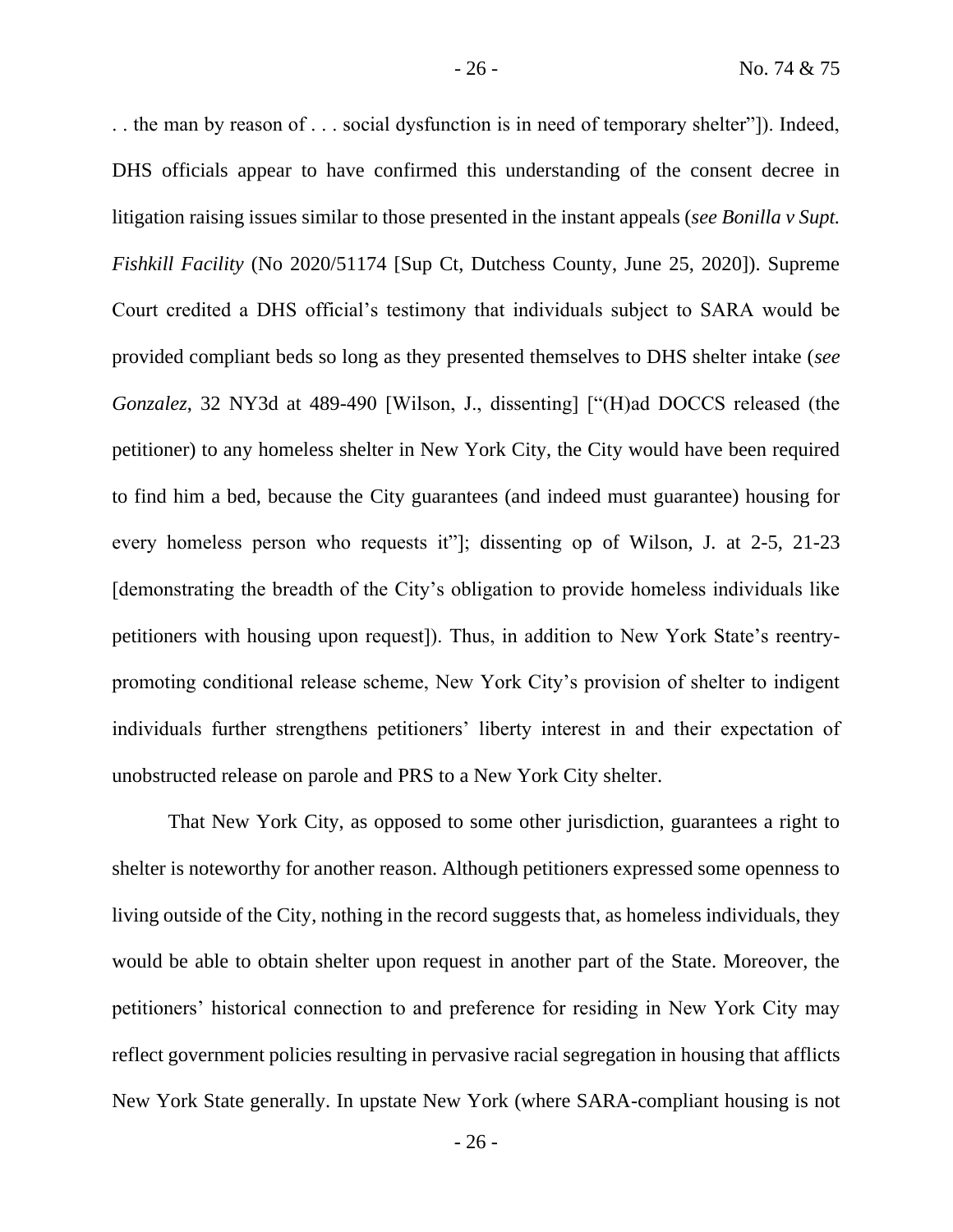. . the man by reason of . . . social dysfunction is in need of temporary shelter"]). Indeed, DHS officials appear to have confirmed this understanding of the consent decree in litigation raising issues similar to those presented in the instant appeals (*see Bonilla v Supt. Fishkill Facility* (No 2020/51174 [Sup Ct, Dutchess County, June 25, 2020]). Supreme Court credited a DHS official's testimony that individuals subject to SARA would be provided compliant beds so long as they presented themselves to DHS shelter intake (*see Gonzalez*, 32 NY3d at 489-490 [Wilson, J., dissenting] ["(H)ad DOCCS released (the petitioner) to any homeless shelter in New York City, the City would have been required to find him a bed, because the City guarantees (and indeed must guarantee) housing for every homeless person who requests it"]; dissenting op of Wilson, J. at 2-5, 21-23 [demonstrating the breadth of the City's obligation to provide homeless individuals like petitioners with housing upon request]). Thus, in addition to New York State's reentry-promoting conditional release scheme, New York City's provision of shelter to indigent individuals further strengthens petitioners' liberty interest in and their expectation of unobstructed release on parole and PRS to a New York City shelter.

That New York City, as opposed to some other jurisdiction, guarantees a right to shelter is noteworthy for another reason. Although petitioners expressed some openness to living outside of the City, nothing in the record suggests that, as homeless individuals, they would be able to obtain shelter upon request in another part of the State. Moreover, the petitioners' historical connection to and preference for residing in New York City may reflect government policies resulting in pervasive racial segregation in housing that afflicts New York State generally. In upstate New York (where SARA-compliant housing is not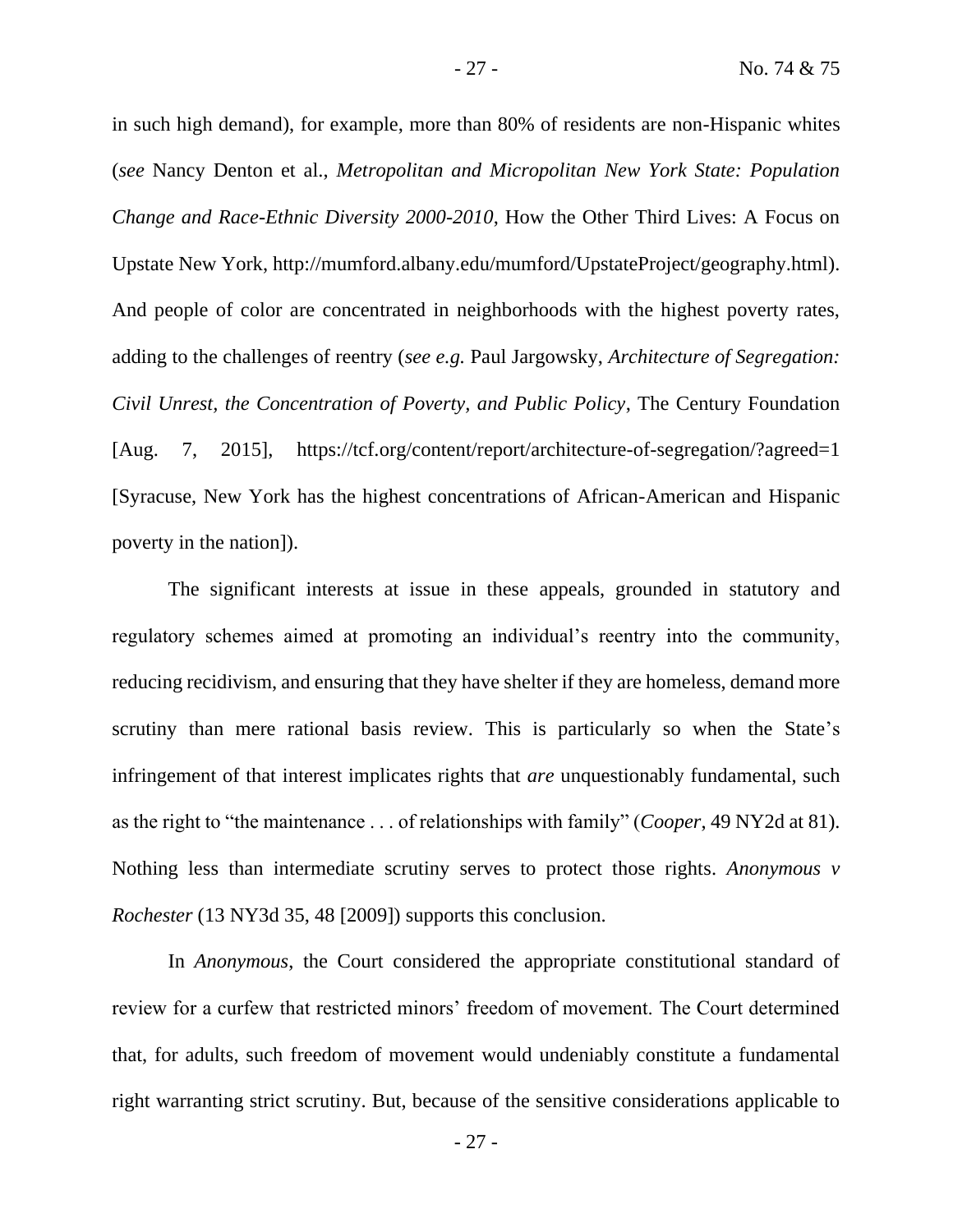in such high demand), for example, more than 80% of residents are non-Hispanic whites (*see* Nancy Denton et al., *Metropolitan and Micropolitan New York State: Population Change and Race-Ethnic Diversity 2000-2010*, How the Other Third Lives: A Focus on Upstate New York, http://mumford.albany.edu/mumford/UpstateProject/geography.html). And people of color are concentrated in neighborhoods with the highest poverty rates, adding to the challenges of reentry (*see e.g.* Paul Jargowsky, *Architecture of Segregation: Civil Unrest, the Concentration of Poverty, and Public Policy*, The Century Foundation [Aug. 7, 2015], https://tcf.org/content/report/architecture-of-segregation/?agreed=1 [Syracuse, New York has the highest concentrations of African-American and Hispanic poverty in the nation]).

The significant interests at issue in these appeals, grounded in statutory and regulatory schemes aimed at promoting an individual's reentry into the community, reducing recidivism, and ensuring that they have shelter if they are homeless, demand more scrutiny than mere rational basis review. This is particularly so when the State's infringement of that interest implicates rights that *are* unquestionably fundamental, such as the right to "the maintenance . . . of relationships with family" (*Cooper*, 49 NY2d at 81). Nothing less than intermediate scrutiny serves to protect those rights. *Anonymous v Rochester* (13 NY3d 35, 48 [2009]) supports this conclusion.

In *Anonymous*, the Court considered the appropriate constitutional standard of review for a curfew that restricted minors' freedom of movement. The Court determined that, for adults, such freedom of movement would undeniably constitute a fundamental right warranting strict scrutiny. But, because of the sensitive considerations applicable to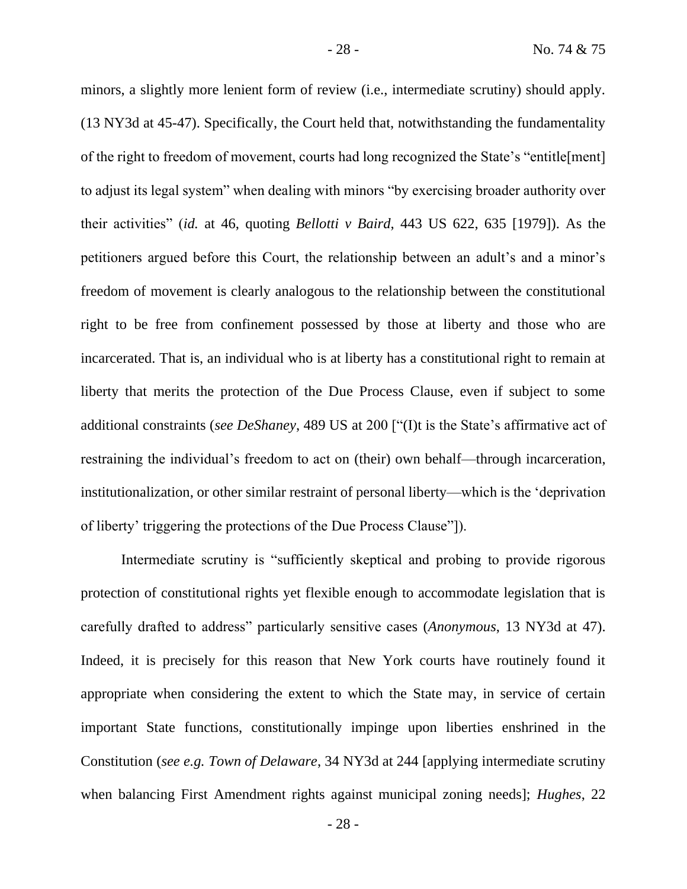minors, a slightly more lenient form of review (i.e., intermediate scrutiny) should apply. (13 NY3d at 45-47). Specifically, the Court held that, notwithstanding the fundamentality of the right to freedom of movement, courts had long recognized the State's "entitle[ment] to adjust its legal system" when dealing with minors "by exercising broader authority over their activities" (*id.* at 46, quoting *Bellotti v Baird*, 443 US 622, 635 [1979]). As the petitioners argued before this Court, the relationship between an adult's and a minor's freedom of movement is clearly analogous to the relationship between the constitutional right to be free from confinement possessed by those at liberty and those who are incarcerated. That is, an individual who is at liberty has a constitutional right to remain at liberty that merits the protection of the Due Process Clause, even if subject to some additional constraints (*see DeShaney*, 489 US at 200 ["(I)t is the State's affirmative act of restraining the individual's freedom to act on (their) own behalf—through incarceration, institutionalization, or other similar restraint of personal liberty—which is the 'deprivation of liberty' triggering the protections of the Due Process Clause"]).

Intermediate scrutiny is "sufficiently skeptical and probing to provide rigorous protection of constitutional rights yet flexible enough to accommodate legislation that is carefully drafted to address" particularly sensitive cases (*Anonymous*, 13 NY3d at 47). Indeed, it is precisely for this reason that New York courts have routinely found it appropriate when considering the extent to which the State may, in service of certain important State functions, constitutionally impinge upon liberties enshrined in the Constitution (*see e.g. Town of Delaware*, 34 NY3d at 244 [applying intermediate scrutiny when balancing First Amendment rights against municipal zoning needs]; *Hughes*, 22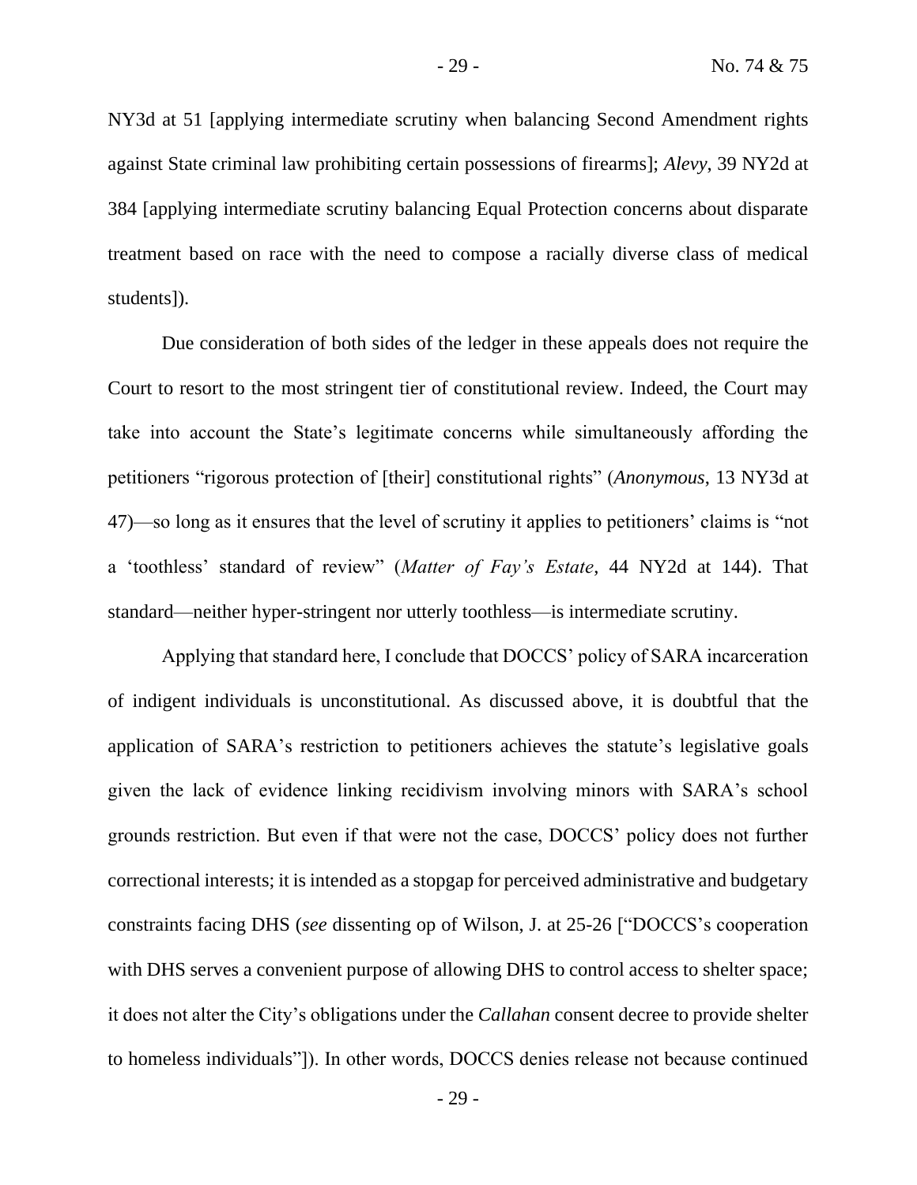NY3d at 51 [applying intermediate scrutiny when balancing Second Amendment rights against State criminal law prohibiting certain possessions of firearms]; *Alevy*, 39 NY2d at 384 [applying intermediate scrutiny balancing Equal Protection concerns about disparate treatment based on race with the need to compose a racially diverse class of medical students]).

Due consideration of both sides of the ledger in these appeals does not require the Court to resort to the most stringent tier of constitutional review. Indeed, the Court may take into account the State's legitimate concerns while simultaneously affording the petitioners "rigorous protection of [their] constitutional rights" (*Anonymous*, 13 NY3d at 47)—so long as it ensures that the level of scrutiny it applies to petitioners' claims is "not a 'toothless' standard of review" (*Matter of Fay's Estate*, 44 NY2d at 144). That standard—neither hyper-stringent nor utterly toothless—is intermediate scrutiny.

Applying that standard here, I conclude that DOCCS' policy of SARA incarceration of indigent individuals is unconstitutional. As discussed above, it is doubtful that the application of SARA's restriction to petitioners achieves the statute's legislative goals given the lack of evidence linking recidivism involving minors with SARA's school grounds restriction. But even if that were not the case, DOCCS' policy does not further correctional interests; it is intended as a stopgap for perceived administrative and budgetary constraints facing DHS (*see* dissenting op of Wilson, J. at 25-26 ["DOCCS's cooperation with DHS serves a convenient purpose of allowing DHS to control access to shelter space; it does not alter the City's obligations under the *Callahan* consent decree to provide shelter to homeless individuals"]). In other words, DOCCS denies release not because continued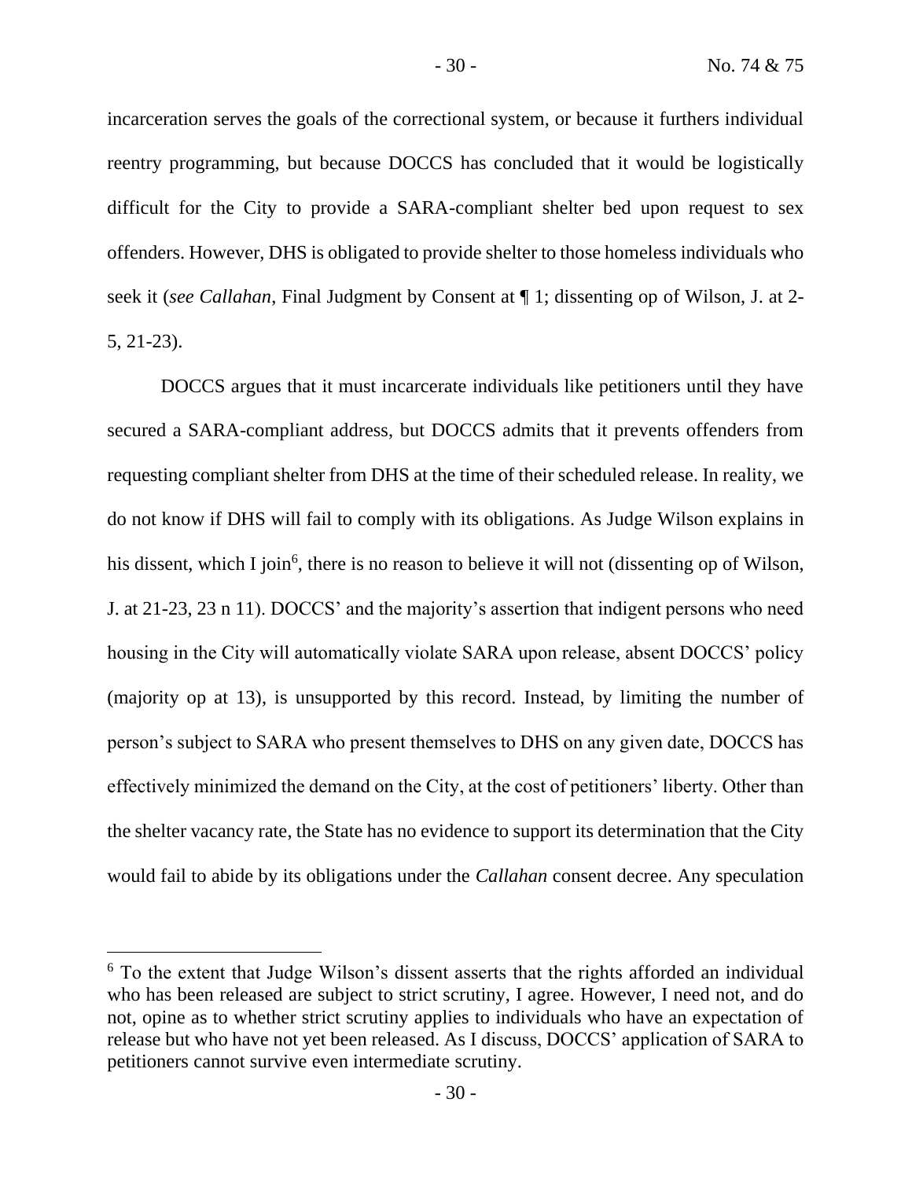incarceration serves the goals of the correctional system, or because it furthers individual reentry programming, but because DOCCS has concluded that it would be logistically difficult for the City to provide a SARA-compliant shelter bed upon request to sex offenders. However, DHS is obligated to provide shelter to those homeless individuals who seek it (*see Callahan*, Final Judgment by Consent at ¶ 1; dissenting op of Wilson, J. at 2-5, 21-23).

DOCCS argues that it must incarcerate individuals like petitioners until they have secured a SARA-compliant address, but DOCCS admits that it prevents offenders from requesting compliant shelter from DHS at the time of their scheduled release. In reality, we do not know if DHS will fail to comply with its obligations. As Judge Wilson explains in his dissent, which I join[6], there is no reason to believe it will not (dissenting op of Wilson, J. at 21-23, 23 n 11). DOCCS' and the majority's assertion that indigent persons who need housing in the City will automatically violate SARA upon release, absent DOCCS' policy (majority op at 13), is unsupported by this record. Instead, by limiting the number of person's subject to SARA who present themselves to DHS on any given date, DOCCS has effectively minimized the demand on the City, at the cost of petitioners' liberty. Other than the shelter vacancy rate, the State has no evidence to support its determination that the City would fail to abide by its obligations under the *Callahan* consent decree. Any speculation

[6] To the extent that Judge Wilson's dissent asserts that the rights afforded an individual who has been released are subject to strict scrutiny, I agree. However, I need not, and do not, opine as to whether strict scrutiny applies to individuals who have an expectation of release but who have not yet been released. As I discuss, DOCCS' application of SARA to petitioners cannot survive even intermediate scrutiny.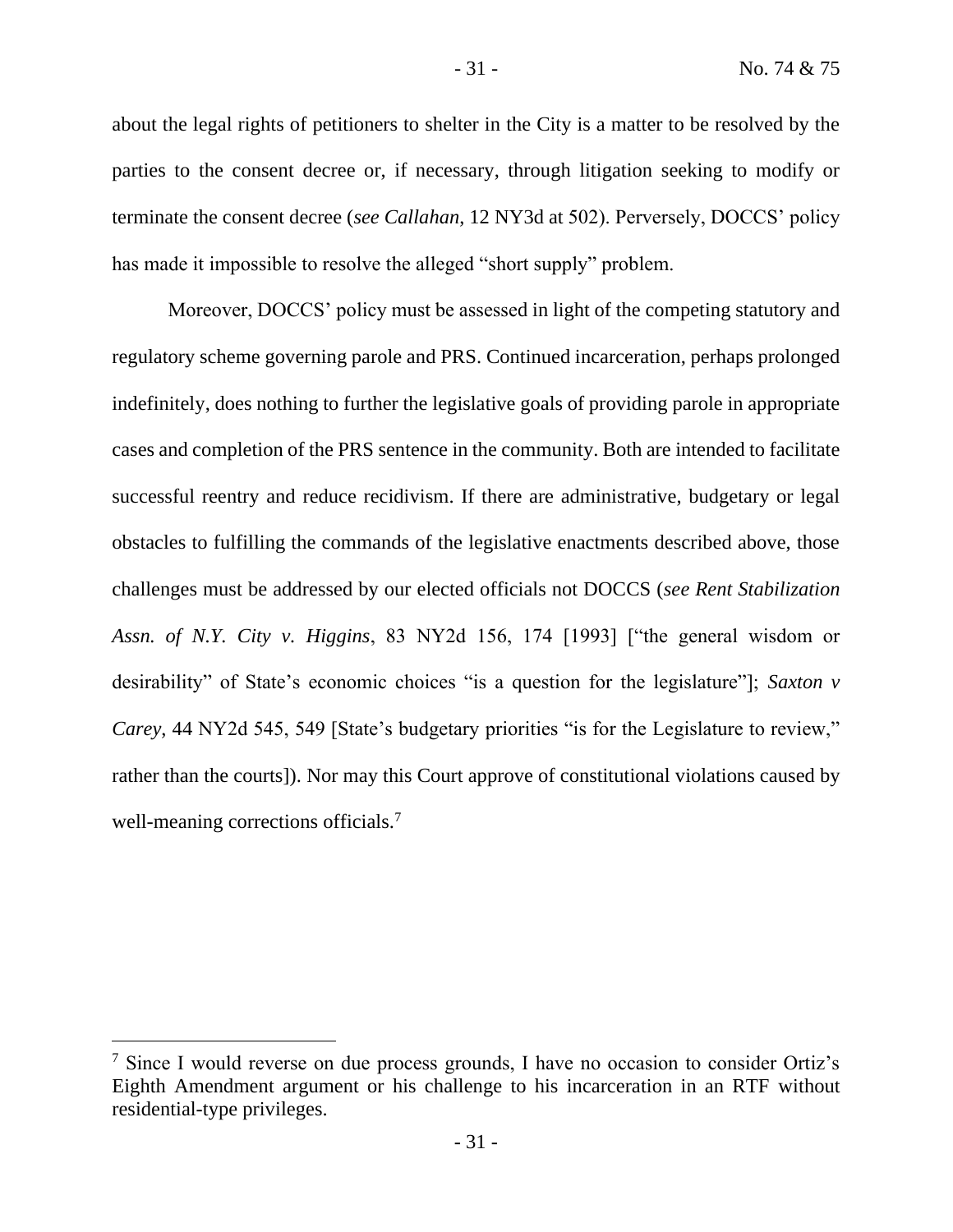about the legal rights of petitioners to shelter in the City is a matter to be resolved by the parties to the consent decree or, if necessary, through litigation seeking to modify or terminate the consent decree (*see Callahan*, 12 NY3d at 502). Perversely, DOCCS' policy has made it impossible to resolve the alleged "short supply" problem.

Moreover, DOCCS' policy must be assessed in light of the competing statutory and regulatory scheme governing parole and PRS. Continued incarceration, perhaps prolonged indefinitely, does nothing to further the legislative goals of providing parole in appropriate cases and completion of the PRS sentence in the community. Both are intended to facilitate successful reentry and reduce recidivism. If there are administrative, budgetary or legal obstacles to fulfilling the commands of the legislative enactments described above, those challenges must be addressed by our elected officials not DOCCS (*see Rent Stabilization Assn. of N.Y. City v. Higgins*, 83 NY2d 156, 174 [1993] ["the general wisdom or desirability" of State's economic choices "is a question for the legislature"]; *Saxton v Carey*, 44 NY2d 545, 549 [State's budgetary priorities "is for the Legislature to review," rather than the courts]). Nor may this Court approve of constitutional violations caused by well-meaning corrections officials.[7]

---

[7] Since I would reverse on due process grounds, I have no occasion to consider Ortiz's Eighth Amendment argument or his challenge to his incarceration in an RTF without residential-type privileges.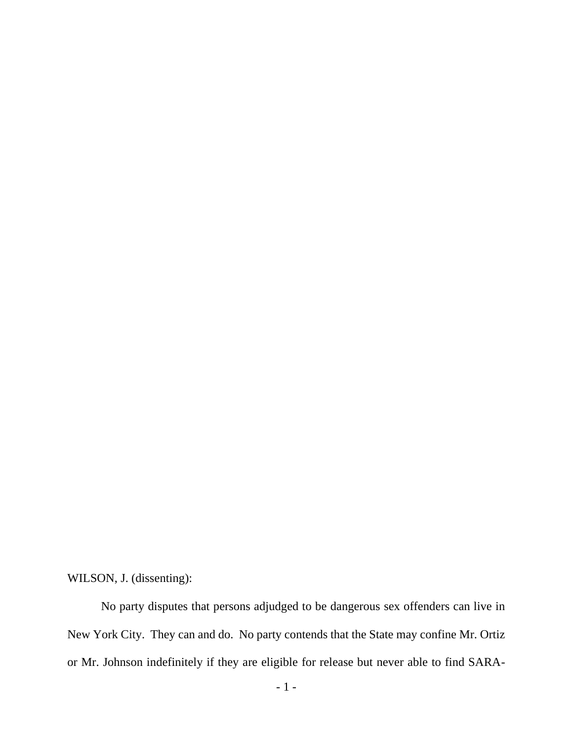WILSON, J. (dissenting):

No party disputes that persons adjudged to be dangerous sex offenders can live in New York City. They can and do. No party contends that the State may confine Mr. Ortiz or Mr. Johnson indefinitely if they are eligible for release but never able to find SARA-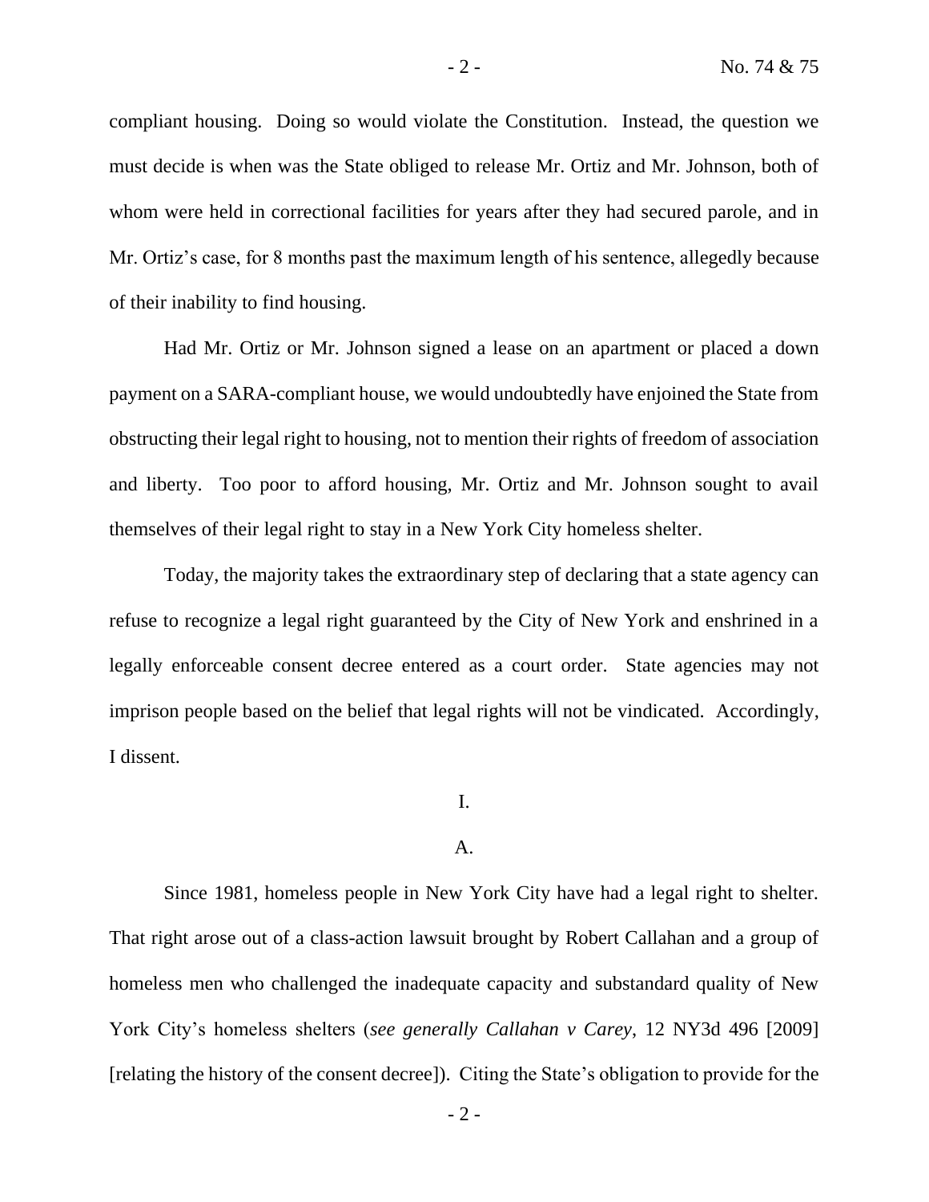compliant housing. Doing so would violate the Constitution. Instead, the question we must decide is when was the State obliged to release Mr. Ortiz and Mr. Johnson, both of whom were held in correctional facilities for years after they had secured parole, and in Mr. Ortiz's case, for 8 months past the maximum length of his sentence, allegedly because of their inability to find housing.

Had Mr. Ortiz or Mr. Johnson signed a lease on an apartment or placed a down payment on a SARA-compliant house, we would undoubtedly have enjoined the State from obstructing their legal right to housing, not to mention their rights of freedom of association and liberty. Too poor to afford housing, Mr. Ortiz and Mr. Johnson sought to avail themselves of their legal right to stay in a New York City homeless shelter.

Today, the majority takes the extraordinary step of declaring that a state agency can refuse to recognize a legal right guaranteed by the City of New York and enshrined in a legally enforceable consent decree entered as a court order. State agencies may not imprison people based on the belief that legal rights will not be vindicated. Accordingly, I dissent.

I.

A.

Since 1981, homeless people in New York City have had a legal right to shelter. That right arose out of a class-action lawsuit brought by Robert Callahan and a group of homeless men who challenged the inadequate capacity and substandard quality of New York City's homeless shelters (*see generally Callahan v Carey*, 12 NY3d 496 [2009] [relating the history of the consent decree]). Citing the State's obligation to provide for the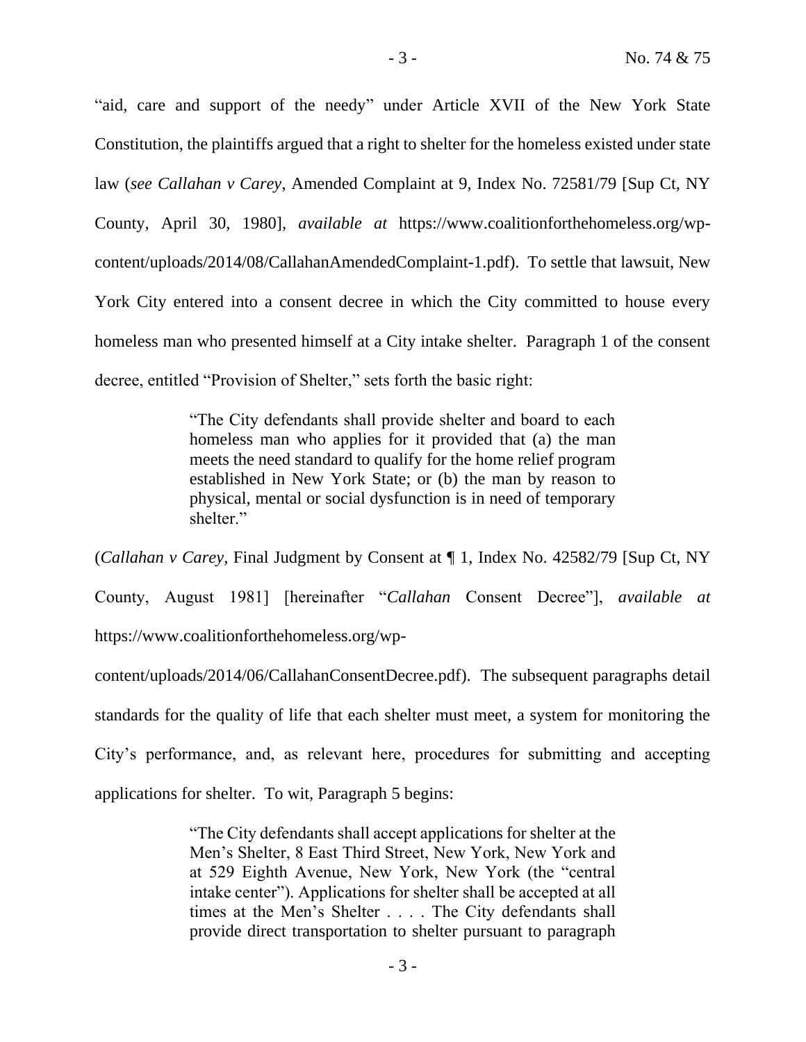"aid, care and support of the needy" under Article XVII of the New York State Constitution, the plaintiffs argued that a right to shelter for the homeless existed under state law (*see Callahan v Carey*, Amended Complaint at 9, Index No. 72581/79 [Sup Ct, NY County, April 30, 1980], *available at* https://www.coalitionforthehomeless.org/wp-content/uploads/2014/08/CallahanAmendedComplaint-1.pdf). To settle that lawsuit, New York City entered into a consent decree in which the City committed to house every homeless man who presented himself at a City intake shelter. Paragraph 1 of the consent decree, entitled "Provision of Shelter," sets forth the basic right:

> "The City defendants shall provide shelter and board to each homeless man who applies for it provided that (a) the man meets the need standard to qualify for the home relief program established in New York State; or (b) the man by reason to physical, mental or social dysfunction is in need of temporary shelter."

(*Callahan v Carey*, Final Judgment by Consent at ¶ 1, Index No. 42582/79 [Sup Ct, NY County, August 1981] [hereinafter "*Callahan* Consent Decree"], *available at* https://www.coalitionforthehomeless.org/wp-content/uploads/2014/06/CallahanConsentDecree.pdf). The subsequent paragraphs detail standards for the quality of life that each shelter must meet, a system for monitoring the City's performance, and, as relevant here, procedures for submitting and accepting applications for shelter. To wit, Paragraph 5 begins:

> "The City defendants shall accept applications for shelter at the Men's Shelter, 8 East Third Street, New York, New York and at 529 Eighth Avenue, New York, New York (the "central intake center"). Applications for shelter shall be accepted at all times at the Men's Shelter . . . . The City defendants shall provide direct transportation to shelter pursuant to paragraph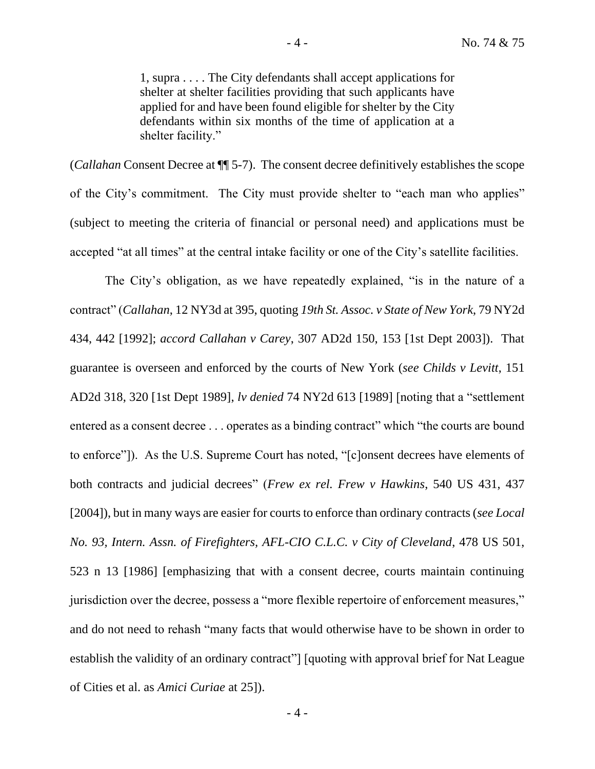> 1, supra . . . . The City defendants shall accept applications for shelter at shelter facilities providing that such applicants have applied for and have been found eligible for shelter by the City defendants within six months of the time of application at a shelter facility."

(*Callahan* Consent Decree at ¶¶ 5-7). The consent decree definitively establishes the scope of the City's commitment. The City must provide shelter to "each man who applies" (subject to meeting the criteria of financial or personal need) and applications must be accepted "at all times" at the central intake facility or one of the City's satellite facilities.

The City's obligation, as we have repeatedly explained, "is in the nature of a contract" (*Callahan*, 12 NY3d at 395, quoting *19th St. Assoc. v State of New York*, 79 NY2d 434, 442 [1992]; *accord Callahan v Carey*, 307 AD2d 150, 153 [1st Dept 2003]). That guarantee is overseen and enforced by the courts of New York (*see Childs v Levitt*, 151 AD2d 318, 320 [1st Dept 1989], *lv denied* 74 NY2d 613 [1989] [noting that a "settlement entered as a consent decree . . . operates as a binding contract" which "the courts are bound to enforce"]). As the U.S. Supreme Court has noted, "[c]onsent decrees have elements of both contracts and judicial decrees" (*Frew ex rel. Frew v Hawkins*, 540 US 431, 437 [2004]), but in many ways are easier for courts to enforce than ordinary contracts (*see Local No. 93, Intern. Assn. of Firefighters, AFL-CIO C.L.C. v City of Cleveland*, 478 US 501, 523 n 13 [1986] [emphasizing that with a consent decree, courts maintain continuing jurisdiction over the decree, possess a "more flexible repertoire of enforcement measures," and do not need to rehash "many facts that would otherwise have to be shown in order to establish the validity of an ordinary contract"] [quoting with approval brief for Nat League of Cities et al. as *Amici Curiae* at 25]).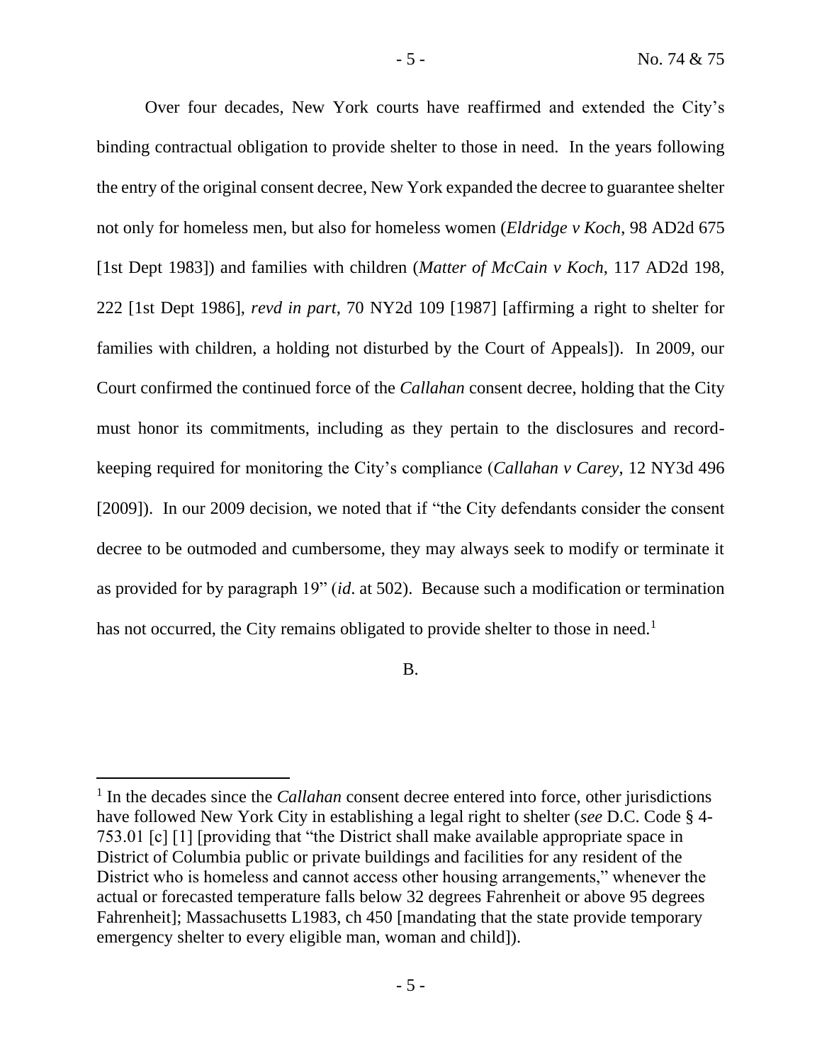Over four decades, New York courts have reaffirmed and extended the City's binding contractual obligation to provide shelter to those in need. In the years following the entry of the original consent decree, New York expanded the decree to guarantee shelter not only for homeless men, but also for homeless women (*Eldridge v Koch*, 98 AD2d 675 [1st Dept 1983]) and families with children (*Matter of McCain v Koch*, 117 AD2d 198, 222 [1st Dept 1986], *revd in part*, 70 NY2d 109 [1987] [affirming a right to shelter for families with children, a holding not disturbed by the Court of Appeals]). In 2009, our Court confirmed the continued force of the *Callahan* consent decree, holding that the City must honor its commitments, including as they pertain to the disclosures and record-keeping required for monitoring the City's compliance (*Callahan v Carey*, 12 NY3d 496 [2009]). In our 2009 decision, we noted that if "the City defendants consider the consent decree to be outmoded and cumbersome, they may always seek to modify or terminate it as provided for by paragraph 19" (*id*. at 502). Because such a modification or termination has not occurred, the City remains obligated to provide shelter to those in need.[1]

B.

[1] In the decades since the *Callahan* consent decree entered into force, other jurisdictions have followed New York City in establishing a legal right to shelter (*see* D.C. Code § 4-753.01 [c] [1] [providing that "the District shall make available appropriate space in District of Columbia public or private buildings and facilities for any resident of the District who is homeless and cannot access other housing arrangements," whenever the actual or forecasted temperature falls below 32 degrees Fahrenheit or above 95 degrees Fahrenheit]; Massachusetts L1983, ch 450 [mandating that the state provide temporary emergency shelter to every eligible man, woman and child]).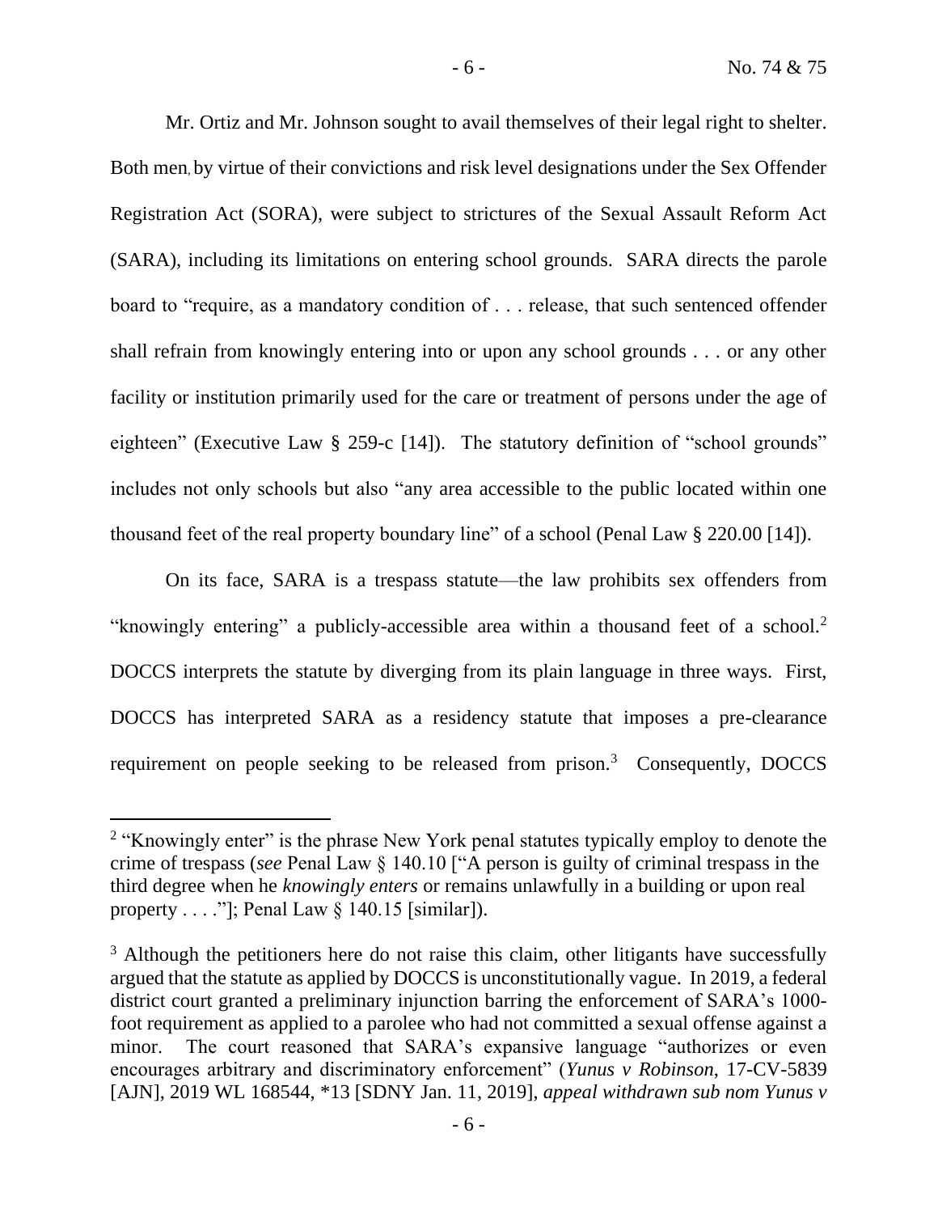Mr. Ortiz and Mr. Johnson sought to avail themselves of their legal right to shelter. Both men, by virtue of their convictions and risk level designations under the Sex Offender Registration Act (SORA), were subject to strictures of the Sexual Assault Reform Act (SARA), including its limitations on entering school grounds. SARA directs the parole board to "require, as a mandatory condition of . . . release, that such sentenced offender shall refrain from knowingly entering into or upon any school grounds . . . or any other facility or institution primarily used for the care or treatment of persons under the age of eighteen" (Executive Law § 259-c [14]). The statutory definition of "school grounds" includes not only schools but also "any area accessible to the public located within one thousand feet of the real property boundary line" of a school (Penal Law § 220.00 [14]).

On its face, SARA is a trespass statute—the law prohibits sex offenders from "knowingly entering" a publicly-accessible area within a thousand feet of a school.[2] DOCCS interprets the statute by diverging from its plain language in three ways. First, DOCCS has interpreted SARA as a residency statute that imposes a pre-clearance requirement on people seeking to be released from prison.[3] Consequently, DOCCS

---

[2] "Knowingly enter" is the phrase New York penal statutes typically employ to denote the crime of trespass (*see* Penal Law § 140.10 ["A person is guilty of criminal trespass in the third degree when he *knowingly enters* or remains unlawfully in a building or upon real property . . . ."]; Penal Law § 140.15 [similar]).

[3] Although the petitioners here do not raise this claim, other litigants have successfully argued that the statute as applied by DOCCS is unconstitutionally vague. In 2019, a federal district court granted a preliminary injunction barring the enforcement of SARA's 1000-foot requirement as applied to a parolee who had not committed a sexual offense against a minor. The court reasoned that SARA's expansive language "authorizes or even encourages arbitrary and discriminatory enforcement" (*Yunus v Robinson*, 17-CV-5839 [AJN], 2019 WL 168544, *13 [SDNY Jan. 11, 2019], *appeal withdrawn sub nom Yunus v*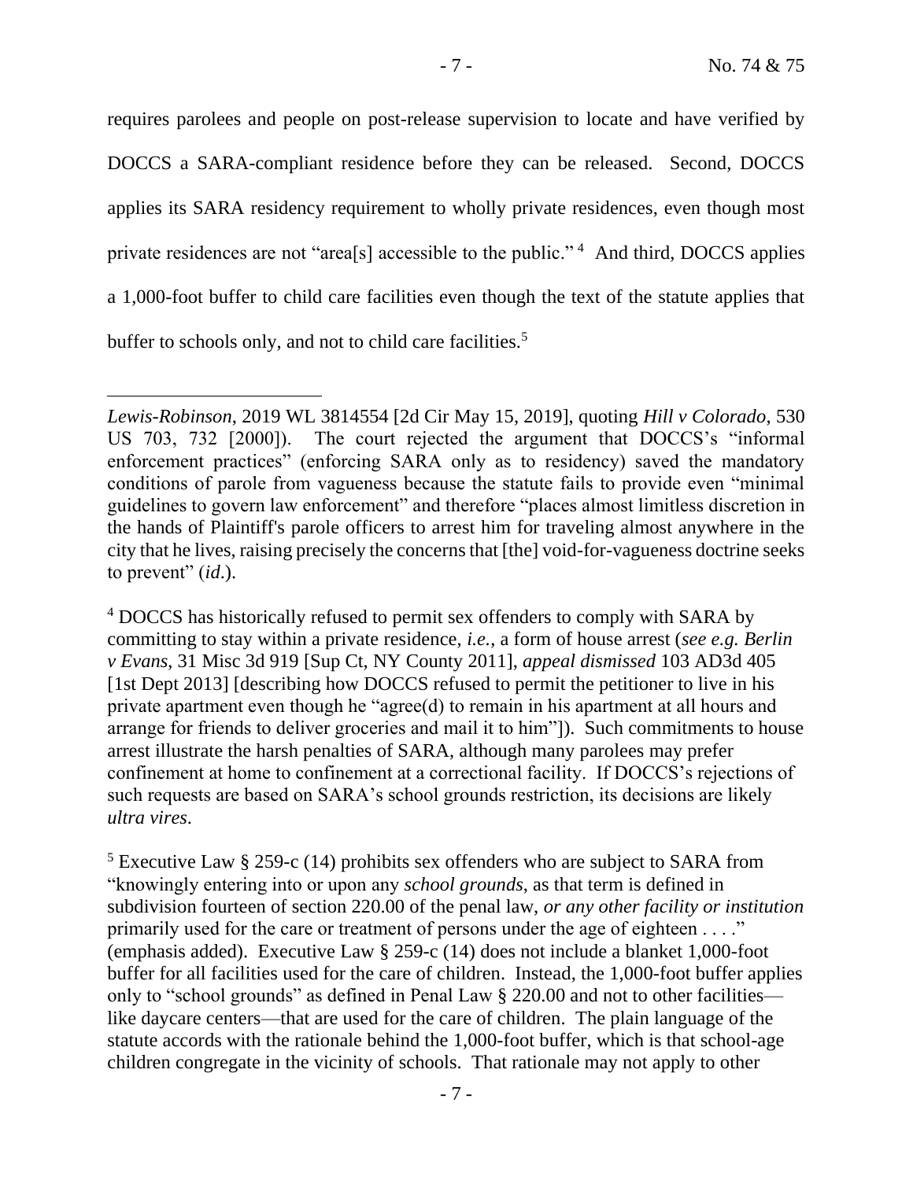requires parolees and people on post-release supervision to locate and have verified by DOCCS a SARA-compliant residence before they can be released. Second, DOCCS applies its SARA residency requirement to wholly private residences, even though most private residences are not "area[s] accessible to the public."[4] And third, DOCCS applies a 1,000-foot buffer to child care facilities even though the text of the statute applies that buffer to schools only, and not to child care facilities.[5]

---

*Lewis-Robinson*, 2019 WL 3814554 [2d Cir May 15, 2019], quoting *Hill v Colorado*, 530 US 703, 732 [2000]). The court rejected the argument that DOCCS's "informal enforcement practices" (enforcing SARA only as to residency) saved the mandatory conditions of parole from vagueness because the statute fails to provide even "minimal guidelines to govern law enforcement" and therefore "places almost limitless discretion in the hands of Plaintiff's parole officers to arrest him for traveling almost anywhere in the city that he lives, raising precisely the concerns that [the] void-for-vagueness doctrine seeks to prevent" (*id*.).

[4] DOCCS has historically refused to permit sex offenders to comply with SARA by committing to stay within a private residence, *i.e.*, a form of house arrest (*see e.g. Berlin v Evans*, 31 Misc 3d 919 [Sup Ct, NY County 2011], *appeal dismissed* 103 AD3d 405 [1st Dept 2013] [describing how DOCCS refused to permit the petitioner to live in his private apartment even though he "agree(d) to remain in his apartment at all hours and arrange for friends to deliver groceries and mail it to him"]). Such commitments to house arrest illustrate the harsh penalties of SARA, although many parolees may prefer confinement at home to confinement at a correctional facility. If DOCCS's rejections of such requests are based on SARA's school grounds restriction, its decisions are likely *ultra vires*.

[5] Executive Law § 259-c (14) prohibits sex offenders who are subject to SARA from "knowingly entering into or upon any *school grounds*, as that term is defined in subdivision fourteen of section 220.00 of the penal law, *or any other facility or institution* primarily used for the care or treatment of persons under the age of eighteen . . . ." (emphasis added). Executive Law § 259-c (14) does not include a blanket 1,000-foot buffer for all facilities used for the care of children. Instead, the 1,000-foot buffer applies only to "school grounds" as defined in Penal Law § 220.00 and not to other facilities—like daycare centers—that are used for the care of children. The plain language of the statute accords with the rationale behind the 1,000-foot buffer, which is that school-age children congregate in the vicinity of schools. That rationale may not apply to other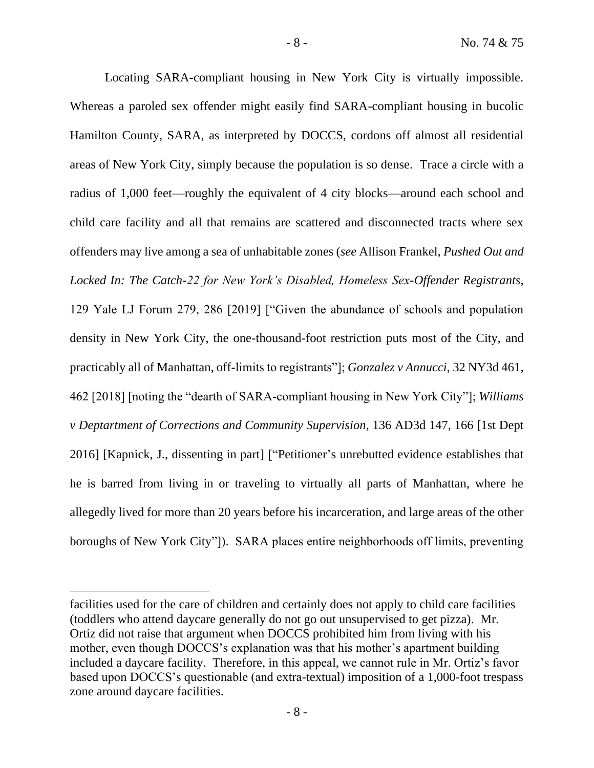Locating SARA-compliant housing in New York City is virtually impossible. Whereas a paroled sex offender might easily find SARA-compliant housing in bucolic Hamilton County, SARA, as interpreted by DOCCS, cordons off almost all residential areas of New York City, simply because the population is so dense. Trace a circle with a radius of 1,000 feet—roughly the equivalent of 4 city blocks—around each school and child care facility and all that remains are scattered and disconnected tracts where sex offenders may live among a sea of unhabitable zones (*see* Allison Frankel, *Pushed Out and Locked In: The Catch-22 for New York's Disabled, Homeless Sex-Offender Registrants*, 129 Yale LJ Forum 279, 286 [2019] ["Given the abundance of schools and population density in New York City, the one-thousand-foot restriction puts most of the City, and practicably all of Manhattan, off-limits to registrants"]; *Gonzalez v Annucci*, 32 NY3d 461, 462 [2018] [noting the "dearth of SARA-compliant housing in New York City"]; *Williams v Deptartment of Corrections and Community Supervision*, 136 AD3d 147, 166 [1st Dept 2016] [Kapnick, J., dissenting in part] ["Petitioner's unrebutted evidence establishes that he is barred from living in or traveling to virtually all parts of Manhattan, where he allegedly lived for more than 20 years before his incarceration, and large areas of the other boroughs of New York City"]). SARA places entire neighborhoods off limits, preventing

---

facilities used for the care of children and certainly does not apply to child care facilities (toddlers who attend daycare generally do not go out unsupervised to get pizza). Mr. Ortiz did not raise that argument when DOCCS prohibited him from living with his mother, even though DOCCS's explanation was that his mother's apartment building included a daycare facility. Therefore, in this appeal, we cannot rule in Mr. Ortiz's favor based upon DOCCS's questionable (and extra-textual) imposition of a 1,000-foot trespass zone around daycare facilities.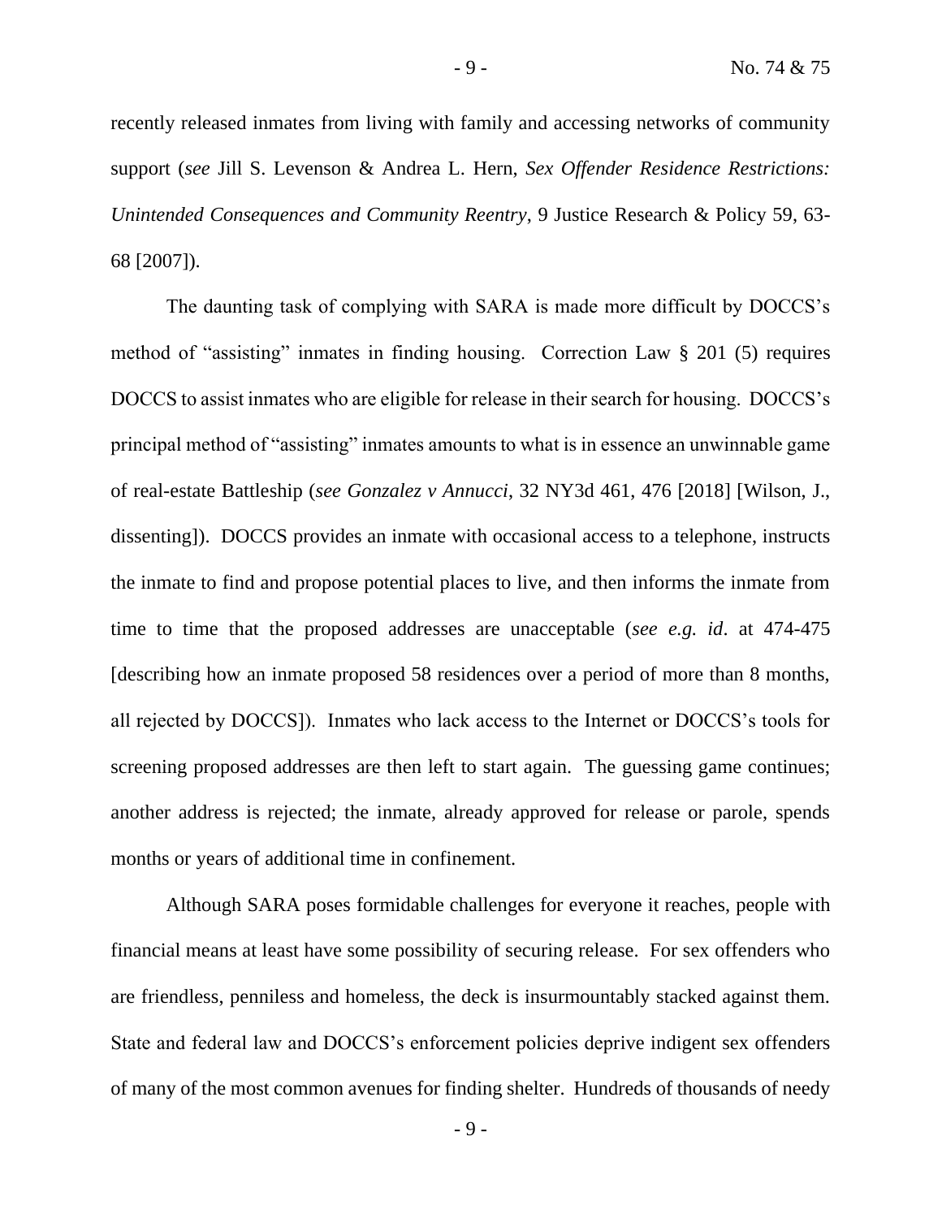recently released inmates from living with family and accessing networks of community support (*see* Jill S. Levenson & Andrea L. Hern, *Sex Offender Residence Restrictions: Unintended Consequences and Community Reentry*, 9 Justice Research & Policy 59, 63-68 [2007]).

The daunting task of complying with SARA is made more difficult by DOCCS's method of "assisting" inmates in finding housing. Correction Law § 201 (5) requires DOCCS to assist inmates who are eligible for release in their search for housing. DOCCS's principal method of "assisting" inmates amounts to what is in essence an unwinnable game of real-estate Battleship (*see Gonzalez v Annucci*, 32 NY3d 461, 476 [2018] [Wilson, J., dissenting]). DOCCS provides an inmate with occasional access to a telephone, instructs the inmate to find and propose potential places to live, and then informs the inmate from time to time that the proposed addresses are unacceptable (*see e.g. id*. at 474-475 [describing how an inmate proposed 58 residences over a period of more than 8 months, all rejected by DOCCS]). Inmates who lack access to the Internet or DOCCS's tools for screening proposed addresses are then left to start again. The guessing game continues; another address is rejected; the inmate, already approved for release or parole, spends months or years of additional time in confinement.

Although SARA poses formidable challenges for everyone it reaches, people with financial means at least have some possibility of securing release. For sex offenders who are friendless, penniless and homeless, the deck is insurmountably stacked against them. State and federal law and DOCCS's enforcement policies deprive indigent sex offenders of many of the most common avenues for finding shelter. Hundreds of thousands of needy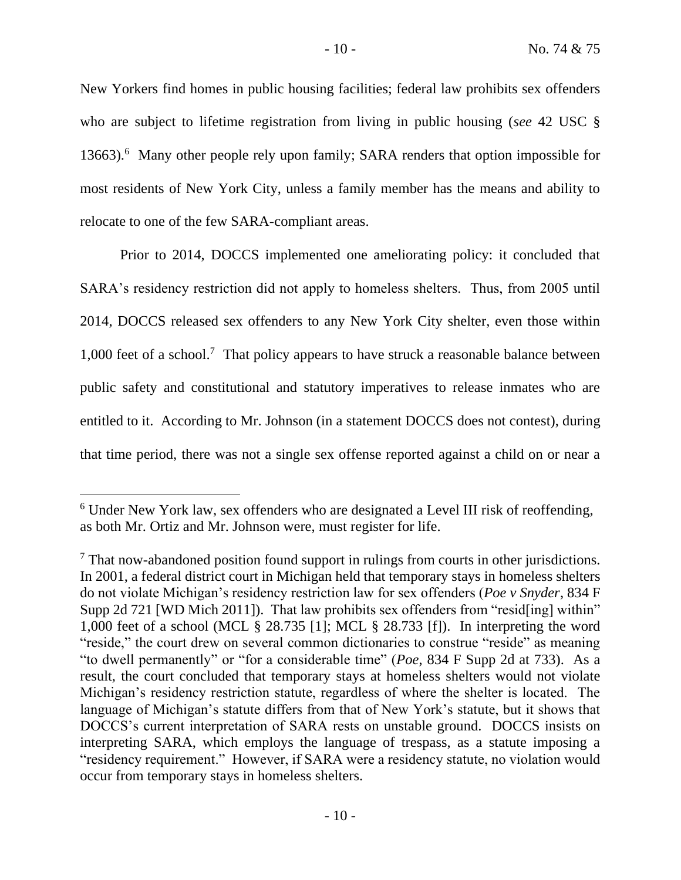New Yorkers find homes in public housing facilities; federal law prohibits sex offenders who are subject to lifetime registration from living in public housing (*see* 42 USC § 13663).[6] Many other people rely upon family; SARA renders that option impossible for most residents of New York City, unless a family member has the means and ability to relocate to one of the few SARA-compliant areas.

Prior to 2014, DOCCS implemented one ameliorating policy: it concluded that SARA's residency restriction did not apply to homeless shelters. Thus, from 2005 until 2014, DOCCS released sex offenders to any New York City shelter, even those within 1,000 feet of a school.[7] That policy appears to have struck a reasonable balance between public safety and constitutional and statutory imperatives to release inmates who are entitled to it. According to Mr. Johnson (in a statement DOCCS does not contest), during that time period, there was not a single sex offense reported against a child on or near a

---

[6] Under New York law, sex offenders who are designated a Level III risk of reoffending, as both Mr. Ortiz and Mr. Johnson were, must register for life.

[7] That now-abandoned position found support in rulings from courts in other jurisdictions. In 2001, a federal district court in Michigan held that temporary stays in homeless shelters do not violate Michigan's residency restriction law for sex offenders (*Poe v Snyder*, 834 F Supp 2d 721 [WD Mich 2011]). That law prohibits sex offenders from "resid[ing] within" 1,000 feet of a school (MCL § 28.735 [1]; MCL § 28.733 [f]). In interpreting the word "reside," the court drew on several common dictionaries to construe "reside" as meaning "to dwell permanently" or "for a considerable time" (*Poe*, 834 F Supp 2d at 733). As a result, the court concluded that temporary stays at homeless shelters would not violate Michigan's residency restriction statute, regardless of where the shelter is located. The language of Michigan's statute differs from that of New York's statute, but it shows that DOCCS's current interpretation of SARA rests on unstable ground. DOCCS insists on interpreting SARA, which employs the language of trespass, as a statute imposing a "residency requirement." However, if SARA were a residency statute, no violation would occur from temporary stays in homeless shelters.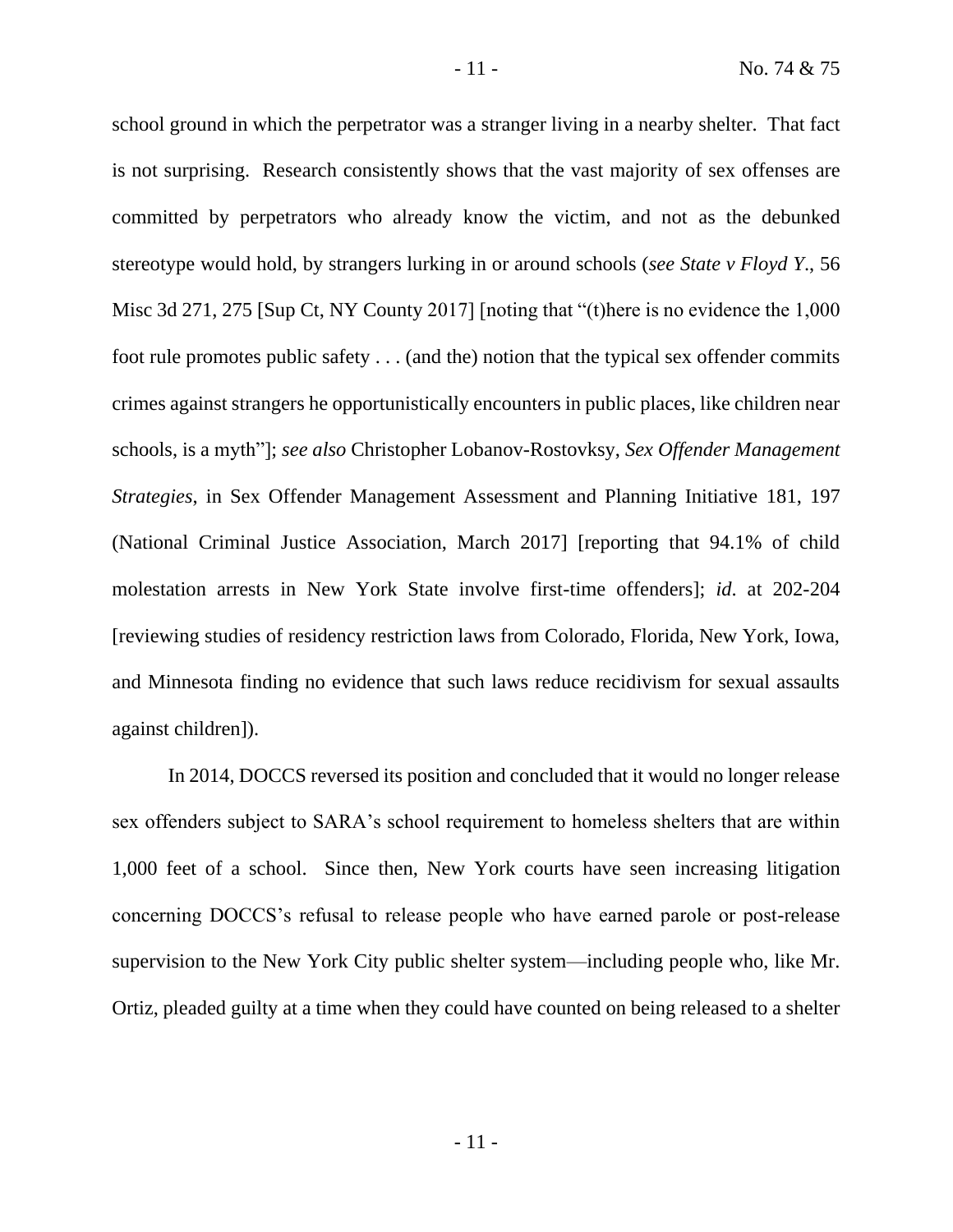school ground in which the perpetrator was a stranger living in a nearby shelter. That fact is not surprising. Research consistently shows that the vast majority of sex offenses are committed by perpetrators who already know the victim, and not as the debunked stereotype would hold, by strangers lurking in or around schools (*see State v Floyd Y*., 56 Misc 3d 271, 275 [Sup Ct, NY County 2017] [noting that "(t)here is no evidence the 1,000 foot rule promotes public safety . . . (and the) notion that the typical sex offender commits crimes against strangers he opportunistically encounters in public places, like children near schools, is a myth"]; *see also* Christopher Lobanov-Rostovksy, *Sex Offender Management Strategies*, in Sex Offender Management Assessment and Planning Initiative 181, 197 (National Criminal Justice Association, March 2017] [reporting that 94.1% of child molestation arrests in New York State involve first-time offenders]; *id*. at 202-204 [reviewing studies of residency restriction laws from Colorado, Florida, New York, Iowa, and Minnesota finding no evidence that such laws reduce recidivism for sexual assaults against children]).

In 2014, DOCCS reversed its position and concluded that it would no longer release sex offenders subject to SARA's school requirement to homeless shelters that are within 1,000 feet of a school. Since then, New York courts have seen increasing litigation concerning DOCCS's refusal to release people who have earned parole or post-release supervision to the New York City public shelter system—including people who, like Mr. Ortiz, pleaded guilty at a time when they could have counted on being released to a shelter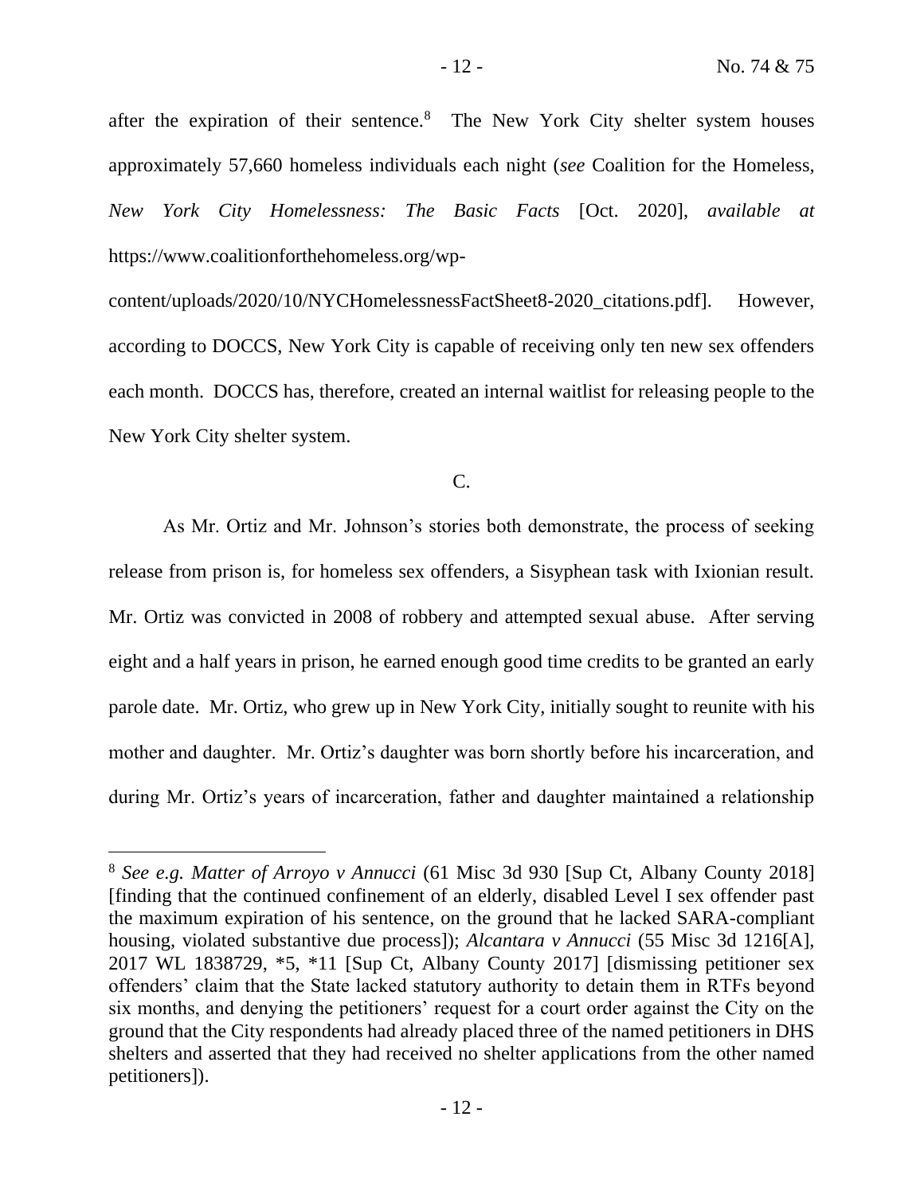after the expiration of their sentence.[8] The New York City shelter system houses approximately 57,660 homeless individuals each night (*see* Coalition for the Homeless, *New York City Homelessness: The Basic Facts* [Oct. 2020], *available at* https://www.coalitionforthehomeless.org/wp-content/uploads/2020/10/NYCHomelessnessFactSheet8-2020_citations.pdf]. However, according to DOCCS, New York City is capable of receiving only ten new sex offenders each month. DOCCS has, therefore, created an internal waitlist for releasing people to the New York City shelter system.

C.

As Mr. Ortiz and Mr. Johnson's stories both demonstrate, the process of seeking release from prison is, for homeless sex offenders, a Sisyphean task with Ixionian result. Mr. Ortiz was convicted in 2008 of robbery and attempted sexual abuse. After serving eight and a half years in prison, he earned enough good time credits to be granted an early parole date. Mr. Ortiz, who grew up in New York City, initially sought to reunite with his mother and daughter. Mr. Ortiz's daughter was born shortly before his incarceration, and during Mr. Ortiz's years of incarceration, father and daughter maintained a relationship

---

[8] *See e.g. Matter of Arroyo v Annucci* (61 Misc 3d 930 [Sup Ct, Albany County 2018] [finding that the continued confinement of an elderly, disabled Level I sex offender past the maximum expiration of his sentence, on the ground that he lacked SARA-compliant housing, violated substantive due process]); *Alcantara v Annucci* (55 Misc 3d 1216[A], 2017 WL 1838729, *5, *11 [Sup Ct, Albany County 2017] [dismissing petitioner sex offenders' claim that the State lacked statutory authority to detain them in RTFs beyond six months, and denying the petitioners' request for a court order against the City on the ground that the City respondents had already placed three of the named petitioners in DHS shelters and asserted that they had received no shelter applications from the other named petitioners]).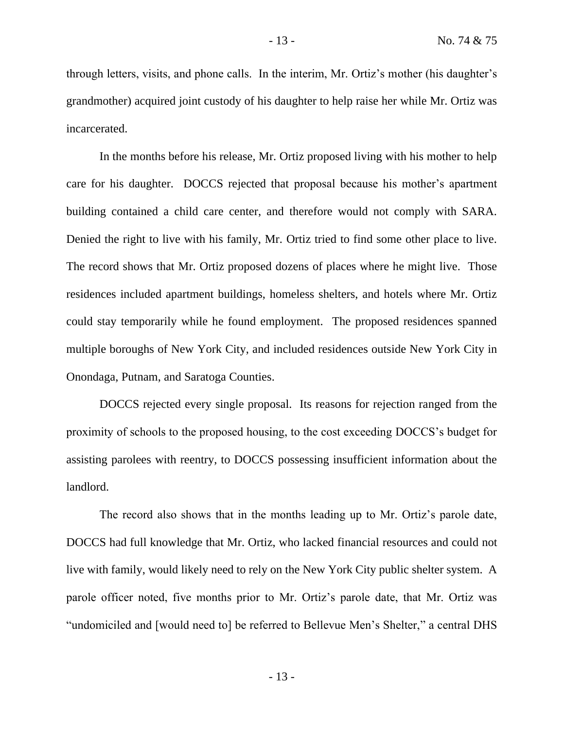through letters, visits, and phone calls. In the interim, Mr. Ortiz's mother (his daughter's grandmother) acquired joint custody of his daughter to help raise her while Mr. Ortiz was incarcerated.

In the months before his release, Mr. Ortiz proposed living with his mother to help care for his daughter. DOCCS rejected that proposal because his mother's apartment building contained a child care center, and therefore would not comply with SARA. Denied the right to live with his family, Mr. Ortiz tried to find some other place to live. The record shows that Mr. Ortiz proposed dozens of places where he might live. Those residences included apartment buildings, homeless shelters, and hotels where Mr. Ortiz could stay temporarily while he found employment. The proposed residences spanned multiple boroughs of New York City, and included residences outside New York City in Onondaga, Putnam, and Saratoga Counties.

DOCCS rejected every single proposal. Its reasons for rejection ranged from the proximity of schools to the proposed housing, to the cost exceeding DOCCS's budget for assisting parolees with reentry, to DOCCS possessing insufficient information about the landlord.

The record also shows that in the months leading up to Mr. Ortiz's parole date, DOCCS had full knowledge that Mr. Ortiz, who lacked financial resources and could not live with family, would likely need to rely on the New York City public shelter system. A parole officer noted, five months prior to Mr. Ortiz's parole date, that Mr. Ortiz was "undomiciled and [would need to] be referred to Bellevue Men's Shelter," a central DHS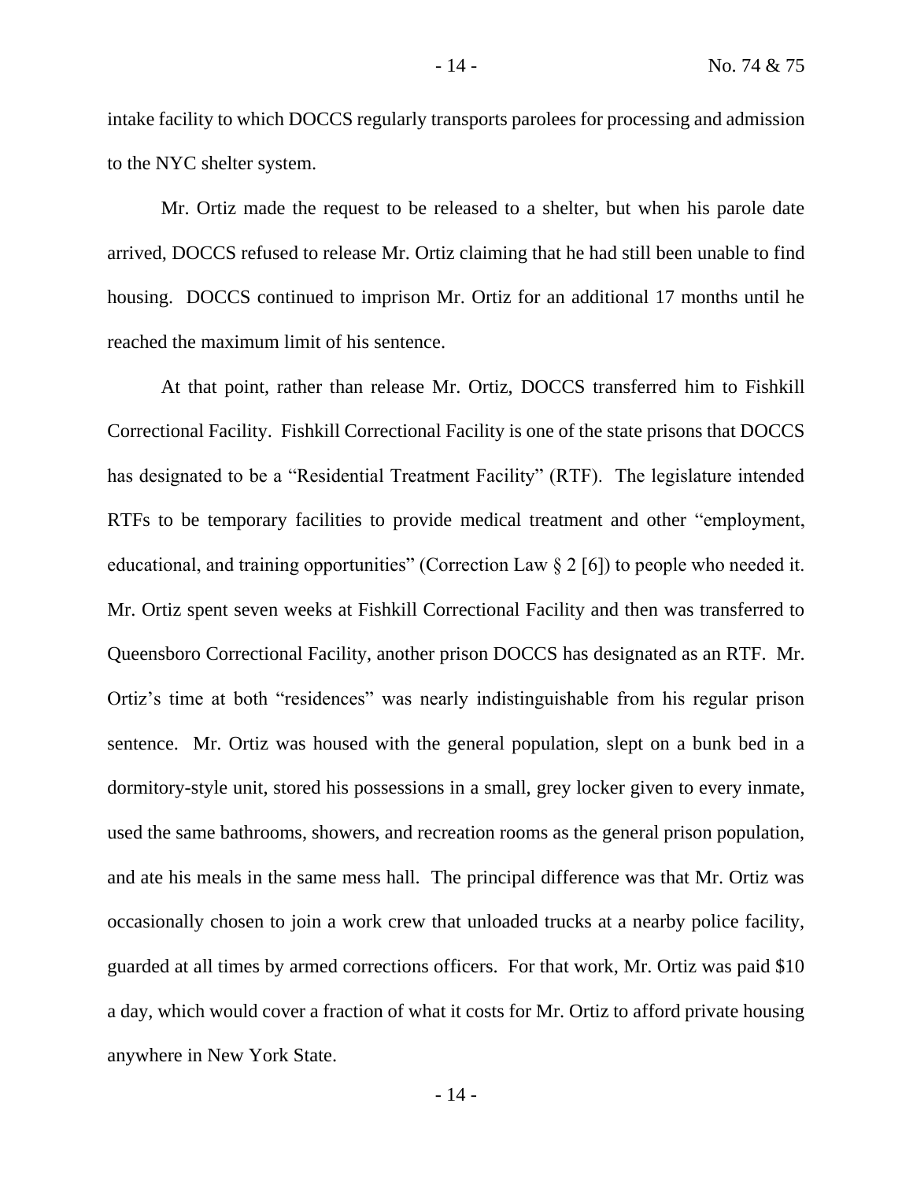intake facility to which DOCCS regularly transports parolees for processing and admission to the NYC shelter system.

Mr. Ortiz made the request to be released to a shelter, but when his parole date arrived, DOCCS refused to release Mr. Ortiz claiming that he had still been unable to find housing. DOCCS continued to imprison Mr. Ortiz for an additional 17 months until he reached the maximum limit of his sentence.

At that point, rather than release Mr. Ortiz, DOCCS transferred him to Fishkill Correctional Facility. Fishkill Correctional Facility is one of the state prisons that DOCCS has designated to be a "Residential Treatment Facility" (RTF). The legislature intended RTFs to be temporary facilities to provide medical treatment and other "employment, educational, and training opportunities" (Correction Law § 2 [6]) to people who needed it. Mr. Ortiz spent seven weeks at Fishkill Correctional Facility and then was transferred to Queensboro Correctional Facility, another prison DOCCS has designated as an RTF. Mr. Ortiz's time at both "residences" was nearly indistinguishable from his regular prison sentence. Mr. Ortiz was housed with the general population, slept on a bunk bed in a dormitory-style unit, stored his possessions in a small, grey locker given to every inmate, used the same bathrooms, showers, and recreation rooms as the general prison population, and ate his meals in the same mess hall. The principal difference was that Mr. Ortiz was occasionally chosen to join a work crew that unloaded trucks at a nearby police facility, guarded at all times by armed corrections officers. For that work, Mr. Ortiz was paid $10 a day, which would cover a fraction of what it costs for Mr. Ortiz to afford private housing anywhere in New York State.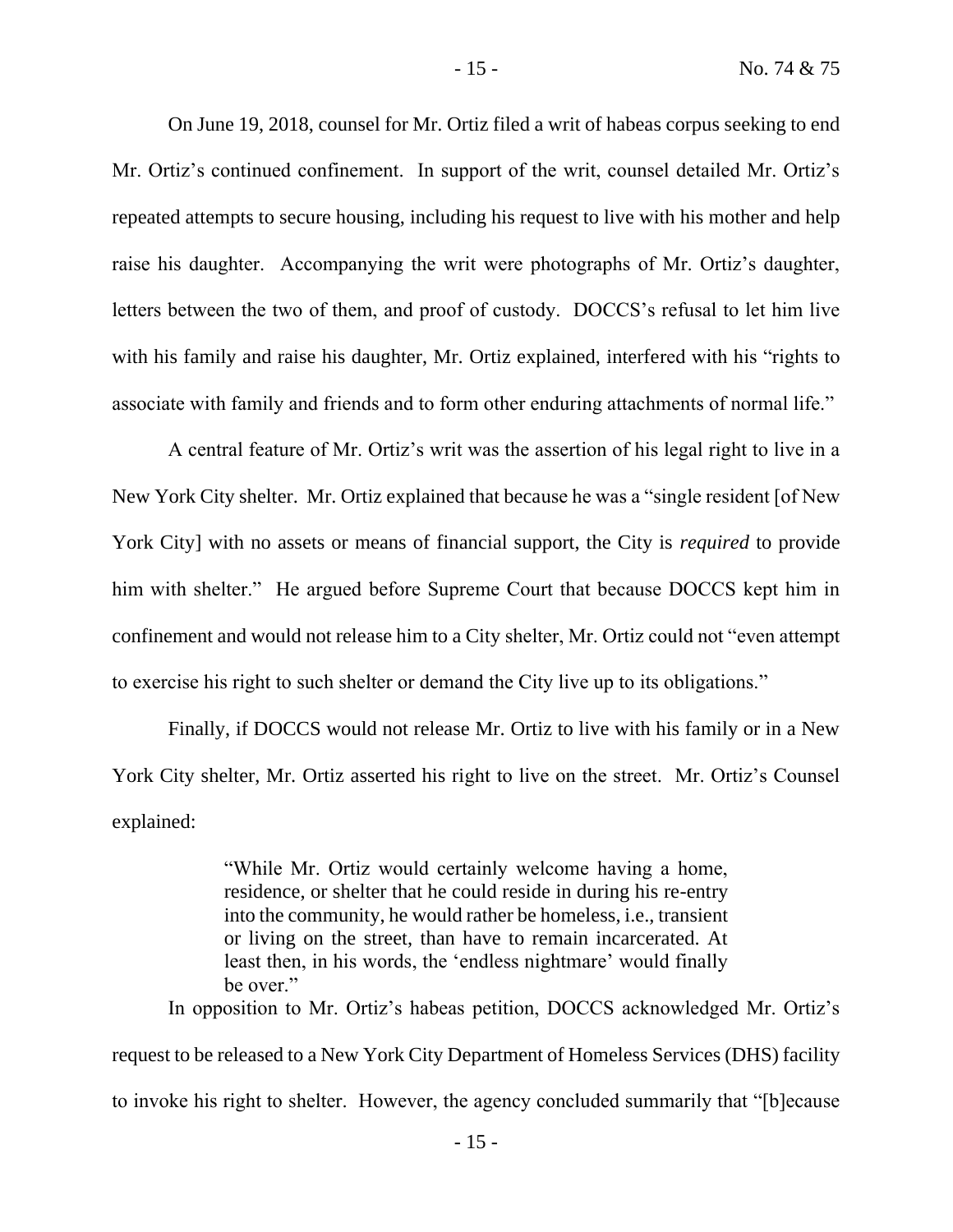On June 19, 2018, counsel for Mr. Ortiz filed a writ of habeas corpus seeking to end Mr. Ortiz's continued confinement. In support of the writ, counsel detailed Mr. Ortiz's repeated attempts to secure housing, including his request to live with his mother and help raise his daughter. Accompanying the writ were photographs of Mr. Ortiz's daughter, letters between the two of them, and proof of custody. DOCCS's refusal to let him live with his family and raise his daughter, Mr. Ortiz explained, interfered with his "rights to associate with family and friends and to form other enduring attachments of normal life."

A central feature of Mr. Ortiz's writ was the assertion of his legal right to live in a New York City shelter. Mr. Ortiz explained that because he was a "single resident [of New York City] with no assets or means of financial support, the City is *required* to provide him with shelter." He argued before Supreme Court that because DOCCS kept him in confinement and would not release him to a City shelter, Mr. Ortiz could not "even attempt to exercise his right to such shelter or demand the City live up to its obligations."

Finally, if DOCCS would not release Mr. Ortiz to live with his family or in a New York City shelter, Mr. Ortiz asserted his right to live on the street. Mr. Ortiz's Counsel explained:

> "While Mr. Ortiz would certainly welcome having a home, residence, or shelter that he could reside in during his re-entry into the community, he would rather be homeless, i.e., transient or living on the street, than have to remain incarcerated. At least then, in his words, the 'endless nightmare' would finally be over."

In opposition to Mr. Ortiz's habeas petition, DOCCS acknowledged Mr. Ortiz's request to be released to a New York City Department of Homeless Services (DHS) facility to invoke his right to shelter. However, the agency concluded summarily that "[b]ecause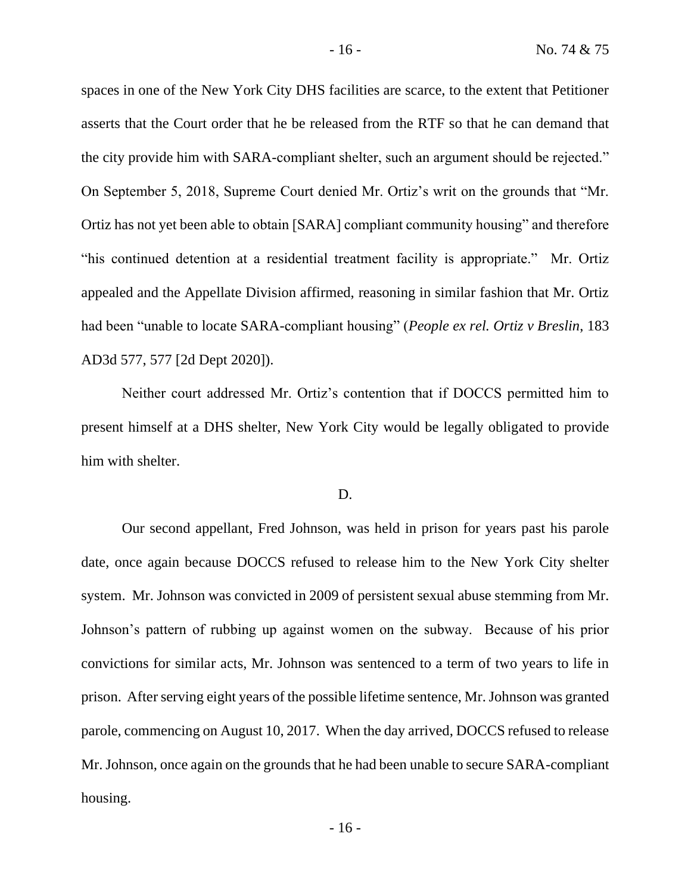spaces in one of the New York City DHS facilities are scarce, to the extent that Petitioner asserts that the Court order that he be released from the RTF so that he can demand that the city provide him with SARA-compliant shelter, such an argument should be rejected." On September 5, 2018, Supreme Court denied Mr. Ortiz's writ on the grounds that "Mr. Ortiz has not yet been able to obtain [SARA] compliant community housing" and therefore "his continued detention at a residential treatment facility is appropriate." Mr. Ortiz appealed and the Appellate Division affirmed, reasoning in similar fashion that Mr. Ortiz had been "unable to locate SARA-compliant housing" (*People ex rel. Ortiz v Breslin*, 183 AD3d 577, 577 [2d Dept 2020]).

Neither court addressed Mr. Ortiz's contention that if DOCCS permitted him to present himself at a DHS shelter, New York City would be legally obligated to provide him with shelter.

D.

Our second appellant, Fred Johnson, was held in prison for years past his parole date, once again because DOCCS refused to release him to the New York City shelter system. Mr. Johnson was convicted in 2009 of persistent sexual abuse stemming from Mr. Johnson's pattern of rubbing up against women on the subway. Because of his prior convictions for similar acts, Mr. Johnson was sentenced to a term of two years to life in prison. After serving eight years of the possible lifetime sentence, Mr. Johnson was granted parole, commencing on August 10, 2017. When the day arrived, DOCCS refused to release Mr. Johnson, once again on the grounds that he had been unable to secure SARA-compliant housing.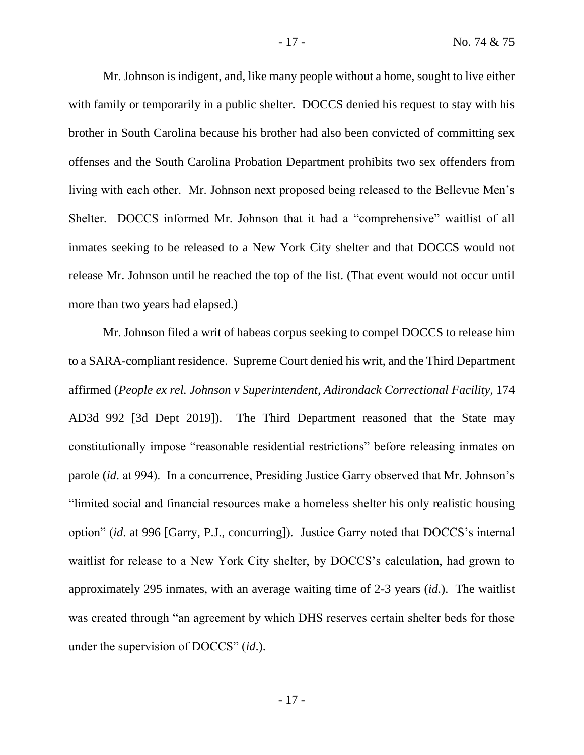Mr. Johnson is indigent, and, like many people without a home, sought to live either with family or temporarily in a public shelter. DOCCS denied his request to stay with his brother in South Carolina because his brother had also been convicted of committing sex offenses and the South Carolina Probation Department prohibits two sex offenders from living with each other. Mr. Johnson next proposed being released to the Bellevue Men's Shelter. DOCCS informed Mr. Johnson that it had a "comprehensive" waitlist of all inmates seeking to be released to a New York City shelter and that DOCCS would not release Mr. Johnson until he reached the top of the list. (That event would not occur until more than two years had elapsed.)

Mr. Johnson filed a writ of habeas corpus seeking to compel DOCCS to release him to a SARA-compliant residence. Supreme Court denied his writ, and the Third Department affirmed (*People ex rel. Johnson v Superintendent, Adirondack Correctional Facility*, 174 AD3d 992 [3d Dept 2019]). The Third Department reasoned that the State may constitutionally impose "reasonable residential restrictions" before releasing inmates on parole (*id*. at 994). In a concurrence, Presiding Justice Garry observed that Mr. Johnson's "limited social and financial resources make a homeless shelter his only realistic housing option" (*id*. at 996 [Garry, P.J., concurring]). Justice Garry noted that DOCCS's internal waitlist for release to a New York City shelter, by DOCCS's calculation, had grown to approximately 295 inmates, with an average waiting time of 2-3 years (*id*.). The waitlist was created through "an agreement by which DHS reserves certain shelter beds for those under the supervision of DOCCS" (*id*.).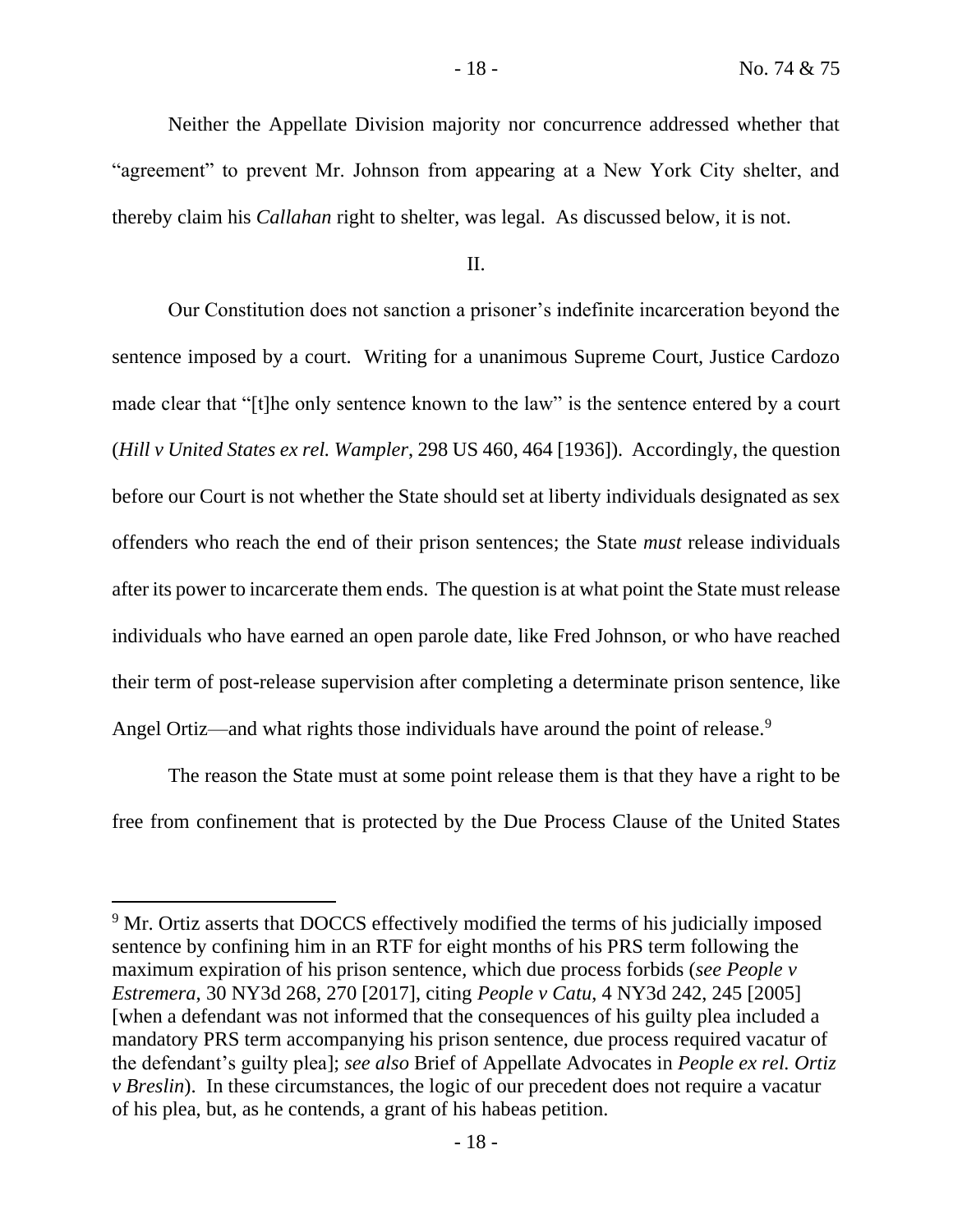Neither the Appellate Division majority nor concurrence addressed whether that "agreement" to prevent Mr. Johnson from appearing at a New York City shelter, and thereby claim his *Callahan* right to shelter, was legal. As discussed below, it is not.

II.

Our Constitution does not sanction a prisoner's indefinite incarceration beyond the sentence imposed by a court. Writing for a unanimous Supreme Court, Justice Cardozo made clear that "[t]he only sentence known to the law" is the sentence entered by a court (*Hill v United States ex rel. Wampler*, 298 US 460, 464 [1936]). Accordingly, the question before our Court is not whether the State should set at liberty individuals designated as sex offenders who reach the end of their prison sentences; the State *must* release individuals after its power to incarcerate them ends. The question is at what point the State must release individuals who have earned an open parole date, like Fred Johnson, or who have reached their term of post-release supervision after completing a determinate prison sentence, like Angel Ortiz—and what rights those individuals have around the point of release.[9]

The reason the State must at some point release them is that they have a right to be free from confinement that is protected by the Due Process Clause of the United States

[9] Mr. Ortiz asserts that DOCCS effectively modified the terms of his judicially imposed sentence by confining him in an RTF for eight months of his PRS term following the maximum expiration of his prison sentence, which due process forbids (*see People v Estremera*, 30 NY3d 268, 270 [2017], citing *People v Catu*, 4 NY3d 242, 245 [2005] [when a defendant was not informed that the consequences of his guilty plea included a mandatory PRS term accompanying his prison sentence, due process required vacatur of the defendant's guilty plea]; *see also* Brief of Appellate Advocates in *People ex rel. Ortiz v Breslin*). In these circumstances, the logic of our precedent does not require a vacatur of his plea, but, as he contends, a grant of his habeas petition.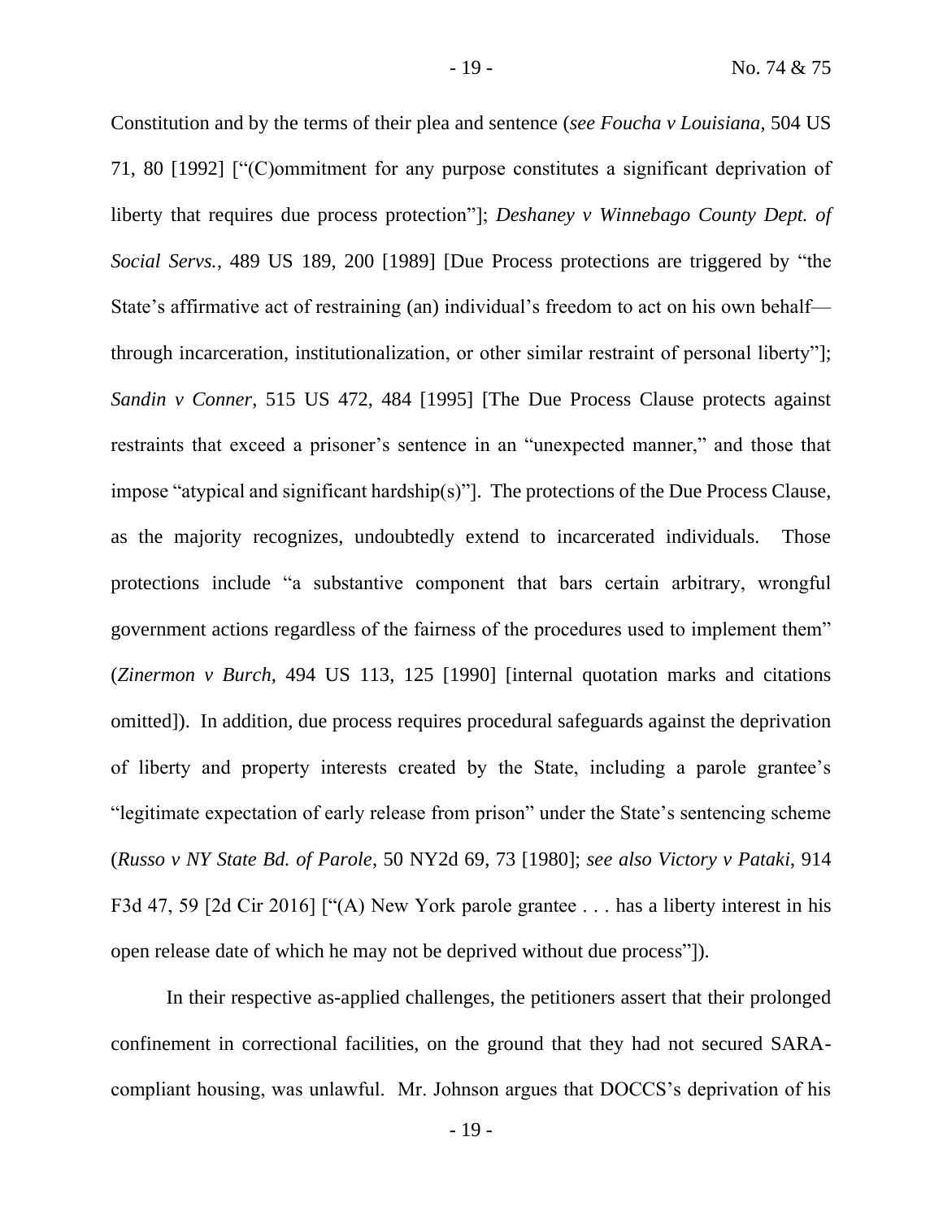Constitution and by the terms of their plea and sentence (*see Foucha v Louisiana*, 504 US 71, 80 [1992] ["(C)ommitment for any purpose constitutes a significant deprivation of liberty that requires due process protection"]; *Deshaney v Winnebago County Dept. of Social Servs.*, 489 US 189, 200 [1989] [Due Process protections are triggered by "the State's affirmative act of restraining (an) individual's freedom to act on his own behalf—through incarceration, institutionalization, or other similar restraint of personal liberty"]; *Sandin v Conner*, 515 US 472, 484 [1995] [The Due Process Clause protects against restraints that exceed a prisoner's sentence in an "unexpected manner," and those that impose "atypical and significant hardship(s)"]. The protections of the Due Process Clause, as the majority recognizes, undoubtedly extend to incarcerated individuals. Those protections include "a substantive component that bars certain arbitrary, wrongful government actions regardless of the fairness of the procedures used to implement them" (*Zinermon v Burch*, 494 US 113, 125 [1990] [internal quotation marks and citations omitted]). In addition, due process requires procedural safeguards against the deprivation of liberty and property interests created by the State, including a parole grantee's "legitimate expectation of early release from prison" under the State's sentencing scheme (*Russo v NY State Bd. of Parole*, 50 NY2d 69, 73 [1980]; *see also Victory v Pataki*, 914 F3d 47, 59 [2d Cir 2016] ["(A) New York parole grantee . . . has a liberty interest in his open release date of which he may not be deprived without due process"]).

In their respective as-applied challenges, the petitioners assert that their prolonged confinement in correctional facilities, on the ground that they had not secured SARA-compliant housing, was unlawful. Mr. Johnson argues that DOCCS's deprivation of his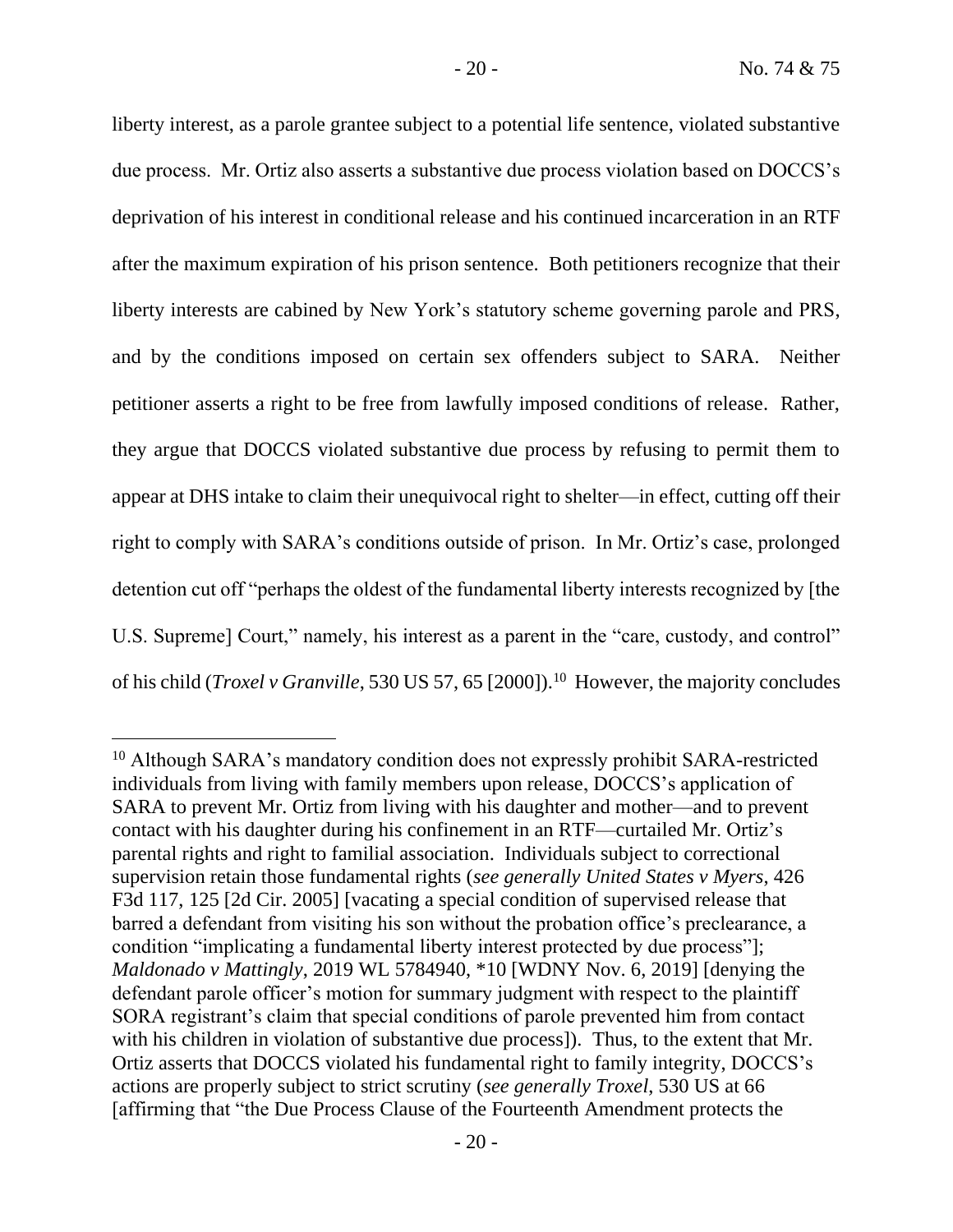liberty interest, as a parole grantee subject to a potential life sentence, violated substantive due process. Mr. Ortiz also asserts a substantive due process violation based on DOCCS's deprivation of his interest in conditional release and his continued incarceration in an RTF after the maximum expiration of his prison sentence. Both petitioners recognize that their liberty interests are cabined by New York's statutory scheme governing parole and PRS, and by the conditions imposed on certain sex offenders subject to SARA. Neither petitioner asserts a right to be free from lawfully imposed conditions of release. Rather, they argue that DOCCS violated substantive due process by refusing to permit them to appear at DHS intake to claim their unequivocal right to shelter—in effect, cutting off their right to comply with SARA's conditions outside of prison. In Mr. Ortiz's case, prolonged detention cut off "perhaps the oldest of the fundamental liberty interests recognized by [the U.S. Supreme] Court," namely, his interest as a parent in the "care, custody, and control" of his child (*Troxel v Granville*, 530 US 57, 65 [2000]).[10] However, the majority concludes

---

[10] Although SARA's mandatory condition does not expressly prohibit SARA-restricted individuals from living with family members upon release, DOCCS's application of SARA to prevent Mr. Ortiz from living with his daughter and mother—and to prevent contact with his daughter during his confinement in an RTF—curtailed Mr. Ortiz's parental rights and right to familial association. Individuals subject to correctional supervision retain those fundamental rights (*see generally United States v Myers*, 426 F3d 117, 125 [2d Cir. 2005] [vacating a special condition of supervised release that barred a defendant from visiting his son without the probation office's preclearance, a condition "implicating a fundamental liberty interest protected by due process"]; *Maldonado v Mattingly*, 2019 WL 5784940, *10 [WDNY Nov. 6, 2019] [denying the defendant parole officer's motion for summary judgment with respect to the plaintiff SORA registrant's claim that special conditions of parole prevented him from contact with his children in violation of substantive due process]). Thus, to the extent that Mr. Ortiz asserts that DOCCS violated his fundamental right to family integrity, DOCCS's actions are properly subject to strict scrutiny (*see generally Troxel*, 530 US at 66 [affirming that "the Due Process Clause of the Fourteenth Amendment protects the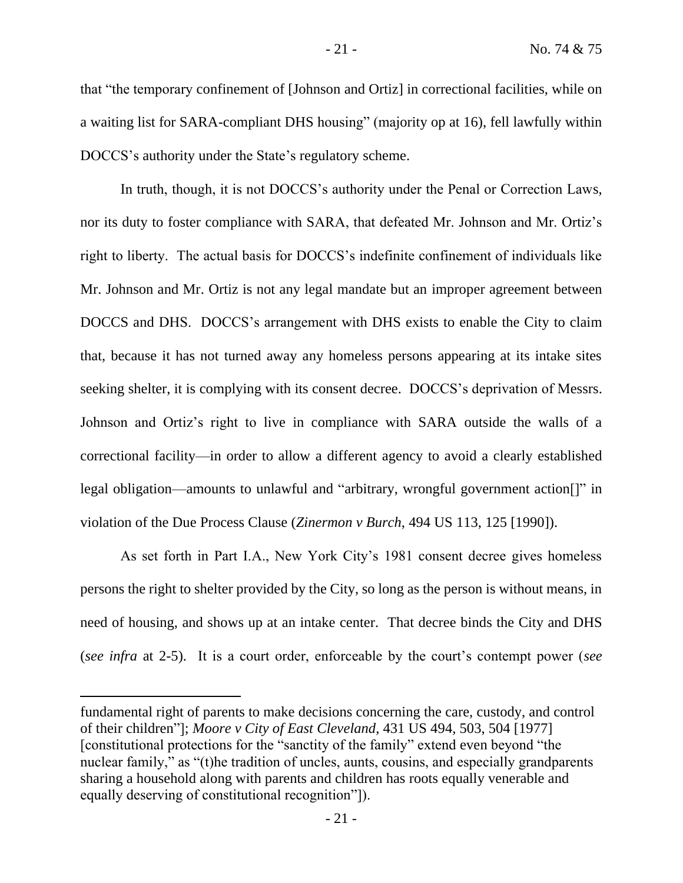that "the temporary confinement of [Johnson and Ortiz] in correctional facilities, while on a waiting list for SARA-compliant DHS housing" (majority op at 16), fell lawfully within DOCCS's authority under the State's regulatory scheme.

In truth, though, it is not DOCCS's authority under the Penal or Correction Laws, nor its duty to foster compliance with SARA, that defeated Mr. Johnson and Mr. Ortiz's right to liberty. The actual basis for DOCCS's indefinite confinement of individuals like Mr. Johnson and Mr. Ortiz is not any legal mandate but an improper agreement between DOCCS and DHS. DOCCS's arrangement with DHS exists to enable the City to claim that, because it has not turned away any homeless persons appearing at its intake sites seeking shelter, it is complying with its consent decree. DOCCS's deprivation of Messrs. Johnson and Ortiz's right to live in compliance with SARA outside the walls of a correctional facility—in order to allow a different agency to avoid a clearly established legal obligation—amounts to unlawful and "arbitrary, wrongful government action[]" in violation of the Due Process Clause (*Zinermon v Burch*, 494 US 113, 125 [1990]).

As set forth in Part I.A., New York City's 1981 consent decree gives homeless persons the right to shelter provided by the City, so long as the person is without means, in need of housing, and shows up at an intake center. That decree binds the City and DHS (*see infra* at 2-5). It is a court order, enforceable by the court's contempt power (*see*

---

fundamental right of parents to make decisions concerning the care, custody, and control of their children"]; *Moore v City of East Cleveland*, 431 US 494, 503, 504 [1977] [constitutional protections for the "sanctity of the family" extend even beyond "the nuclear family," as "(t)he tradition of uncles, aunts, cousins, and especially grandparents sharing a household along with parents and children has roots equally venerable and equally deserving of constitutional recognition"]).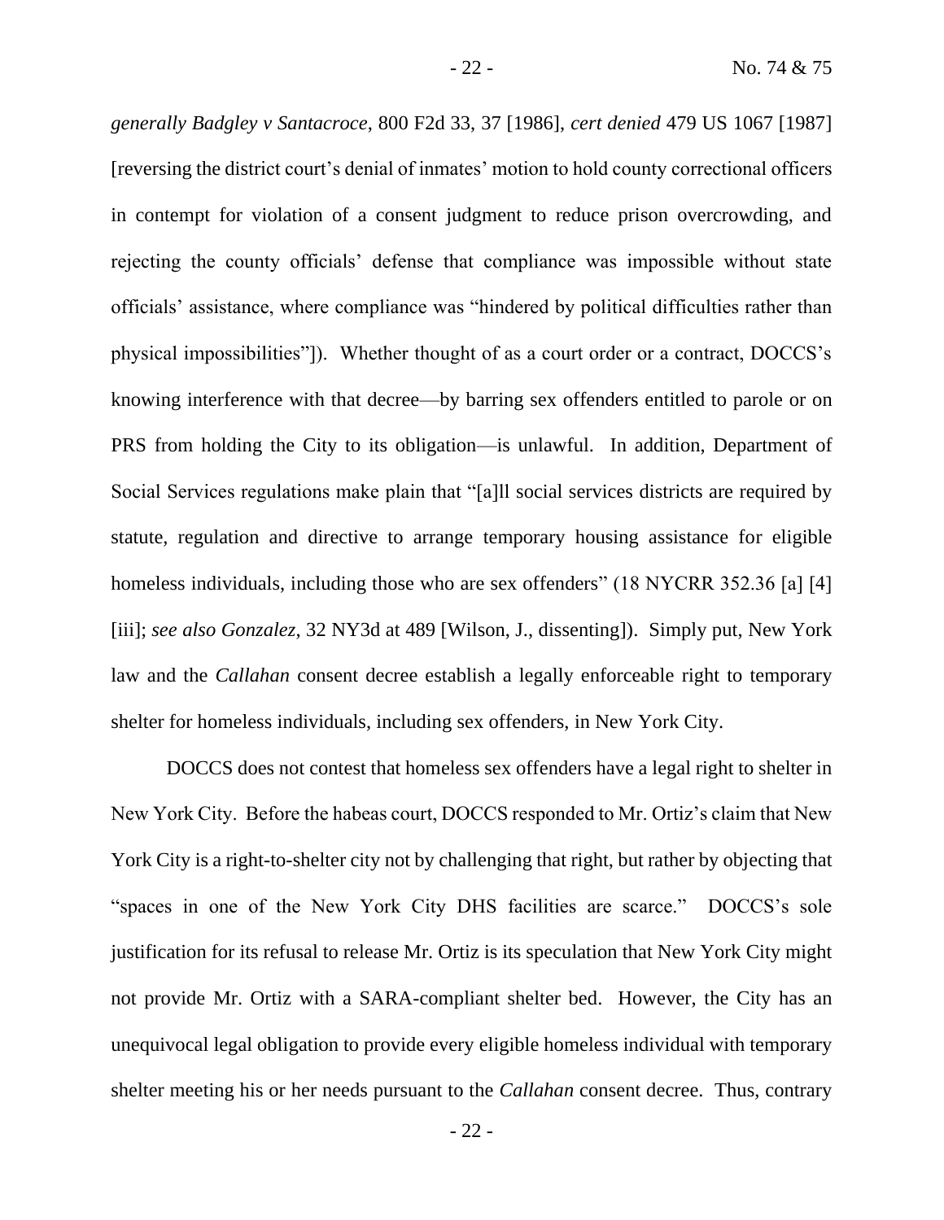*generally Badgley v Santacroce*, 800 F2d 33, 37 [1986], *cert denied* 479 US 1067 [1987] [reversing the district court's denial of inmates' motion to hold county correctional officers in contempt for violation of a consent judgment to reduce prison overcrowding, and rejecting the county officials' defense that compliance was impossible without state officials' assistance, where compliance was "hindered by political difficulties rather than physical impossibilities"]). Whether thought of as a court order or a contract, DOCCS's knowing interference with that decree—by barring sex offenders entitled to parole or on PRS from holding the City to its obligation—is unlawful. In addition, Department of Social Services regulations make plain that "[a]ll social services districts are required by statute, regulation and directive to arrange temporary housing assistance for eligible homeless individuals, including those who are sex offenders" (18 NYCRR 352.36 [a] [4] [iii]; *see also Gonzalez*, 32 NY3d at 489 [Wilson, J., dissenting]). Simply put, New York law and the *Callahan* consent decree establish a legally enforceable right to temporary shelter for homeless individuals, including sex offenders, in New York City.

DOCCS does not contest that homeless sex offenders have a legal right to shelter in New York City. Before the habeas court, DOCCS responded to Mr. Ortiz's claim that New York City is a right-to-shelter city not by challenging that right, but rather by objecting that "spaces in one of the New York City DHS facilities are scarce." DOCCS's sole justification for its refusal to release Mr. Ortiz is its speculation that New York City might not provide Mr. Ortiz with a SARA-compliant shelter bed. However, the City has an unequivocal legal obligation to provide every eligible homeless individual with temporary shelter meeting his or her needs pursuant to the *Callahan* consent decree. Thus, contrary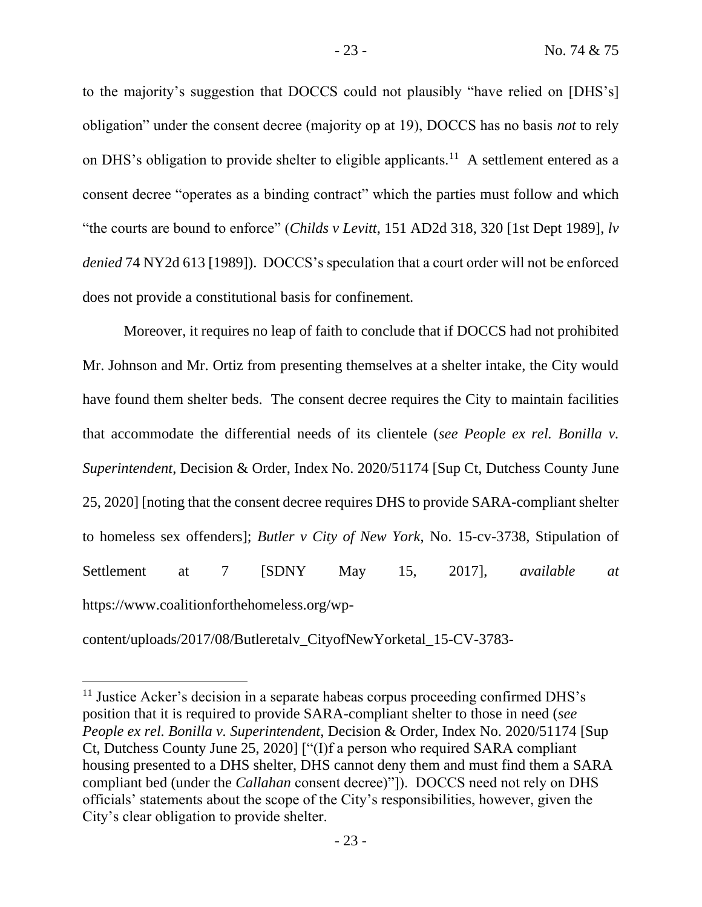to the majority's suggestion that DOCCS could not plausibly "have relied on [DHS's] obligation" under the consent decree (majority op at 19), DOCCS has no basis *not* to rely on DHS's obligation to provide shelter to eligible applicants.[11] A settlement entered as a consent decree "operates as a binding contract" which the parties must follow and which "the courts are bound to enforce" (*Childs v Levitt*, 151 AD2d 318, 320 [1st Dept 1989], *lv denied* 74 NY2d 613 [1989]). DOCCS's speculation that a court order will not be enforced does not provide a constitutional basis for confinement.

Moreover, it requires no leap of faith to conclude that if DOCCS had not prohibited Mr. Johnson and Mr. Ortiz from presenting themselves at a shelter intake, the City would have found them shelter beds. The consent decree requires the City to maintain facilities that accommodate the differential needs of its clientele (*see People ex rel. Bonilla v. Superintendent*, Decision & Order, Index No. 2020/51174 [Sup Ct, Dutchess County June 25, 2020] [noting that the consent decree requires DHS to provide SARA-compliant shelter to homeless sex offenders]; *Butler v City of New York*, No. 15-cv-3738, Stipulation of Settlement at 7 [SDNY May 15, 2017], *available at* https://www.coalitionforthehomeless.org/wp-content/uploads/2017/08/Butleretalv_CityofNewYorketal_15-CV-3783-

[11] Justice Acker's decision in a separate habeas corpus proceeding confirmed DHS's position that it is required to provide SARA-compliant shelter to those in need (*see People ex rel. Bonilla v. Superintendent*, Decision & Order, Index No. 2020/51174 [Sup Ct, Dutchess County June 25, 2020] ["(I)f a person who required SARA compliant housing presented to a DHS shelter, DHS cannot deny them and must find them a SARA compliant bed (under the *Callahan* consent decree)"]). DOCCS need not rely on DHS officials' statements about the scope of the City's responsibilities, however, given the City's clear obligation to provide shelter.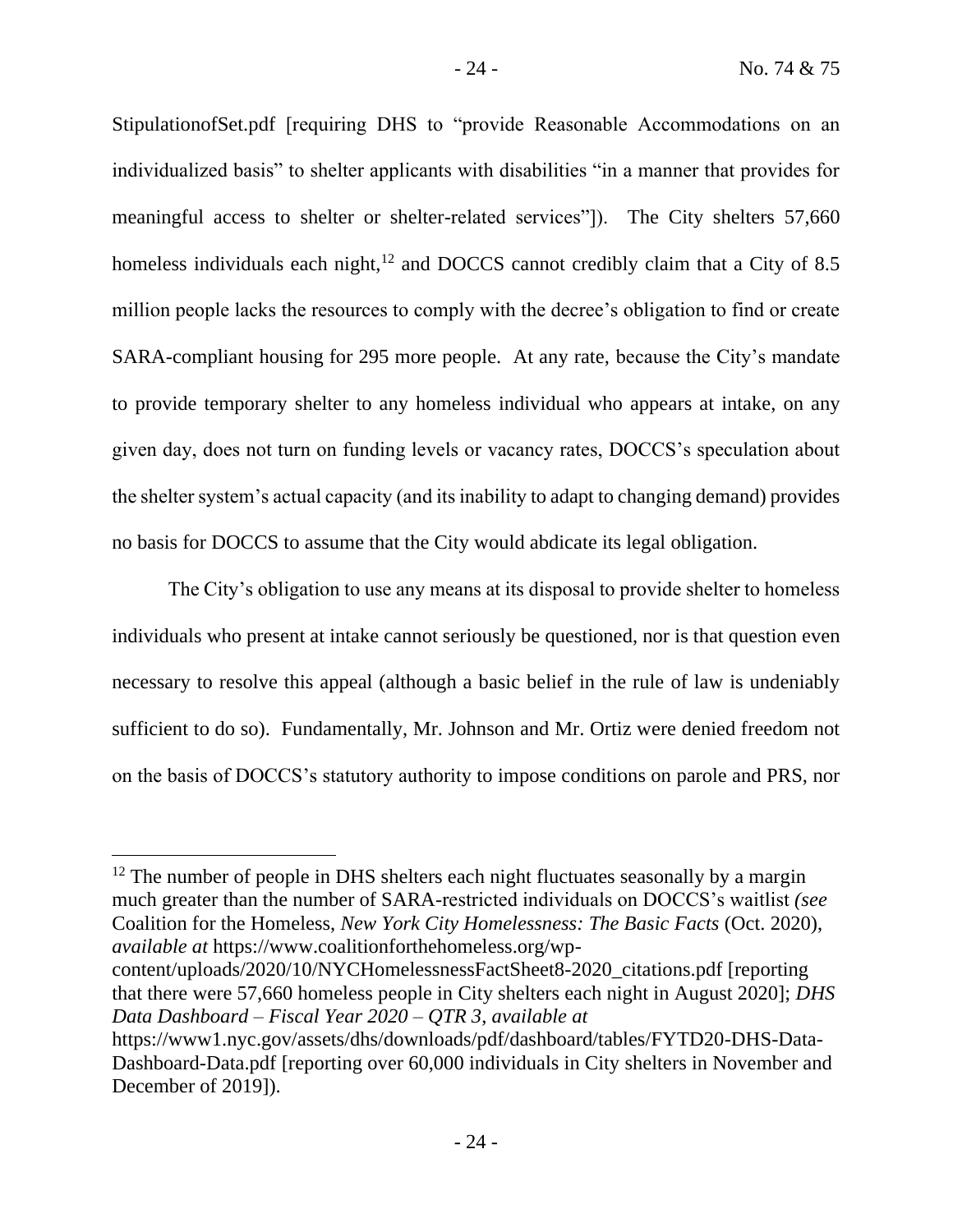StipulationofSet.pdf [requiring DHS to "provide Reasonable Accommodations on an individualized basis" to shelter applicants with disabilities "in a manner that provides for meaningful access to shelter or shelter-related services"]). The City shelters 57,660 homeless individuals each night,[12] and DOCCS cannot credibly claim that a City of 8.5 million people lacks the resources to comply with the decree's obligation to find or create SARA-compliant housing for 295 more people. At any rate, because the City's mandate to provide temporary shelter to any homeless individual who appears at intake, on any given day, does not turn on funding levels or vacancy rates, DOCCS's speculation about the shelter system's actual capacity (and its inability to adapt to changing demand) provides no basis for DOCCS to assume that the City would abdicate its legal obligation.

The City's obligation to use any means at its disposal to provide shelter to homeless individuals who present at intake cannot seriously be questioned, nor is that question even necessary to resolve this appeal (although a basic belief in the rule of law is undeniably sufficient to do so). Fundamentally, Mr. Johnson and Mr. Ortiz were denied freedom not on the basis of DOCCS's statutory authority to impose conditions on parole and PRS, nor

---

[12] The number of people in DHS shelters each night fluctuates seasonally by a margin much greater than the number of SARA-restricted individuals on DOCCS's waitlist *(see* Coalition for the Homeless, *New York City Homelessness: The Basic Facts* (Oct. 2020), *available at* https://www.coalitionforthehomeless.org/wp-content/uploads/2020/10/NYCHomelessnessFactSheet8-2020_citations.pdf [reporting that there were 57,660 homeless people in City shelters each night in August 2020]; *DHS Data Dashboard – Fiscal Year 2020 – QTR 3*, *available at* https://www1.nyc.gov/assets/dhs/downloads/pdf/dashboard/tables/FYTD20-DHS-Data-Dashboard-Data.pdf [reporting over 60,000 individuals in City shelters in November and December of 2019]).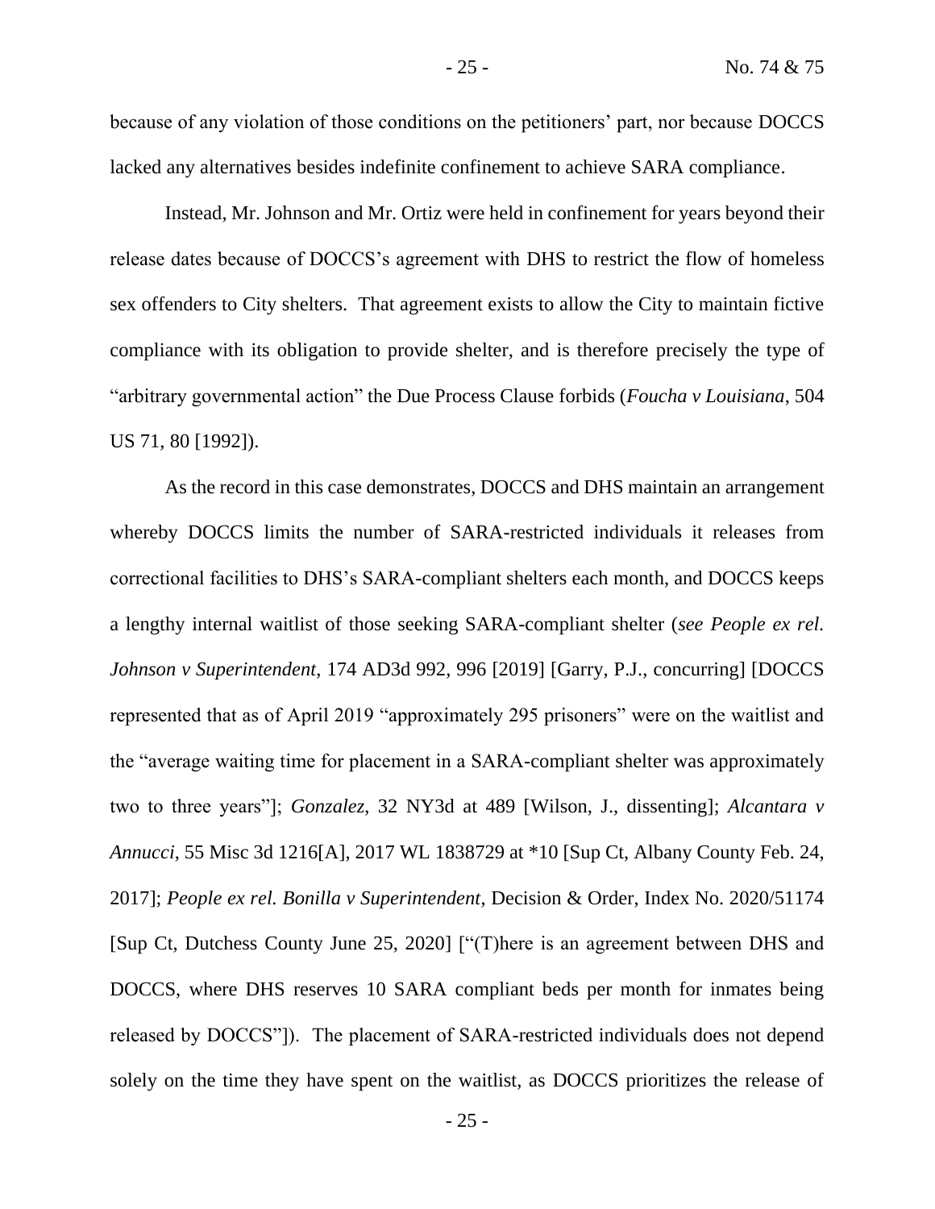because of any violation of those conditions on the petitioners' part, nor because DOCCS lacked any alternatives besides indefinite confinement to achieve SARA compliance.

Instead, Mr. Johnson and Mr. Ortiz were held in confinement for years beyond their release dates because of DOCCS's agreement with DHS to restrict the flow of homeless sex offenders to City shelters. That agreement exists to allow the City to maintain fictive compliance with its obligation to provide shelter, and is therefore precisely the type of "arbitrary governmental action" the Due Process Clause forbids (*Foucha v Louisiana*, 504 US 71, 80 [1992]).

As the record in this case demonstrates, DOCCS and DHS maintain an arrangement whereby DOCCS limits the number of SARA-restricted individuals it releases from correctional facilities to DHS's SARA-compliant shelters each month, and DOCCS keeps a lengthy internal waitlist of those seeking SARA-compliant shelter (*see People ex rel. Johnson v Superintendent*, 174 AD3d 992, 996 [2019] [Garry, P.J., concurring] [DOCCS represented that as of April 2019 "approximately 295 prisoners" were on the waitlist and the "average waiting time for placement in a SARA-compliant shelter was approximately two to three years"]; *Gonzalez*, 32 NY3d at 489 [Wilson, J., dissenting]; *Alcantara v Annucci*, 55 Misc 3d 1216[A], 2017 WL 1838729 at *10 [Sup Ct, Albany County Feb. 24, 2017]; *People ex rel. Bonilla v Superintendent*, Decision & Order, Index No. 2020/51174 [Sup Ct, Dutchess County June 25, 2020] ["(T)here is an agreement between DHS and DOCCS, where DHS reserves 10 SARA compliant beds per month for inmates being released by DOCCS"]). The placement of SARA-restricted individuals does not depend solely on the time they have spent on the waitlist, as DOCCS prioritizes the release of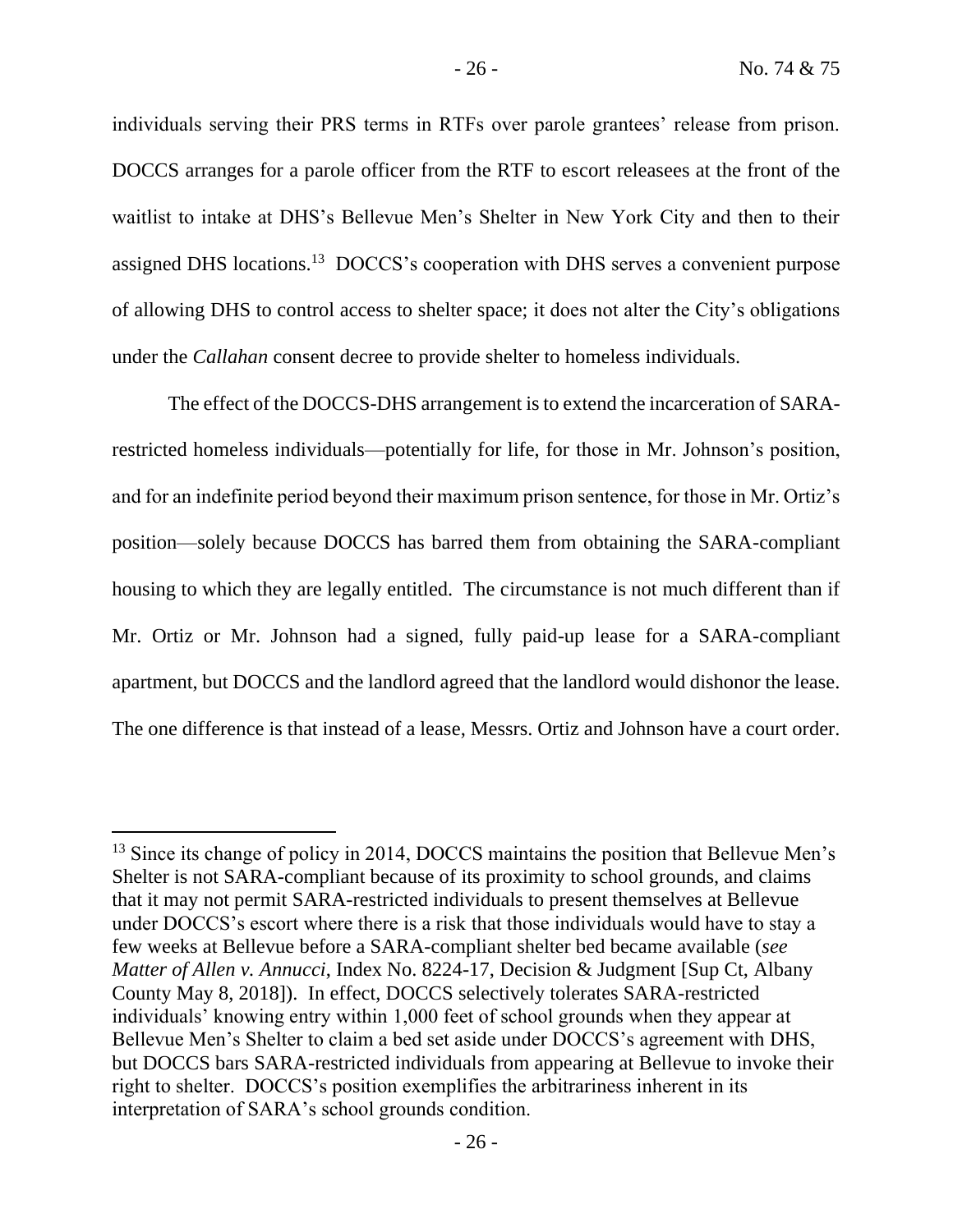individuals serving their PRS terms in RTFs over parole grantees' release from prison. DOCCS arranges for a parole officer from the RTF to escort releasees at the front of the waitlist to intake at DHS's Bellevue Men's Shelter in New York City and then to their assigned DHS locations.[13] DOCCS's cooperation with DHS serves a convenient purpose of allowing DHS to control access to shelter space; it does not alter the City's obligations under the *Callahan* consent decree to provide shelter to homeless individuals.

The effect of the DOCCS-DHS arrangement is to extend the incarceration of SARA-restricted homeless individuals—potentially for life, for those in Mr. Johnson's position, and for an indefinite period beyond their maximum prison sentence, for those in Mr. Ortiz's position—solely because DOCCS has barred them from obtaining the SARA-compliant housing to which they are legally entitled. The circumstance is not much different than if Mr. Ortiz or Mr. Johnson had a signed, fully paid-up lease for a SARA-compliant apartment, but DOCCS and the landlord agreed that the landlord would dishonor the lease. The one difference is that instead of a lease, Messrs. Ortiz and Johnson have a court order.

---

[13] Since its change of policy in 2014, DOCCS maintains the position that Bellevue Men's Shelter is not SARA-compliant because of its proximity to school grounds, and claims that it may not permit SARA-restricted individuals to present themselves at Bellevue under DOCCS's escort where there is a risk that those individuals would have to stay a few weeks at Bellevue before a SARA-compliant shelter bed became available (*see Matter of Allen v. Annucci*, Index No. 8224-17, Decision & Judgment [Sup Ct, Albany County May 8, 2018]). In effect, DOCCS selectively tolerates SARA-restricted individuals' knowing entry within 1,000 feet of school grounds when they appear at Bellevue Men's Shelter to claim a bed set aside under DOCCS's agreement with DHS, but DOCCS bars SARA-restricted individuals from appearing at Bellevue to invoke their right to shelter. DOCCS's position exemplifies the arbitrariness inherent in its interpretation of SARA's school grounds condition.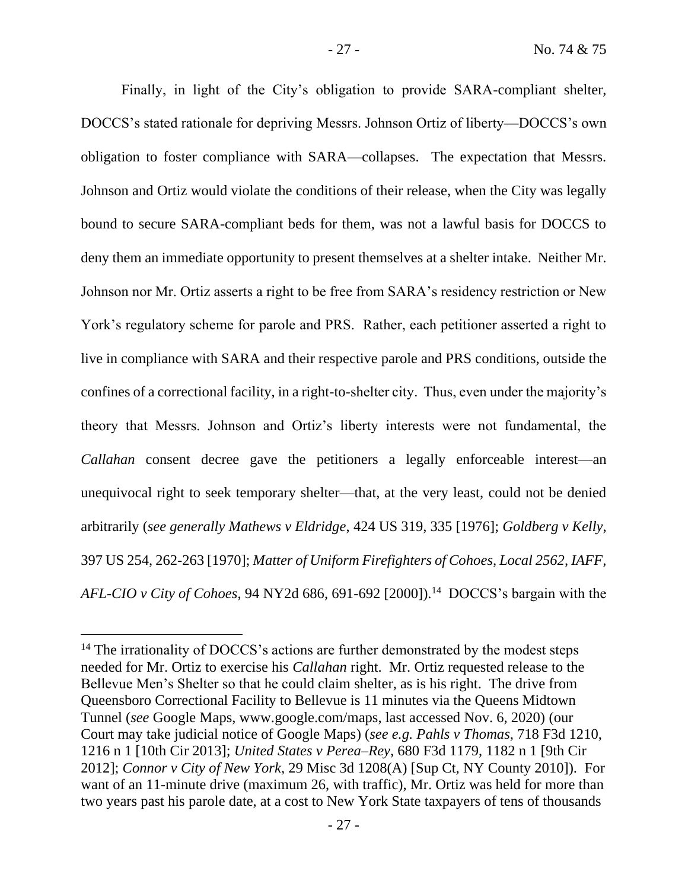Finally, in light of the City's obligation to provide SARA-compliant shelter, DOCCS's stated rationale for depriving Messrs. Johnson Ortiz of liberty—DOCCS's own obligation to foster compliance with SARA—collapses. The expectation that Messrs. Johnson and Ortiz would violate the conditions of their release, when the City was legally bound to secure SARA-compliant beds for them, was not a lawful basis for DOCCS to deny them an immediate opportunity to present themselves at a shelter intake. Neither Mr. Johnson nor Mr. Ortiz asserts a right to be free from SARA's residency restriction or New York's regulatory scheme for parole and PRS. Rather, each petitioner asserted a right to live in compliance with SARA and their respective parole and PRS conditions, outside the confines of a correctional facility, in a right-to-shelter city. Thus, even under the majority's theory that Messrs. Johnson and Ortiz's liberty interests were not fundamental, the *Callahan* consent decree gave the petitioners a legally enforceable interest—an unequivocal right to seek temporary shelter—that, at the very least, could not be denied arbitrarily (*see generally Mathews v Eldridge*, 424 US 319, 335 [1976]; *Goldberg v Kelly*, 397 US 254, 262-263 [1970]; *Matter of Uniform Firefighters of Cohoes, Local 2562, IAFF, AFL-CIO v City of Cohoes*, 94 NY2d 686, 691-692 [2000]).[14] DOCCS's bargain with the

[14] The irrationality of DOCCS's actions are further demonstrated by the modest steps needed for Mr. Ortiz to exercise his *Callahan* right. Mr. Ortiz requested release to the Bellevue Men's Shelter so that he could claim shelter, as is his right. The drive from Queensboro Correctional Facility to Bellevue is 11 minutes via the Queens Midtown Tunnel (*see* Google Maps, www.google.com/maps, last accessed Nov. 6, 2020) (our Court may take judicial notice of Google Maps) (*see e.g. Pahls v Thomas*, 718 F3d 1210, 1216 n 1 [10th Cir 2013]; *United States v Perea–Rey*, 680 F3d 1179, 1182 n 1 [9th Cir 2012]; *Connor v City of New York*, 29 Misc 3d 1208(A) [Sup Ct, NY County 2010]). For want of an 11-minute drive (maximum 26, with traffic), Mr. Ortiz was held for more than two years past his parole date, at a cost to New York State taxpayers of tens of thousands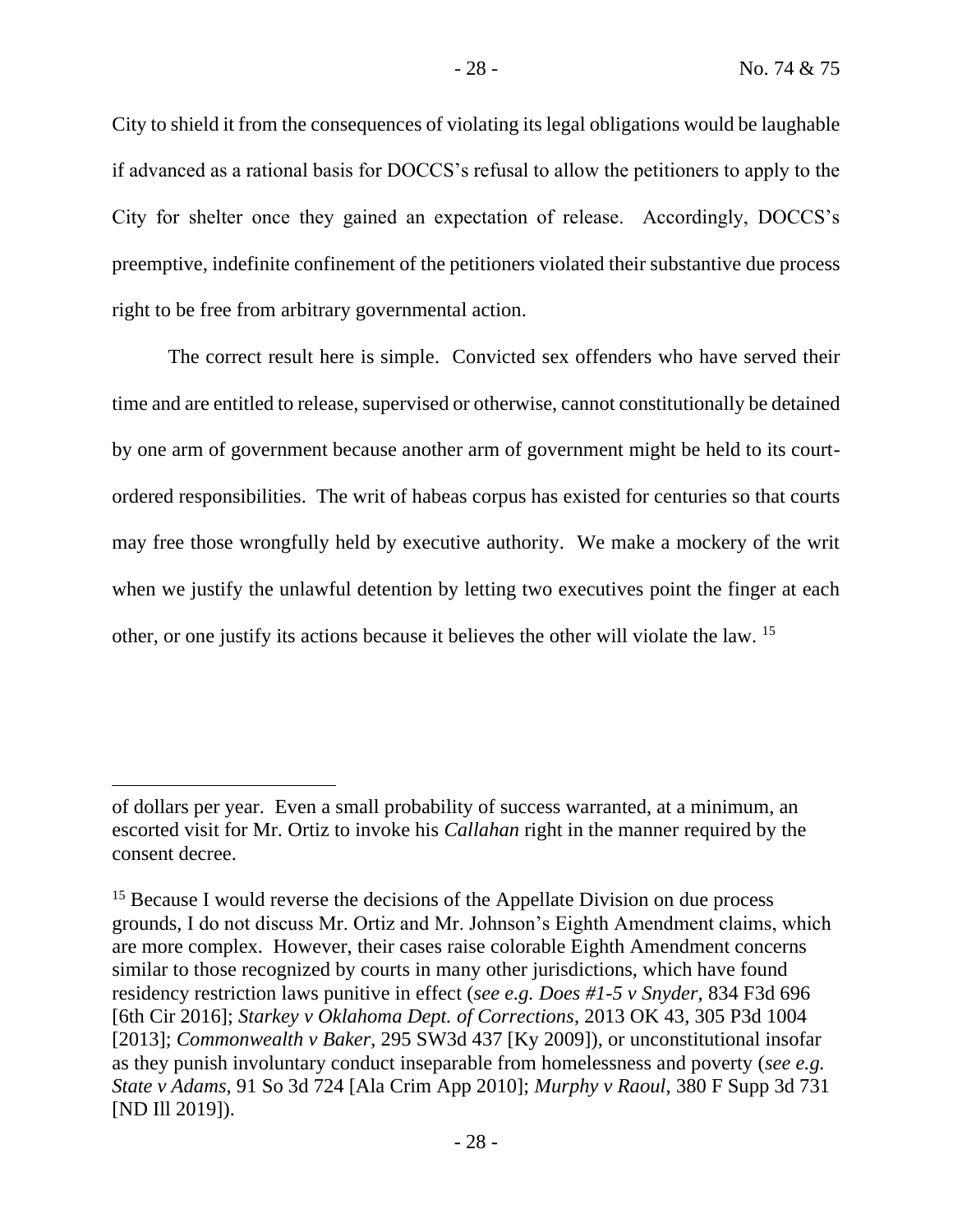City to shield it from the consequences of violating its legal obligations would be laughable if advanced as a rational basis for DOCCS's refusal to allow the petitioners to apply to the City for shelter once they gained an expectation of release. Accordingly, DOCCS's preemptive, indefinite confinement of the petitioners violated their substantive due process right to be free from arbitrary governmental action.

The correct result here is simple. Convicted sex offenders who have served their time and are entitled to release, supervised or otherwise, cannot constitutionally be detained by one arm of government because another arm of government might be held to its court-ordered responsibilities. The writ of habeas corpus has existed for centuries so that courts may free those wrongfully held by executive authority. We make a mockery of the writ when we justify the unlawful detention by letting two executives point the finger at each other, or one justify its actions because it believes the other will violate the law. [15]

---

of dollars per year. Even a small probability of success warranted, at a minimum, an escorted visit for Mr. Ortiz to invoke his *Callahan* right in the manner required by the consent decree.

[15] Because I would reverse the decisions of the Appellate Division on due process grounds, I do not discuss Mr. Ortiz and Mr. Johnson's Eighth Amendment claims, which are more complex. However, their cases raise colorable Eighth Amendment concerns similar to those recognized by courts in many other jurisdictions, which have found residency restriction laws punitive in effect (*see e.g. Does #1-5 v Snyder*, 834 F3d 696 [6th Cir 2016]; *Starkey v Oklahoma Dept. of Corrections*, 2013 OK 43, 305 P3d 1004 [2013]; *Commonwealth v Baker*, 295 SW3d 437 [Ky 2009]), or unconstitutional insofar as they punish involuntary conduct inseparable from homelessness and poverty (*see e.g. State v Adams*, 91 So 3d 724 [Ala Crim App 2010]; *Murphy v Raoul*, 380 F Supp 3d 731 [ND Ill 2019]).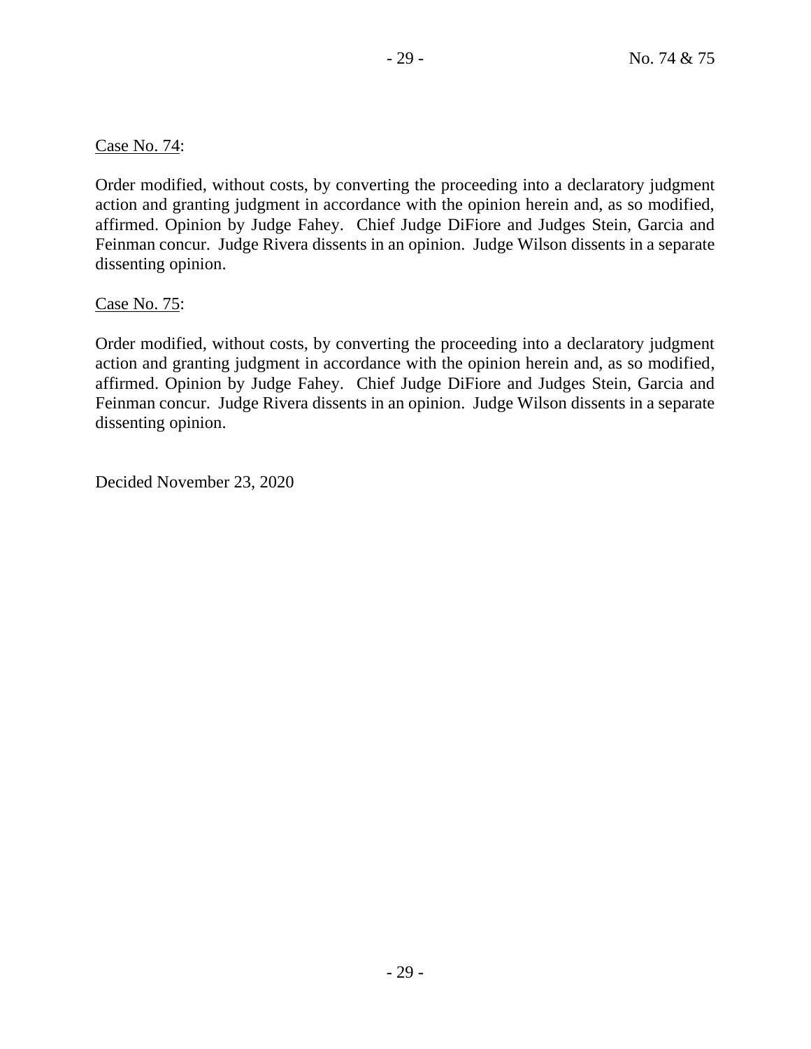<u>Case No. 74</u>:

Order modified, without costs, by converting the proceeding into a declaratory judgment action and granting judgment in accordance with the opinion herein and, as so modified, affirmed. Opinion by Judge Fahey. Chief Judge DiFiore and Judges Stein, Garcia and Feinman concur. Judge Rivera dissents in an opinion. Judge Wilson dissents in a separate dissenting opinion.

<u>Case No. 75</u>:

Order modified, without costs, by converting the proceeding into a declaratory judgment action and granting judgment in accordance with the opinion herein and, as so modified, affirmed. Opinion by Judge Fahey. Chief Judge DiFiore and Judges Stein, Garcia and Feinman concur. Judge Rivera dissents in an opinion. Judge Wilson dissents in a separate dissenting opinion.

Decided November 23, 2020